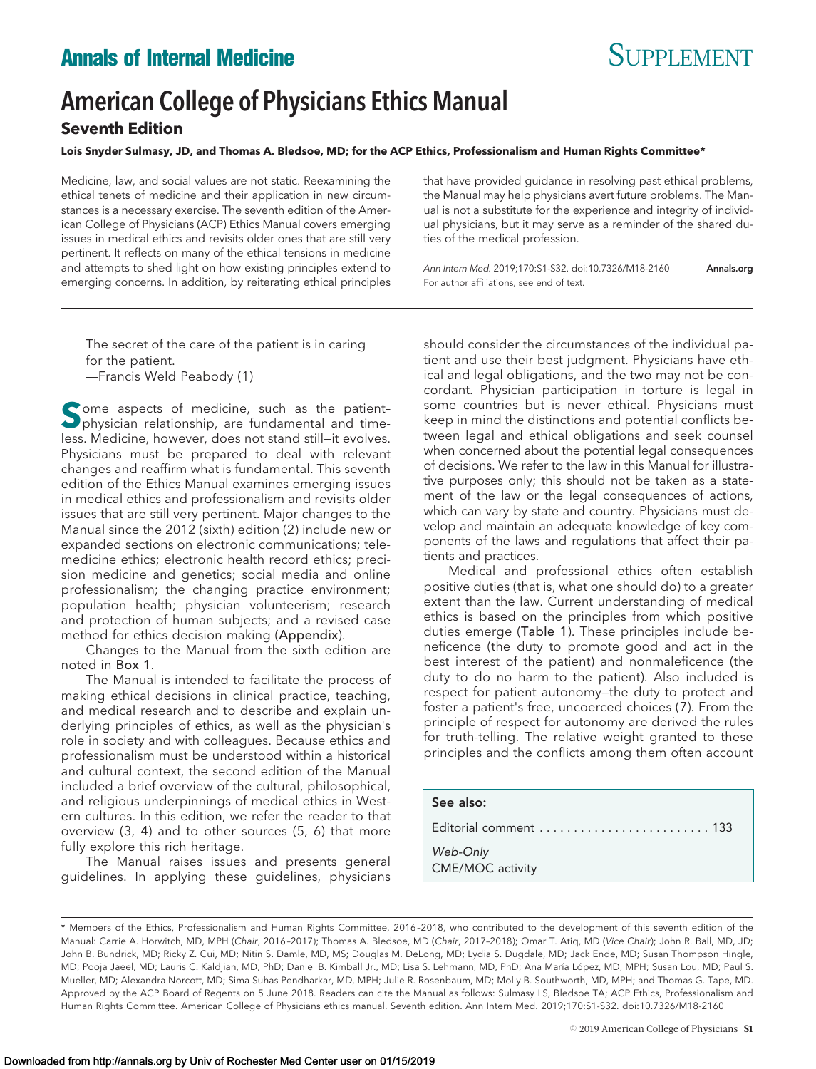# American College of Physicians Ethics Manual

## Seventh Edition

**Lois Snyder Sulmasy, JD, and Thomas A. Bledsoe, MD; for the ACP Ethics, Professionalism and Human Rights Committee***

Medicine, law, and social values are not static. Reexamining the ethical tenets of medicine and their application in new circumstances is a necessary exercise. The seventh edition of the American College of Physicians (ACP) Ethics Manual covers emerging issues in medical ethics and revisits older ones that are still very pertinent. It reflects on many of the ethical tensions in medicine and attempts to shed light on how existing principles extend to emerging concerns. In addition, by reiterating ethical principles that have provided guidance in resolving past ethical problems, the Manual may help physicians avert future problems. The Manual is not a substitute for the experience and integrity of individual physicians, but it may serve as a reminder of the shared duties of the medical profession.

*Ann Intern Med.* 2019;170:S1-S32. doi:10.7326/M18-2160 **Annals.org**
For author affiliations, see end of text.

> The secret of the care of the patient is in caring for the patient.
> —Francis Weld Peabody (1)

Some aspects of medicine, such as the patient–physician relationship, are fundamental and timeless. Medicine, however, does not stand still—it evolves. Physicians must be prepared to deal with relevant changes and reaffirm what is fundamental. This seventh edition of the Ethics Manual examines emerging issues in medical ethics and professionalism and revisits older issues that are still very pertinent. Major changes to the Manual since the 2012 (sixth) edition (2) include new or expanded sections on electronic communications; telemedicine ethics; electronic health record ethics; precision medicine and genetics; social media and online professionalism; the changing practice environment; population health; physician volunteerism; research and protection of human subjects; and a revised case method for ethics decision making (Appendix).

Changes to the Manual from the sixth edition are noted in Box 1.

The Manual is intended to facilitate the process of making ethical decisions in clinical practice, teaching, and medical research and to describe and explain underlying principles of ethics, as well as the physician's role in society and with colleagues. Because ethics and professionalism must be understood within a historical and cultural context, the second edition of the Manual included a brief overview of the cultural, philosophical, and religious underpinnings of medical ethics in Western cultures. In this edition, we refer the reader to that overview (3, 4) and to other sources (5, 6) that more fully explore this rich heritage.

The Manual raises issues and presents general guidelines. In applying these guidelines, physicians should consider the circumstances of the individual patient and use their best judgment. Physicians have ethical and legal obligations, and the two may not be concordant. Physician participation in torture is legal in some countries but is never ethical. Physicians must keep in mind the distinctions and potential conflicts between legal and ethical obligations and seek counsel when concerned about the potential legal consequences of decisions. We refer to the law in this Manual for illustrative purposes only; this should not be taken as a statement of the law or the legal consequences of actions, which can vary by state and country. Physicians must develop and maintain an adequate knowledge of key components of the laws and regulations that affect their patients and practices.

Medical and professional ethics often establish positive duties (that is, what one should do) to a greater extent than the law. Current understanding of medical ethics is based on the principles from which positive duties emerge (Table 1). These principles include beneficence (the duty to promote good and act in the best interest of the patient) and nonmaleficence (the duty to do no harm to the patient). Also included is respect for patient autonomy—the duty to protect and foster a patient's free, uncoerced choices (7). From the principle of respect for autonomy are derived the rules for truth-telling. The relative weight granted to these principles and the conflicts among them often account

**See also:**

Editorial comment . . . . . . . . . . . . . . . . . . . . . . . . 133

*Web-Only*
CME/MOC activity

\* Members of the Ethics, Professionalism and Human Rights Committee, 2016–2018, who contributed to the development of this seventh edition of the Manual: Carrie A. Horwitch, MD, MPH (*Chair*, 2016–2017); Thomas A. Bledsoe, MD (*Chair*, 2017–2018); Omar T. Atiq, MD (*Vice Chair*); John R. Ball, MD, JD; John B. Bundrick, MD; Ricky Z. Cui, MD; Nitin S. Damle, MD, MS; Douglas M. DeLong, MD; Lydia S. Dugdale, MD; Jack Ende, MD; Susan Thompson Hingle, MD; Pooja Jaeel, MD; Lauris C. Kaldjian, MD, PhD; Daniel B. Kimball Jr., MD; Lisa S. Lehmann, MD, PhD; Ana María López, MD, MPH; Susan Lou, MD; Paul S. Mueller, MD; Alexandra Norcott, MD; Sima Suhas Pendharkar, MD, MPH; Julie R. Rosenbaum, MD; Molly B. Southworth, MD, MPH; and Thomas G. Tape, MD. Approved by the ACP Board of Regents on 5 June 2018. Readers can cite the Manual as follows: Sulmasy LS, Bledsoe TA; ACP Ethics, Professionalism and Human Rights Committee. American College of Physicians ethics manual. Seventh edition. Ann Intern Med. 2019;170:S1-S32. doi:10.7326/M18-2160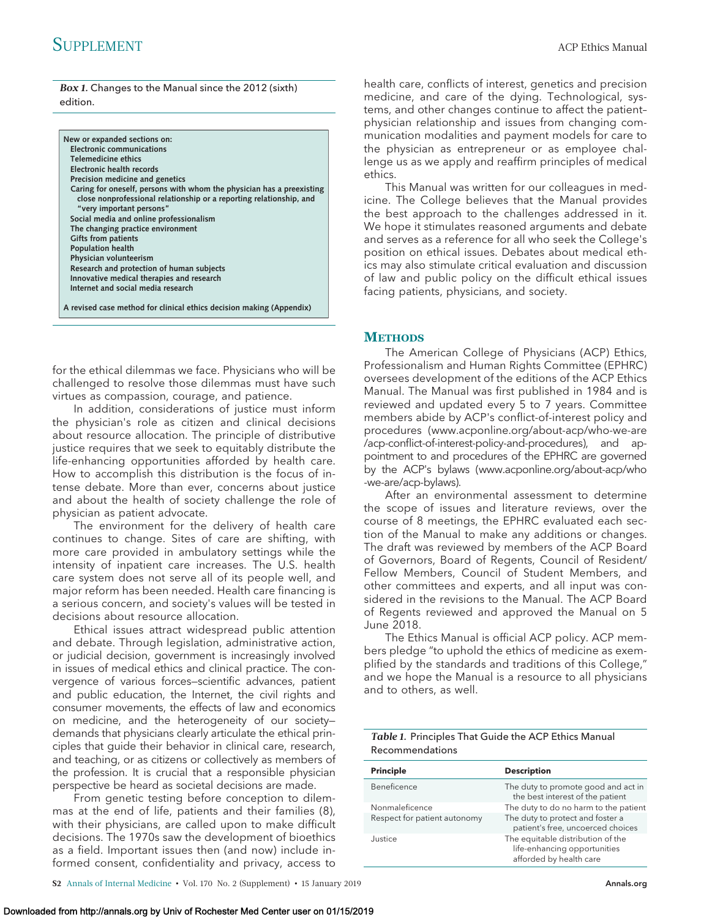*Box 1.* Changes to the Manual since the 2012 (sixth) edition.

**New or expanded sections on:**
- **Electronic communications**
- **Telemedicine ethics**
- **Electronic health records**
- **Precision medicine and genetics**
- **Caring for oneself, persons with whom the physician has a preexisting close nonprofessional relationship or a reporting relationship, and "very important persons"**
- **Social media and online professionalism**
- **The changing practice environment**
- **Gifts from patients**
- **Population health**
- **Physician volunteerism**
- **Research and protection of human subjects**
- **Innovative medical therapies and research**
- **Internet and social media research**

**A revised case method for clinical ethics decision making (Appendix)**

for the ethical dilemmas we face. Physicians who will be challenged to resolve those dilemmas must have such virtues as compassion, courage, and patience.

In addition, considerations of justice must inform the physician's role as citizen and clinical decisions about resource allocation. The principle of distributive justice requires that we seek to equitably distribute the life-enhancing opportunities afforded by health care. How to accomplish this distribution is the focus of intense debate. More than ever, concerns about justice and about the health of society challenge the role of physician as patient advocate.

The environment for the delivery of health care continues to change. Sites of care are shifting, with more care provided in ambulatory settings while the intensity of inpatient care increases. The U.S. health care system does not serve all of its people well, and major reform has been needed. Health care financing is a serious concern, and society's values will be tested in decisions about resource allocation.

Ethical issues attract widespread public attention and debate. Through legislation, administrative action, or judicial decision, government is increasingly involved in issues of medical ethics and clinical practice. The convergence of various forces—scientific advances, patient and public education, the Internet, the civil rights and consumer movements, the effects of law and economics on medicine, and the heterogeneity of our society—demands that physicians clearly articulate the ethical principles that guide their behavior in clinical care, research, and teaching, or as citizens or collectively as members of the profession. It is crucial that a responsible physician perspective be heard as societal decisions are made.

From genetic testing before conception to dilemmas at the end of life, patients and their families (8), with their physicians, are called upon to make difficult decisions. The 1970s saw the development of bioethics as a field. Important issues then (and now) include informed consent, confidentiality and privacy, access to health care, conflicts of interest, genetics and precision medicine, and care of the dying. Technological, systems, and other changes continue to affect the patient–physician relationship and issues from changing communication modalities and payment models for care to the physician as entrepreneur or as employee challenge us as we apply and reaffirm principles of medical ethics.

This Manual was written for our colleagues in medicine. The College believes that the Manual provides the best approach to the challenges addressed in it. We hope it stimulates reasoned arguments and debate and serves as a reference for all who seek the College's position on ethical issues. Debates about medical ethics may also stimulate critical evaluation and discussion of law and public policy on the difficult ethical issues facing patients, physicians, and society.

## Methods

The American College of Physicians (ACP) Ethics, Professionalism and Human Rights Committee (EPHRC) oversees development of the editions of the ACP Ethics Manual. The Manual was first published in 1984 and is reviewed and updated every 5 to 7 years. Committee members abide by ACP's conflict-of-interest policy and procedures (www.acponline.org/about-acp/who-we-are/acp-conflict-of-interest-policy-and-procedures), and appointment to and procedures of the EPHRC are governed by the ACP's bylaws (www.acponline.org/about-acp/who-we-are/acp-bylaws).

After an environmental assessment to determine the scope of issues and literature reviews, over the course of 8 meetings, the EPHRC evaluated each section of the Manual to make any additions or changes. The draft was reviewed by members of the ACP Board of Governors, Board of Regents, Council of Resident/Fellow Members, Council of Student Members, and other committees and experts, and all input was considered in the revisions to the Manual. The ACP Board of Regents reviewed and approved the Manual on 5 June 2018.

The Ethics Manual is official ACP policy. ACP members pledge "to uphold the ethics of medicine as exemplified by the standards and traditions of this College," and we hope the Manual is a resource to all physicians and to others, as well.

*Table 1.* Principles That Guide the ACP Ethics Manual Recommendations

| Principle | Description |
|---|---|
| Beneficence | The duty to promote good and act in the best interest of the patient |
| Nonmaleficence | The duty to do no harm to the patient |
| Respect for patient autonomy | The duty to protect and foster a patient's free, uncoerced choices |
| Justice | The equitable distribution of the life-enhancing opportunities afforded by health care |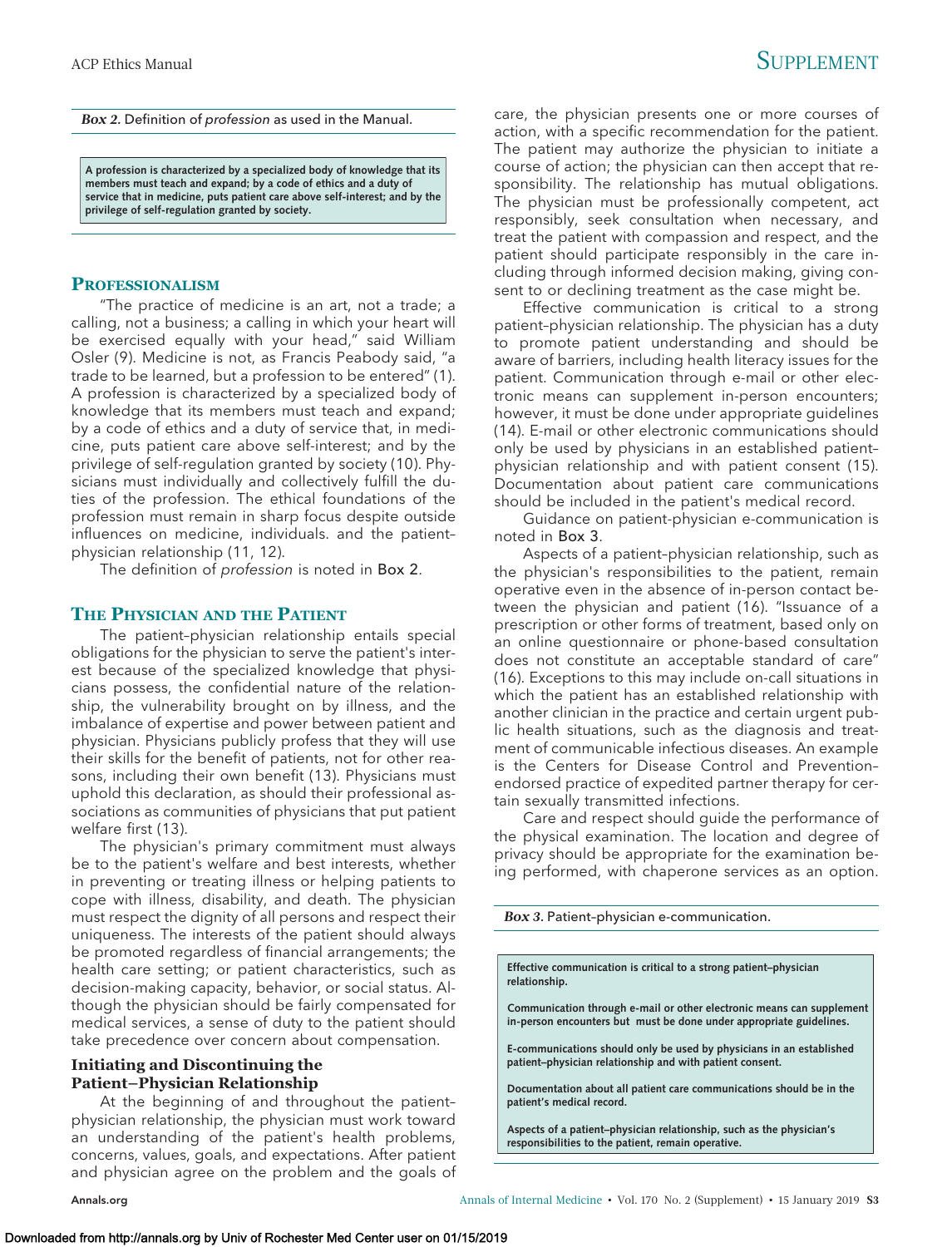*Box 2.* Definition of *profession* as used in the Manual.

**A profession is characterized by a specialized body of knowledge that its members must teach and expand; by a code of ethics and a duty of service that in medicine, puts patient care above self-interest; and by the privilege of self-regulation granted by society.**

## PROFESSIONALISM

"The practice of medicine is an art, not a trade; a calling, not a business; a calling in which your heart will be exercised equally with your head," said William Osler (9). Medicine is not, as Francis Peabody said, "a trade to be learned, but a profession to be entered" (1). A profession is characterized by a specialized body of knowledge that its members must teach and expand; by a code of ethics and a duty of service that, in medicine, puts patient care above self-interest; and by the privilege of self-regulation granted by society (10). Physicians must individually and collectively fulfill the duties of the profession. The ethical foundations of the profession must remain in sharp focus despite outside influences on medicine, individuals. and the patient–physician relationship (11, 12).

The definition of *profession* is noted in Box 2.

## THE PHYSICIAN AND THE PATIENT

The patient–physician relationship entails special obligations for the physician to serve the patient's interest because of the specialized knowledge that physicians possess, the confidential nature of the relationship, the vulnerability brought on by illness, and the imbalance of expertise and power between patient and physician. Physicians publicly profess that they will use their skills for the benefit of patients, not for other reasons, including their own benefit (13). Physicians must uphold this declaration, as should their professional associations as communities of physicians that put patient welfare first (13).

The physician's primary commitment must always be to the patient's welfare and best interests, whether in preventing or treating illness or helping patients to cope with illness, disability, and death. The physician must respect the dignity of all persons and respect their uniqueness. The interests of the patient should always be promoted regardless of financial arrangements; the health care setting; or patient characteristics, such as decision-making capacity, behavior, or social status. Although the physician should be fairly compensated for medical services, a sense of duty to the patient should take precedence over concern about compensation.

### Initiating and Discontinuing the Patient–Physician Relationship

At the beginning of and throughout the patient–physician relationship, the physician must work toward an understanding of the patient's health problems, concerns, values, goals, and expectations. After patient and physician agree on the problem and the goals of care, the physician presents one or more courses of action, with a specific recommendation for the patient. The patient may authorize the physician to initiate a course of action; the physician can then accept that responsibility. The relationship has mutual obligations. The physician must be professionally competent, act responsibly, seek consultation when necessary, and treat the patient with compassion and respect, and the patient should participate responsibly in the care including through informed decision making, giving consent to or declining treatment as the case might be.

Effective communication is critical to a strong patient–physician relationship. The physician has a duty to promote patient understanding and should be aware of barriers, including health literacy issues for the patient. Communication through e-mail or other electronic means can supplement in-person encounters; however, it must be done under appropriate guidelines (14). E-mail or other electronic communications should only be used by physicians in an established patient–physician relationship and with patient consent (15). Documentation about patient care communications should be included in the patient's medical record.

Guidance on patient-physician e-communication is noted in Box 3.

Aspects of a patient–physician relationship, such as the physician's responsibilities to the patient, remain operative even in the absence of in-person contact between the physician and patient (16). "Issuance of a prescription or other forms of treatment, based only on an online questionnaire or phone-based consultation does not constitute an acceptable standard of care" (16). Exceptions to this may include on-call situations in which the patient has an established relationship with another clinician in the practice and certain urgent public health situations, such as the diagnosis and treatment of communicable infectious diseases. An example is the Centers for Disease Control and Prevention–endorsed practice of expedited partner therapy for certain sexually transmitted infections.

Care and respect should guide the performance of the physical examination. The location and degree of privacy should be appropriate for the examination being performed, with chaperone services as an option.

*Box 3.* Patient–physician e-communication.

**Effective communication is critical to a strong patient–physician relationship.**

**Communication through e-mail or other electronic means can supplement in-person encounters but must be done under appropriate guidelines.**

**E-communications should only be used by physicians in an established patient–physician relationship and with patient consent.**

**Documentation about all patient care communications should be in the patient's medical record.**

**Aspects of a patient–physician relationship, such as the physician's responsibilities to the patient, remain operative.**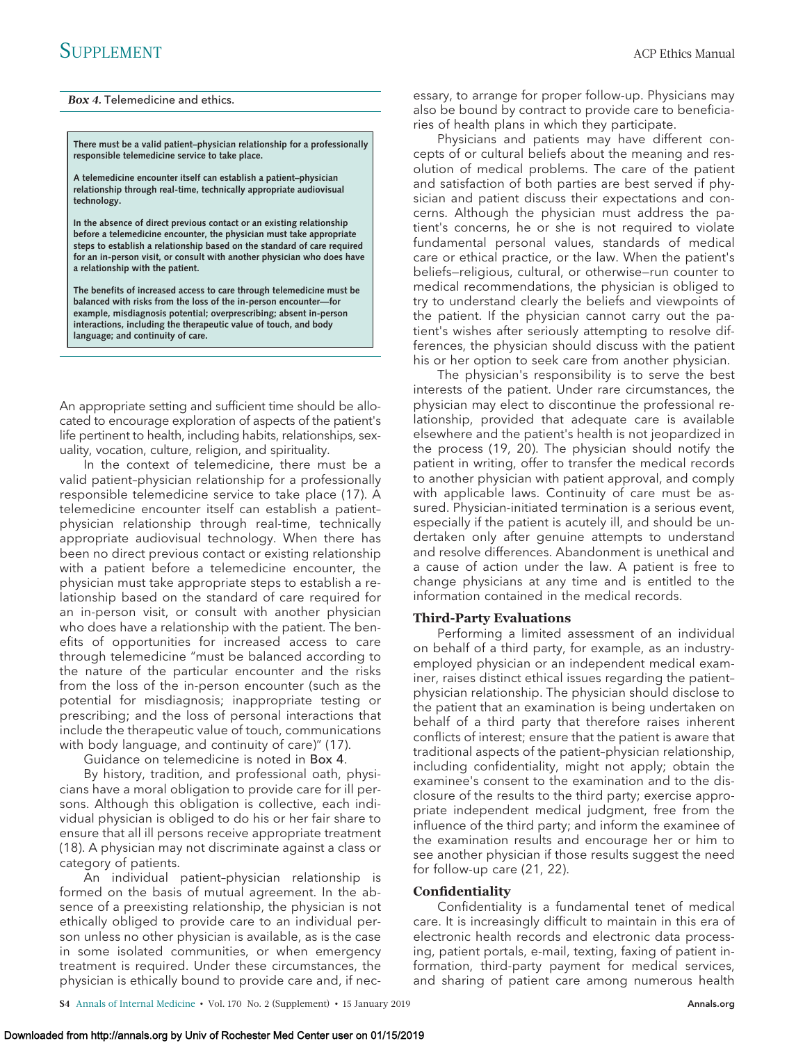*Box 4.* Telemedicine and ethics.

**There must be a valid patient–physician relationship for a professionally responsible telemedicine service to take place.**

**A telemedicine encounter itself can establish a patient–physician relationship through real-time, technically appropriate audiovisual technology.**

**In the absence of direct previous contact or an existing relationship before a telemedicine encounter, the physician must take appropriate steps to establish a relationship based on the standard of care required for an in-person visit, or consult with another physician who does have a relationship with the patient.**

**The benefits of increased access to care through telemedicine must be balanced with risks from the loss of the in-person encounter—for example, misdiagnosis potential; overprescribing; absent in-person interactions, including the therapeutic value of touch, and body language; and continuity of care.**

An appropriate setting and sufficient time should be allocated to encourage exploration of aspects of the patient's life pertinent to health, including habits, relationships, sexuality, vocation, culture, religion, and spirituality.

In the context of telemedicine, there must be a valid patient–physician relationship for a professionally responsible telemedicine service to take place (17). A telemedicine encounter itself can establish a patient–physician relationship through real-time, technically appropriate audiovisual technology. When there has been no direct previous contact or existing relationship with a patient before a telemedicine encounter, the physician must take appropriate steps to establish a relationship based on the standard of care required for an in-person visit, or consult with another physician who does have a relationship with the patient. The benefits of opportunities for increased access to care through telemedicine "must be balanced according to the nature of the particular encounter and the risks from the loss of the in-person encounter (such as the potential for misdiagnosis; inappropriate testing or prescribing; and the loss of personal interactions that include the therapeutic value of touch, communications with body language, and continuity of care)" (17).

Guidance on telemedicine is noted in Box 4.

By history, tradition, and professional oath, physicians have a moral obligation to provide care for ill persons. Although this obligation is collective, each individual physician is obliged to do his or her fair share to ensure that all ill persons receive appropriate treatment (18). A physician may not discriminate against a class or category of patients.

An individual patient–physician relationship is formed on the basis of mutual agreement. In the absence of a preexisting relationship, the physician is not ethically obliged to provide care to an individual person unless no other physician is available, as is the case in some isolated communities, or when emergency treatment is required. Under these circumstances, the physician is ethically bound to provide care and, if necessary, to arrange for proper follow-up. Physicians may also be bound by contract to provide care to beneficiaries of health plans in which they participate.

Physicians and patients may have different concepts of or cultural beliefs about the meaning and resolution of medical problems. The care of the patient and satisfaction of both parties are best served if physician and patient discuss their expectations and concerns. Although the physician must address the patient's concerns, he or she is not required to violate fundamental personal values, standards of medical care or ethical practice, or the law. When the patient's beliefs—religious, cultural, or otherwise—run counter to medical recommendations, the physician is obliged to try to understand clearly the beliefs and viewpoints of the patient. If the physician cannot carry out the patient's wishes after seriously attempting to resolve differences, the physician should discuss with the patient his or her option to seek care from another physician.

The physician's responsibility is to serve the best interests of the patient. Under rare circumstances, the physician may elect to discontinue the professional relationship, provided that adequate care is available elsewhere and the patient's health is not jeopardized in the process (19, 20). The physician should notify the patient in writing, offer to transfer the medical records to another physician with patient approval, and comply with applicable laws. Continuity of care must be assured. Physician-initiated termination is a serious event, especially if the patient is acutely ill, and should be undertaken only after genuine attempts to understand and resolve differences. Abandonment is unethical and a cause of action under the law. A patient is free to change physicians at any time and is entitled to the information contained in the medical records.

### Third-Party Evaluations

Performing a limited assessment of an individual on behalf of a third party, for example, as an industry-employed physician or an independent medical examiner, raises distinct ethical issues regarding the patient–physician relationship. The physician should disclose to the patient that an examination is being undertaken on behalf of a third party that therefore raises inherent conflicts of interest; ensure that the patient is aware that traditional aspects of the patient–physician relationship, including confidentiality, might not apply; obtain the examinee's consent to the examination and to the disclosure of the results to the third party; exercise appropriate independent medical judgment, free from the influence of the third party; and inform the examinee of the examination results and encourage her or him to see another physician if those results suggest the need for follow-up care (21, 22).

### Confidentiality

Confidentiality is a fundamental tenet of medical care. It is increasingly difficult to maintain in this era of electronic health records and electronic data processing, patient portals, e-mail, texting, faxing of patient information, third-party payment for medical services, and sharing of patient care among numerous health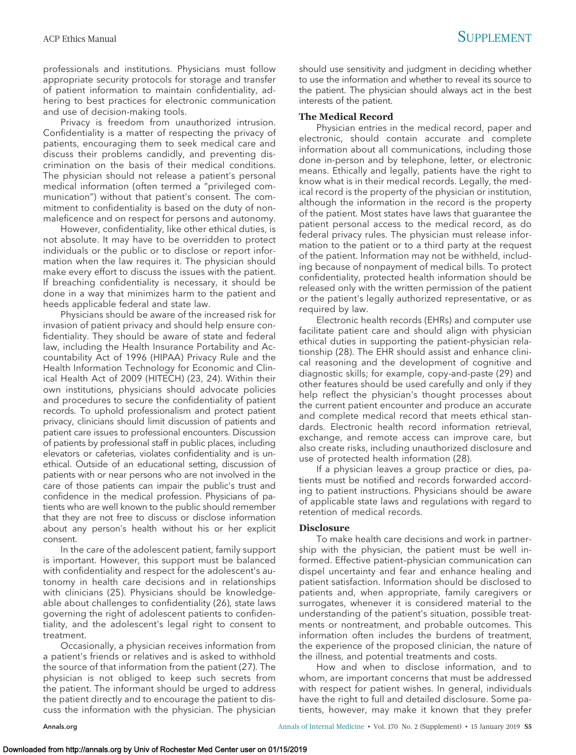professionals and institutions. Physicians must follow appropriate security protocols for storage and transfer of patient information to maintain confidentiality, adhering to best practices for electronic communication and use of decision-making tools.

Privacy is freedom from unauthorized intrusion. Confidentiality is a matter of respecting the privacy of patients, encouraging them to seek medical care and discuss their problems candidly, and preventing discrimination on the basis of their medical conditions. The physician should not release a patient's personal medical information (often termed a "privileged communication") without that patient's consent. The commitment to confidentiality is based on the duty of nonmaleficence and on respect for persons and autonomy.

However, confidentiality, like other ethical duties, is not absolute. It may have to be overridden to protect individuals or the public or to disclose or report information when the law requires it. The physician should make every effort to discuss the issues with the patient. If breaching confidentiality is necessary, it should be done in a way that minimizes harm to the patient and heeds applicable federal and state law.

Physicians should be aware of the increased risk for invasion of patient privacy and should help ensure confidentiality. They should be aware of state and federal law, including the Health Insurance Portability and Accountability Act of 1996 (HIPAA) Privacy Rule and the Health Information Technology for Economic and Clinical Health Act of 2009 (HITECH) (23, 24). Within their own institutions, physicians should advocate policies and procedures to secure the confidentiality of patient records. To uphold professionalism and protect patient privacy, clinicians should limit discussion of patients and patient care issues to professional encounters. Discussion of patients by professional staff in public places, including elevators or cafeterias, violates confidentiality and is unethical. Outside of an educational setting, discussion of patients with or near persons who are not involved in the care of those patients can impair the public's trust and confidence in the medical profession. Physicians of patients who are well known to the public should remember that they are not free to discuss or disclose information about any person's health without his or her explicit consent.

In the care of the adolescent patient, family support is important. However, this support must be balanced with confidentiality and respect for the adolescent's autonomy in health care decisions and in relationships with clinicians (25). Physicians should be knowledgeable about challenges to confidentiality (26), state laws governing the right of adolescent patients to confidentiality, and the adolescent's legal right to consent to treatment.

Occasionally, a physician receives information from a patient's friends or relatives and is asked to withhold the source of that information from the patient (27). The physician is not obliged to keep such secrets from the patient. The informant should be urged to address the patient directly and to encourage the patient to discuss the information with the physician. The physician should use sensitivity and judgment in deciding whether to use the information and whether to reveal its source to the patient. The physician should always act in the best interests of the patient.

### The Medical Record

Physician entries in the medical record, paper and electronic, should contain accurate and complete information about all communications, including those done in-person and by telephone, letter, or electronic means. Ethically and legally, patients have the right to know what is in their medical records. Legally, the medical record is the property of the physician or institution, although the information in the record is the property of the patient. Most states have laws that guarantee the patient personal access to the medical record, as do federal privacy rules. The physician must release information to the patient or to a third party at the request of the patient. Information may not be withheld, including because of nonpayment of medical bills. To protect confidentiality, protected health information should be released only with the written permission of the patient or the patient's legally authorized representative, or as required by law.

Electronic health records (EHRs) and computer use facilitate patient care and should align with physician ethical duties in supporting the patient–physician relationship (28). The EHR should assist and enhance clinical reasoning and the development of cognitive and diagnostic skills; for example, copy-and-paste (29) and other features should be used carefully and only if they help reflect the physician's thought processes about the current patient encounter and produce an accurate and complete medical record that meets ethical standards. Electronic health record information retrieval, exchange, and remote access can improve care, but also create risks, including unauthorized disclosure and use of protected health information (28).

If a physician leaves a group practice or dies, patients must be notified and records forwarded according to patient instructions. Physicians should be aware of applicable state laws and regulations with regard to retention of medical records.

### Disclosure

To make health care decisions and work in partnership with the physician, the patient must be well informed. Effective patient–physician communication can dispel uncertainty and fear and enhance healing and patient satisfaction. Information should be disclosed to patients and, when appropriate, family caregivers or surrogates, whenever it is considered material to the understanding of the patient's situation, possible treatments or nontreatment, and probable outcomes. This information often includes the burdens of treatment, the experience of the proposed clinician, the nature of the illness, and potential treatments and costs.

How and when to disclose information, and to whom, are important concerns that must be addressed with respect for patient wishes. In general, individuals have the right to full and detailed disclosure. Some patients, however, may make it known that they prefer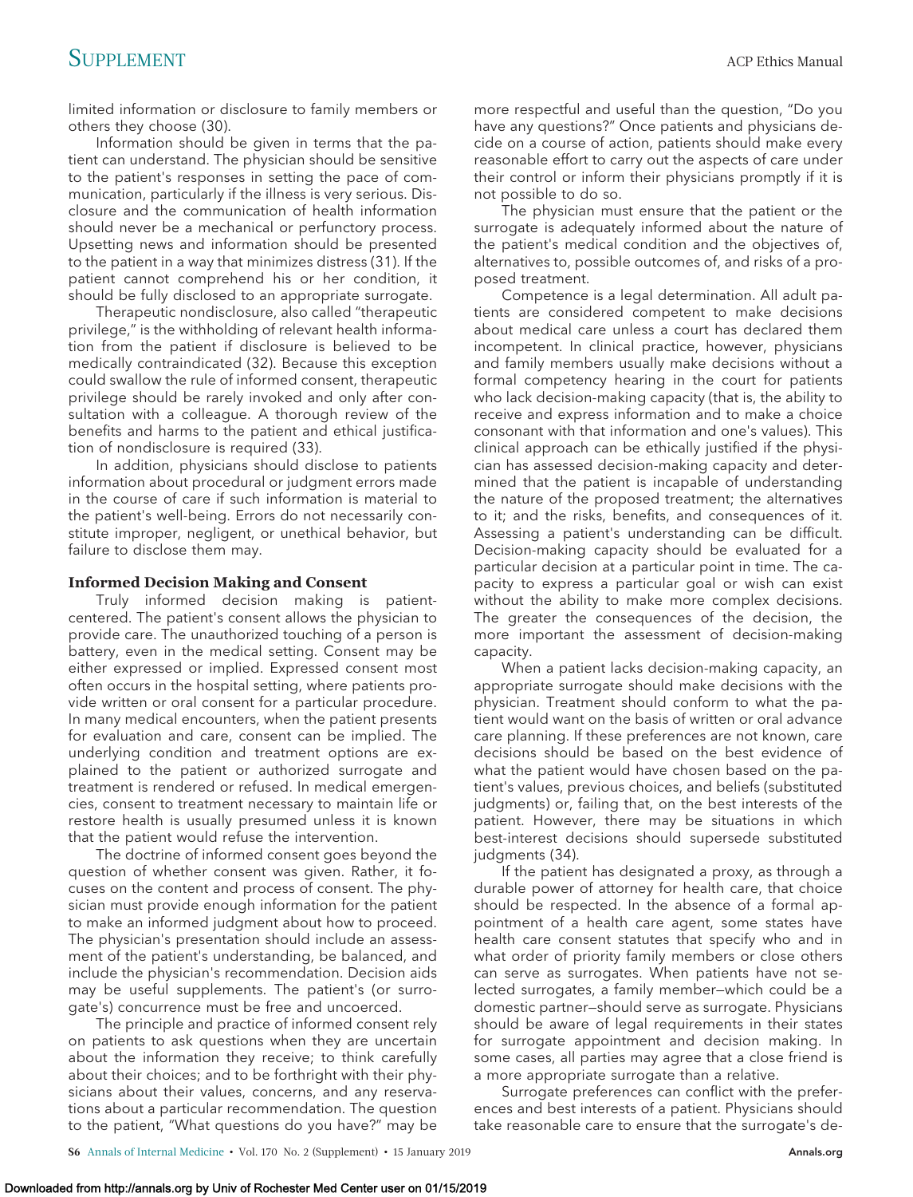limited information or disclosure to family members or others they choose (30).

Information should be given in terms that the patient can understand. The physician should be sensitive to the patient's responses in setting the pace of communication, particularly if the illness is very serious. Disclosure and the communication of health information should never be a mechanical or perfunctory process. Upsetting news and information should be presented to the patient in a way that minimizes distress (31). If the patient cannot comprehend his or her condition, it should be fully disclosed to an appropriate surrogate.

Therapeutic nondisclosure, also called "therapeutic privilege," is the withholding of relevant health information from the patient if disclosure is believed to be medically contraindicated (32). Because this exception could swallow the rule of informed consent, therapeutic privilege should be rarely invoked and only after consultation with a colleague. A thorough review of the benefits and harms to the patient and ethical justification of nondisclosure is required (33).

In addition, physicians should disclose to patients information about procedural or judgment errors made in the course of care if such information is material to the patient's well-being. Errors do not necessarily constitute improper, negligent, or unethical behavior, but failure to disclose them may.

### Informed Decision Making and Consent

Truly informed decision making is patient-centered. The patient's consent allows the physician to provide care. The unauthorized touching of a person is battery, even in the medical setting. Consent may be either expressed or implied. Expressed consent most often occurs in the hospital setting, where patients provide written or oral consent for a particular procedure. In many medical encounters, when the patient presents for evaluation and care, consent can be implied. The underlying condition and treatment options are explained to the patient or authorized surrogate and treatment is rendered or refused. In medical emergencies, consent to treatment necessary to maintain life or restore health is usually presumed unless it is known that the patient would refuse the intervention.

The doctrine of informed consent goes beyond the question of whether consent was given. Rather, it focuses on the content and process of consent. The physician must provide enough information for the patient to make an informed judgment about how to proceed. The physician's presentation should include an assessment of the patient's understanding, be balanced, and include the physician's recommendation. Decision aids may be useful supplements. The patient's (or surrogate's) concurrence must be free and uncoerced.

The principle and practice of informed consent rely on patients to ask questions when they are uncertain about the information they receive; to think carefully about their choices; and to be forthright with their physicians about their values, concerns, and any reservations about a particular recommendation. The question to the patient, "What questions do you have?" may be more respectful and useful than the question, "Do you have any questions?" Once patients and physicians decide on a course of action, patients should make every reasonable effort to carry out the aspects of care under their control or inform their physicians promptly if it is not possible to do so.

The physician must ensure that the patient or the surrogate is adequately informed about the nature of the patient's medical condition and the objectives of, alternatives to, possible outcomes of, and risks of a proposed treatment.

Competence is a legal determination. All adult patients are considered competent to make decisions about medical care unless a court has declared them incompetent. In clinical practice, however, physicians and family members usually make decisions without a formal competency hearing in the court for patients who lack decision-making capacity (that is, the ability to receive and express information and to make a choice consonant with that information and one's values). This clinical approach can be ethically justified if the physician has assessed decision-making capacity and determined that the patient is incapable of understanding the nature of the proposed treatment; the alternatives to it; and the risks, benefits, and consequences of it. Assessing a patient's understanding can be difficult. Decision-making capacity should be evaluated for a particular decision at a particular point in time. The capacity to express a particular goal or wish can exist without the ability to make more complex decisions. The greater the consequences of the decision, the more important the assessment of decision-making capacity.

When a patient lacks decision-making capacity, an appropriate surrogate should make decisions with the physician. Treatment should conform to what the patient would want on the basis of written or oral advance care planning. If these preferences are not known, care decisions should be based on the best evidence of what the patient would have chosen based on the patient's values, previous choices, and beliefs (substituted judgments) or, failing that, on the best interests of the patient. However, there may be situations in which best-interest decisions should supersede substituted judgments (34).

If the patient has designated a proxy, as through a durable power of attorney for health care, that choice should be respected. In the absence of a formal appointment of a health care agent, some states have health care consent statutes that specify who and in what order of priority family members or close others can serve as surrogates. When patients have not selected surrogates, a family member—which could be a domestic partner—should serve as surrogate. Physicians should be aware of legal requirements in their states for surrogate appointment and decision making. In some cases, all parties may agree that a close friend is a more appropriate surrogate than a relative.

Surrogate preferences can conflict with the preferences and best interests of a patient. Physicians should take reasonable care to ensure that the surrogate's de-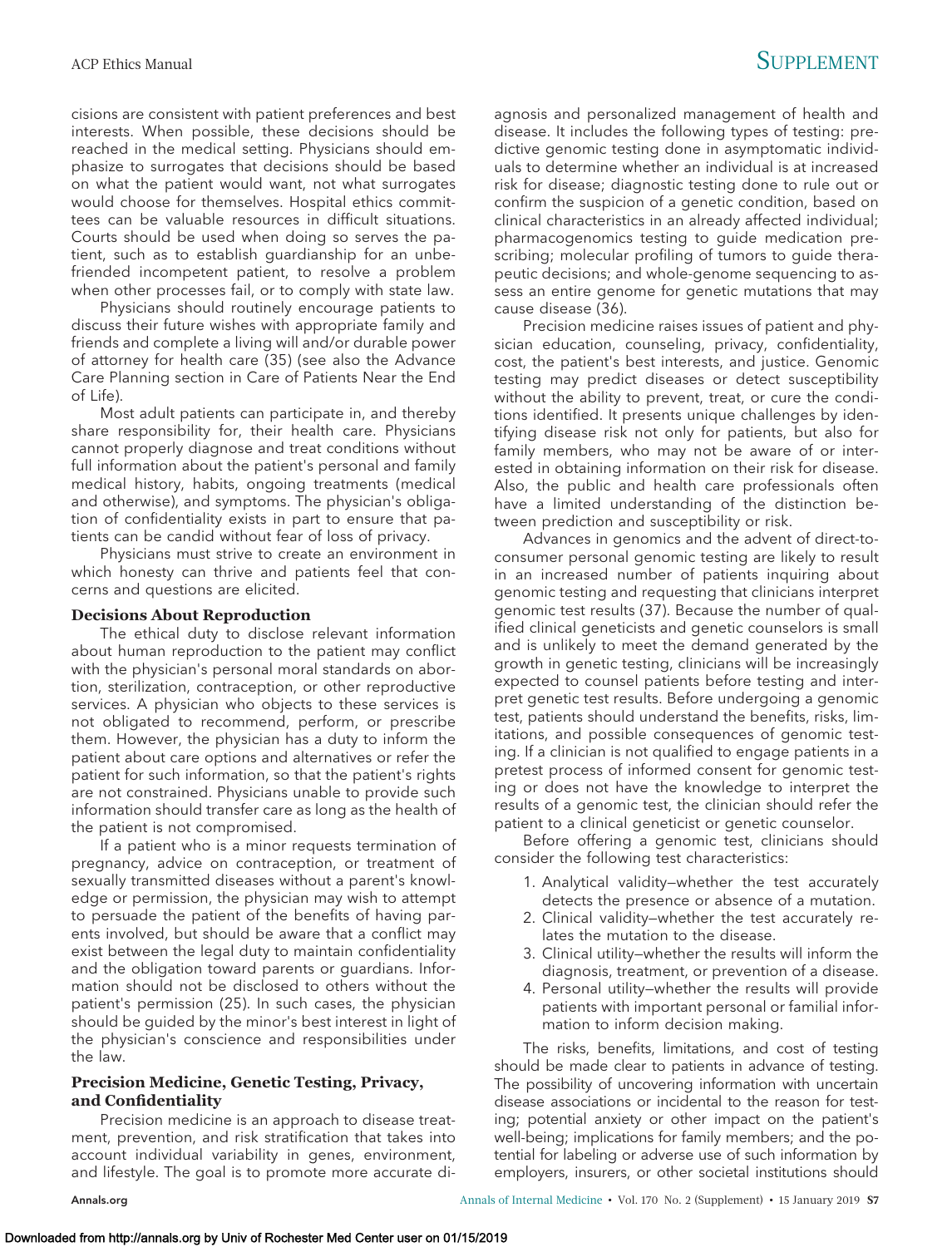cisions are consistent with patient preferences and best interests. When possible, these decisions should be reached in the medical setting. Physicians should emphasize to surrogates that decisions should be based on what the patient would want, not what surrogates would choose for themselves. Hospital ethics committees can be valuable resources in difficult situations. Courts should be used when doing so serves the patient, such as to establish guardianship for an unbefriended incompetent patient, to resolve a problem when other processes fail, or to comply with state law.

Physicians should routinely encourage patients to discuss their future wishes with appropriate family and friends and complete a living will and/or durable power of attorney for health care (35) (see also the Advance Care Planning section in Care of Patients Near the End of Life).

Most adult patients can participate in, and thereby share responsibility for, their health care. Physicians cannot properly diagnose and treat conditions without full information about the patient's personal and family medical history, habits, ongoing treatments (medical and otherwise), and symptoms. The physician's obligation of confidentiality exists in part to ensure that patients can be candid without fear of loss of privacy.

Physicians must strive to create an environment in which honesty can thrive and patients feel that concerns and questions are elicited.

### Decisions About Reproduction

The ethical duty to disclose relevant information about human reproduction to the patient may conflict with the physician's personal moral standards on abortion, sterilization, contraception, or other reproductive services. A physician who objects to these services is not obligated to recommend, perform, or prescribe them. However, the physician has a duty to inform the patient about care options and alternatives or refer the patient for such information, so that the patient's rights are not constrained. Physicians unable to provide such information should transfer care as long as the health of the patient is not compromised.

If a patient who is a minor requests termination of pregnancy, advice on contraception, or treatment of sexually transmitted diseases without a parent's knowledge or permission, the physician may wish to attempt to persuade the patient of the benefits of having parents involved, but should be aware that a conflict may exist between the legal duty to maintain confidentiality and the obligation toward parents or guardians. Information should not be disclosed to others without the patient's permission (25). In such cases, the physician should be guided by the minor's best interest in light of the physician's conscience and responsibilities under the law.

### Precision Medicine, Genetic Testing, Privacy, and Confidentiality

Precision medicine is an approach to disease treatment, prevention, and risk stratification that takes into account individual variability in genes, environment, and lifestyle. The goal is to promote more accurate diagnosis and personalized management of health and disease. It includes the following types of testing: predictive genomic testing done in asymptomatic individuals to determine whether an individual is at increased risk for disease; diagnostic testing done to rule out or confirm the suspicion of a genetic condition, based on clinical characteristics in an already affected individual; pharmacogenomics testing to guide medication prescribing; molecular profiling of tumors to guide therapeutic decisions; and whole-genome sequencing to assess an entire genome for genetic mutations that may cause disease (36).

Precision medicine raises issues of patient and physician education, counseling, privacy, confidentiality, cost, the patient's best interests, and justice. Genomic testing may predict diseases or detect susceptibility without the ability to prevent, treat, or cure the conditions identified. It presents unique challenges by identifying disease risk not only for patients, but also for family members, who may not be aware of or interested in obtaining information on their risk for disease. Also, the public and health care professionals often have a limited understanding of the distinction between prediction and susceptibility or risk.

Advances in genomics and the advent of direct-to-consumer personal genomic testing are likely to result in an increased number of patients inquiring about genomic testing and requesting that clinicians interpret genomic test results (37). Because the number of qualified clinical geneticists and genetic counselors is small and is unlikely to meet the demand generated by the growth in genetic testing, clinicians will be increasingly expected to counsel patients before testing and interpret genetic test results. Before undergoing a genomic test, patients should understand the benefits, risks, limitations, and possible consequences of genomic testing. If a clinician is not qualified to engage patients in a pretest process of informed consent for genomic testing or does not have the knowledge to interpret the results of a genomic test, the clinician should refer the patient to a clinical geneticist or genetic counselor.

Before offering a genomic test, clinicians should consider the following test characteristics:

1. Analytical validity—whether the test accurately detects the presence or absence of a mutation.
2. Clinical validity—whether the test accurately relates the mutation to the disease.
3. Clinical utility—whether the results will inform the diagnosis, treatment, or prevention of a disease.
4. Personal utility—whether the results will provide patients with important personal or familial information to inform decision making.

The risks, benefits, limitations, and cost of testing should be made clear to patients in advance of testing. The possibility of uncovering information with uncertain disease associations or incidental to the reason for testing; potential anxiety or other impact on the patient's well-being; implications for family members; and the potential for labeling or adverse use of such information by employers, insurers, or other societal institutions should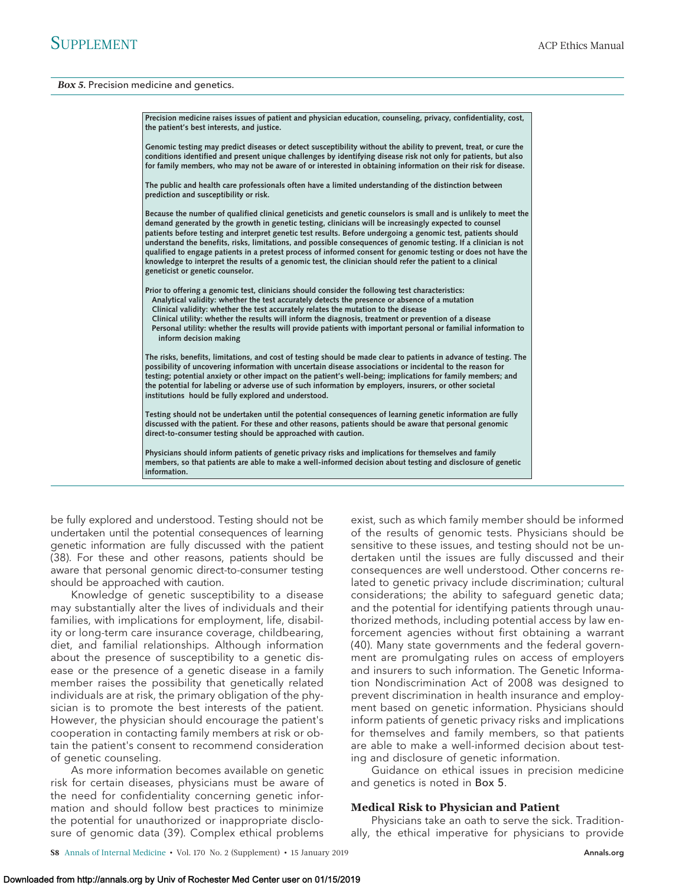*Box 5.* Precision medicine and genetics.

**Precision medicine raises issues of patient and physician education, counseling, privacy, confidentiality, cost, the patient's best interests, and justice.**

**Genomic testing may predict diseases or detect susceptibility without the ability to prevent, treat, or cure the conditions identified and present unique challenges by identifying disease risk not only for patients, but also for family members, who may not be aware of or interested in obtaining information on their risk for disease.**

**The public and health care professionals often have a limited understanding of the distinction between prediction and susceptibility or risk.**

**Because the number of qualified clinical geneticists and genetic counselors is small and is unlikely to meet the demand generated by the growth in genetic testing, clinicians will be increasingly expected to counsel patients before testing and interpret genetic test results. Before undergoing a genomic test, patients should understand the benefits, risks, limitations, and possible consequences of genomic testing. If a clinician is not qualified to engage patients in a pretest process of informed consent for genomic testing or does not have the knowledge to interpret the results of a genomic test, the clinician should refer the patient to a clinical geneticist or genetic counselor.**

**Prior to offering a genomic test, clinicians should consider the following test characteristics:**
- **Analytical validity: whether the test accurately detects the presence or absence of a mutation**
- **Clinical validity: whether the test accurately relates the mutation to the disease**
- **Clinical utility: whether the results will inform the diagnosis, treatment or prevention of a disease**
- **Personal utility: whether the results will provide patients with important personal or familial information to inform decision making**

**The risks, benefits, limitations, and cost of testing should be made clear to patients in advance of testing. The possibility of uncovering information with uncertain disease associations or incidental to the reason for testing; potential anxiety or other impact on the patient's well-being; implications for family members; and the potential for labeling or adverse use of such information by employers, insurers, or other societal institutions hould be fully explored and understood.**

**Testing should not be undertaken until the potential consequences of learning genetic information are fully discussed with the patient. For these and other reasons, patients should be aware that personal genomic direct-to-consumer testing should be approached with caution.**

**Physicians should inform patients of genetic privacy risks and implications for themselves and family members, so that patients are able to make a well-informed decision about testing and disclosure of genetic information.**

be fully explored and understood. Testing should not be undertaken until the potential consequences of learning genetic information are fully discussed with the patient (38). For these and other reasons, patients should be aware that personal genomic direct-to-consumer testing should be approached with caution.

Knowledge of genetic susceptibility to a disease may substantially alter the lives of individuals and their families, with implications for employment, life, disability or long-term care insurance coverage, childbearing, diet, and familial relationships. Although information about the presence of susceptibility to a genetic disease or the presence of a genetic disease in a family member raises the possibility that genetically related individuals are at risk, the primary obligation of the physician is to promote the best interests of the patient. However, the physician should encourage the patient's cooperation in contacting family members at risk or obtain the patient's consent to recommend consideration of genetic counseling.

As more information becomes available on genetic risk for certain diseases, physicians must be aware of the need for confidentiality concerning genetic information and should follow best practices to minimize the potential for unauthorized or inappropriate disclosure of genomic data (39). Complex ethical problems exist, such as which family member should be informed of the results of genomic tests. Physicians should be sensitive to these issues, and testing should not be undertaken until the issues are fully discussed and their consequences are well understood. Other concerns related to genetic privacy include discrimination; cultural considerations; the ability to safeguard genetic data; and the potential for identifying patients through unauthorized methods, including potential access by law enforcement agencies without first obtaining a warrant (40). Many state governments and the federal government are promulgating rules on access of employers and insurers to such information. The Genetic Information Nondiscrimination Act of 2008 was designed to prevent discrimination in health insurance and employment based on genetic information. Physicians should inform patients of genetic privacy risks and implications for themselves and family members, so that patients are able to make a well-informed decision about testing and disclosure of genetic information.

Guidance on ethical issues in precision medicine and genetics is noted in Box 5.

### Medical Risk to Physician and Patient

Physicians take an oath to serve the sick. Traditionally, the ethical imperative for physicians to provide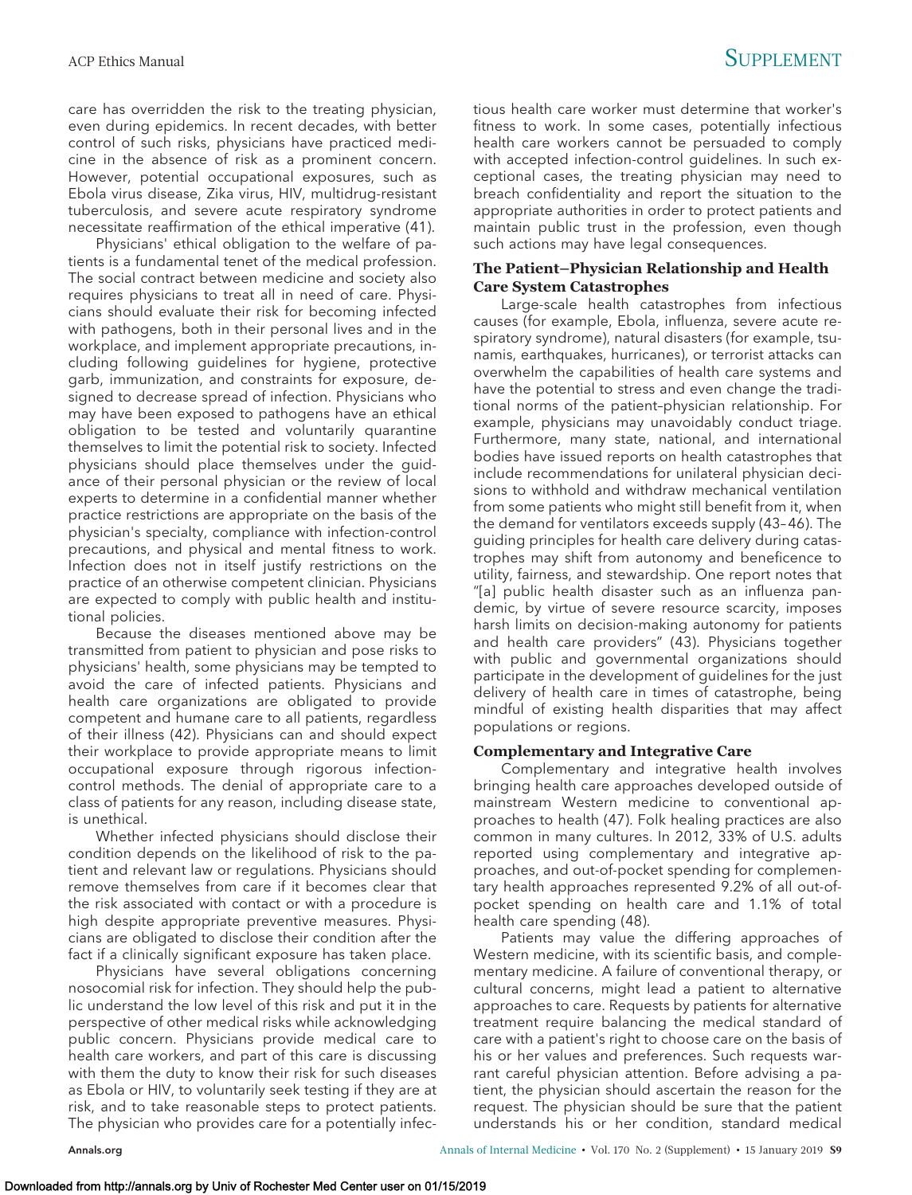care has overridden the risk to the treating physician, even during epidemics. In recent decades, with better control of such risks, physicians have practiced medicine in the absence of risk as a prominent concern. However, potential occupational exposures, such as Ebola virus disease, Zika virus, HIV, multidrug-resistant tuberculosis, and severe acute respiratory syndrome necessitate reaffirmation of the ethical imperative (41).

Physicians' ethical obligation to the welfare of patients is a fundamental tenet of the medical profession. The social contract between medicine and society also requires physicians to treat all in need of care. Physicians should evaluate their risk for becoming infected with pathogens, both in their personal lives and in the workplace, and implement appropriate precautions, including following guidelines for hygiene, protective garb, immunization, and constraints for exposure, designed to decrease spread of infection. Physicians who may have been exposed to pathogens have an ethical obligation to be tested and voluntarily quarantine themselves to limit the potential risk to society. Infected physicians should place themselves under the guidance of their personal physician or the review of local experts to determine in a confidential manner whether practice restrictions are appropriate on the basis of the physician's specialty, compliance with infection-control precautions, and physical and mental fitness to work. Infection does not in itself justify restrictions on the practice of an otherwise competent clinician. Physicians are expected to comply with public health and institutional policies.

Because the diseases mentioned above may be transmitted from patient to physician and pose risks to physicians' health, some physicians may be tempted to avoid the care of infected patients. Physicians and health care organizations are obligated to provide competent and humane care to all patients, regardless of their illness (42). Physicians can and should expect their workplace to provide appropriate means to limit occupational exposure through rigorous infection-control methods. The denial of appropriate care to a class of patients for any reason, including disease state, is unethical.

Whether infected physicians should disclose their condition depends on the likelihood of risk to the patient and relevant law or regulations. Physicians should remove themselves from care if it becomes clear that the risk associated with contact or with a procedure is high despite appropriate preventive measures. Physicians are obligated to disclose their condition after the fact if a clinically significant exposure has taken place.

Physicians have several obligations concerning nosocomial risk for infection. They should help the public understand the low level of this risk and put it in the perspective of other medical risks while acknowledging public concern. Physicians provide medical care to health care workers, and part of this care is discussing with them the duty to know their risk for such diseases as Ebola or HIV, to voluntarily seek testing if they are at risk, and to take reasonable steps to protect patients. The physician who provides care for a potentially infectious health care worker must determine that worker's fitness to work. In some cases, potentially infectious health care workers cannot be persuaded to comply with accepted infection-control guidelines. In such exceptional cases, the treating physician may need to breach confidentiality and report the situation to the appropriate authorities in order to protect patients and maintain public trust in the profession, even though such actions may have legal consequences.

### The Patient–Physician Relationship and Health Care System Catastrophes

Large-scale health catastrophes from infectious causes (for example, Ebola, influenza, severe acute respiratory syndrome), natural disasters (for example, tsunamis, earthquakes, hurricanes), or terrorist attacks can overwhelm the capabilities of health care systems and have the potential to stress and even change the traditional norms of the patient–physician relationship. For example, physicians may unavoidably conduct triage. Furthermore, many state, national, and international bodies have issued reports on health catastrophes that include recommendations for unilateral physician decisions to withhold and withdraw mechanical ventilation from some patients who might still benefit from it, when the demand for ventilators exceeds supply (43–46). The guiding principles for health care delivery during catastrophes may shift from autonomy and beneficence to utility, fairness, and stewardship. One report notes that "[a] public health disaster such as an influenza pandemic, by virtue of severe resource scarcity, imposes harsh limits on decision-making autonomy for patients and health care providers" (43). Physicians together with public and governmental organizations should participate in the development of guidelines for the just delivery of health care in times of catastrophe, being mindful of existing health disparities that may affect populations or regions.

### Complementary and Integrative Care

Complementary and integrative health involves bringing health care approaches developed outside of mainstream Western medicine to conventional approaches to health (47). Folk healing practices are also common in many cultures. In 2012, 33% of U.S. adults reported using complementary and integrative approaches, and out-of-pocket spending for complementary health approaches represented 9.2% of all out-of-pocket spending on health care and 1.1% of total health care spending (48).

Patients may value the differing approaches of Western medicine, with its scientific basis, and complementary medicine. A failure of conventional therapy, or cultural concerns, might lead a patient to alternative approaches to care. Requests by patients for alternative treatment require balancing the medical standard of care with a patient's right to choose care on the basis of his or her values and preferences. Such requests warrant careful physician attention. Before advising a patient, the physician should ascertain the reason for the request. The physician should be sure that the patient understands his or her condition, standard medical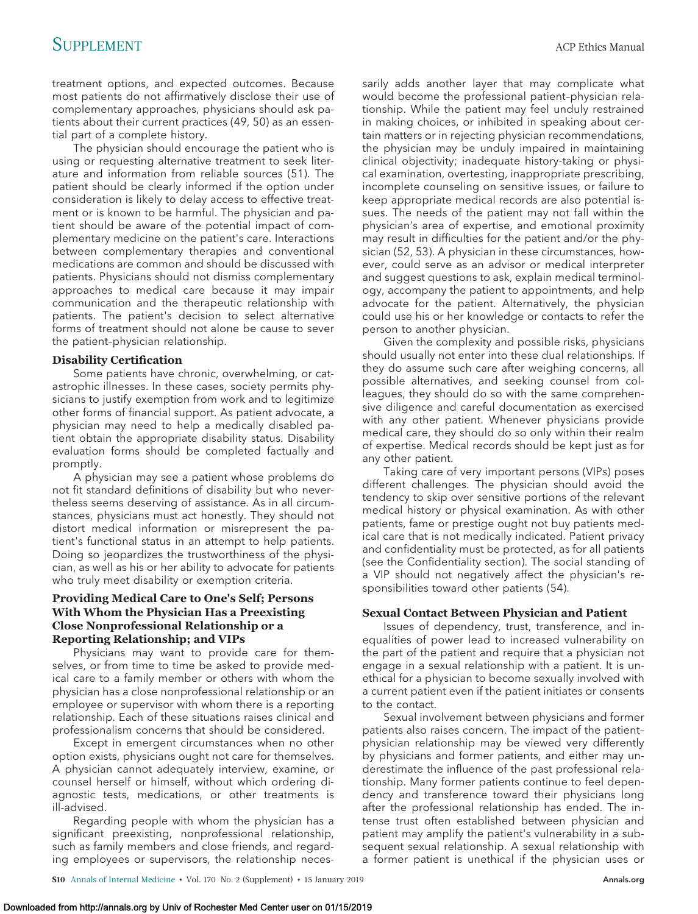treatment options, and expected outcomes. Because most patients do not affirmatively disclose their use of complementary approaches, physicians should ask patients about their current practices (49, 50) as an essential part of a complete history.

The physician should encourage the patient who is using or requesting alternative treatment to seek literature and information from reliable sources (51). The patient should be clearly informed if the option under consideration is likely to delay access to effective treatment or is known to be harmful. The physician and patient should be aware of the potential impact of complementary medicine on the patient's care. Interactions between complementary therapies and conventional medications are common and should be discussed with patients. Physicians should not dismiss complementary approaches to medical care because it may impair communication and the therapeutic relationship with patients. The patient's decision to select alternative forms of treatment should not alone be cause to sever the patient–physician relationship.

### Disability Certification

Some patients have chronic, overwhelming, or catastrophic illnesses. In these cases, society permits physicians to justify exemption from work and to legitimize other forms of financial support. As patient advocate, a physician may need to help a medically disabled patient obtain the appropriate disability status. Disability evaluation forms should be completed factually and promptly.

A physician may see a patient whose problems do not fit standard definitions of disability but who nevertheless seems deserving of assistance. As in all circumstances, physicians must act honestly. They should not distort medical information or misrepresent the patient's functional status in an attempt to help patients. Doing so jeopardizes the trustworthiness of the physician, as well as his or her ability to advocate for patients who truly meet disability or exemption criteria.

### Providing Medical Care to One's Self; Persons With Whom the Physician Has a Preexisting Close Nonprofessional Relationship or a Reporting Relationship; and VIPs

Physicians may want to provide care for themselves, or from time to time be asked to provide medical care to a family member or others with whom the physician has a close nonprofessional relationship or an employee or supervisor with whom there is a reporting relationship. Each of these situations raises clinical and professionalism concerns that should be considered.

Except in emergent circumstances when no other option exists, physicians ought not care for themselves. A physician cannot adequately interview, examine, or counsel herself or himself, without which ordering diagnostic tests, medications, or other treatments is ill-advised.

Regarding people with whom the physician has a significant preexisting, nonprofessional relationship, such as family members and close friends, and regarding employees or supervisors, the relationship necessarily adds another layer that may complicate what would become the professional patient–physician relationship. While the patient may feel unduly restrained in making choices, or inhibited in speaking about certain matters or in rejecting physician recommendations, the physician may be unduly impaired in maintaining clinical objectivity; inadequate history-taking or physical examination, overtesting, inappropriate prescribing, incomplete counseling on sensitive issues, or failure to keep appropriate medical records are also potential issues. The needs of the patient may not fall within the physician's area of expertise, and emotional proximity may result in difficulties for the patient and/or the physician (52, 53). A physician in these circumstances, however, could serve as an advisor or medical interpreter and suggest questions to ask, explain medical terminology, accompany the patient to appointments, and help advocate for the patient. Alternatively, the physician could use his or her knowledge or contacts to refer the person to another physician.

Given the complexity and possible risks, physicians should usually not enter into these dual relationships. If they do assume such care after weighing concerns, all possible alternatives, and seeking counsel from colleagues, they should do so with the same comprehensive diligence and careful documentation as exercised with any other patient. Whenever physicians provide medical care, they should do so only within their realm of expertise. Medical records should be kept just as for any other patient.

Taking care of very important persons (VIPs) poses different challenges. The physician should avoid the tendency to skip over sensitive portions of the relevant medical history or physical examination. As with other patients, fame or prestige ought not buy patients medical care that is not medically indicated. Patient privacy and confidentiality must be protected, as for all patients (see the Confidentiality section). The social standing of a VIP should not negatively affect the physician's responsibilities toward other patients (54).

### Sexual Contact Between Physician and Patient

Issues of dependency, trust, transference, and inequalities of power lead to increased vulnerability on the part of the patient and require that a physician not engage in a sexual relationship with a patient. It is unethical for a physician to become sexually involved with a current patient even if the patient initiates or consents to the contact.

Sexual involvement between physicians and former patients also raises concern. The impact of the patient–physician relationship may be viewed very differently by physicians and former patients, and either may underestimate the influence of the past professional relationship. Many former patients continue to feel dependency and transference toward their physicians long after the professional relationship has ended. The intense trust often established between physician and patient may amplify the patient's vulnerability in a subsequent sexual relationship. A sexual relationship with a former patient is unethical if the physician uses or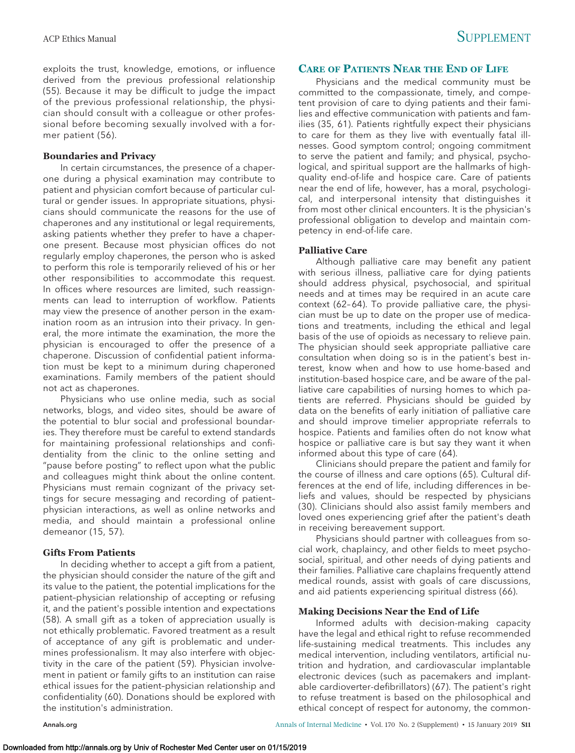exploits the trust, knowledge, emotions, or influence derived from the previous professional relationship (55). Because it may be difficult to judge the impact of the previous professional relationship, the physician should consult with a colleague or other professional before becoming sexually involved with a former patient (56).

### Boundaries and Privacy

In certain circumstances, the presence of a chaperone during a physical examination may contribute to patient and physician comfort because of particular cultural or gender issues. In appropriate situations, physicians should communicate the reasons for the use of chaperones and any institutional or legal requirements, asking patients whether they prefer to have a chaperone present. Because most physician offices do not regularly employ chaperones, the person who is asked to perform this role is temporarily relieved of his or her other responsibilities to accommodate this request. In offices where resources are limited, such reassignments can lead to interruption of workflow. Patients may view the presence of another person in the examination room as an intrusion into their privacy. In general, the more intimate the examination, the more the physician is encouraged to offer the presence of a chaperone. Discussion of confidential patient information must be kept to a minimum during chaperoned examinations. Family members of the patient should not act as chaperones.

Physicians who use online media, such as social networks, blogs, and video sites, should be aware of the potential to blur social and professional boundaries. They therefore must be careful to extend standards for maintaining professional relationships and confidentiality from the clinic to the online setting and "pause before posting" to reflect upon what the public and colleagues might think about the online content. Physicians must remain cognizant of the privacy settings for secure messaging and recording of patient–physician interactions, as well as online networks and media, and should maintain a professional online demeanor (15, 57).

### Gifts From Patients

In deciding whether to accept a gift from a patient, the physician should consider the nature of the gift and its value to the patient, the potential implications for the patient–physician relationship of accepting or refusing it, and the patient's possible intention and expectations (58). A small gift as a token of appreciation usually is not ethically problematic. Favored treatment as a result of acceptance of any gift is problematic and undermines professionalism. It may also interfere with objectivity in the care of the patient (59). Physician involvement in patient or family gifts to an institution can raise ethical issues for the patient–physician relationship and confidentiality (60). Donations should be explored with the institution's administration.

## Care of Patients Near the End of Life

Physicians and the medical community must be committed to the compassionate, timely, and competent provision of care to dying patients and their families and effective communication with patients and families (35, 61). Patients rightfully expect their physicians to care for them as they live with eventually fatal illnesses. Good symptom control; ongoing commitment to serve the patient and family; and physical, psychological, and spiritual support are the hallmarks of high-quality end-of-life and hospice care. Care of patients near the end of life, however, has a moral, psychological, and interpersonal intensity that distinguishes it from most other clinical encounters. It is the physician's professional obligation to develop and maintain competency in end-of-life care.

### Palliative Care

Although palliative care may benefit any patient with serious illness, palliative care for dying patients should address physical, psychosocial, and spiritual needs and at times may be required in an acute care context (62–64). To provide palliative care, the physician must be up to date on the proper use of medications and treatments, including the ethical and legal basis of the use of opioids as necessary to relieve pain. The physician should seek appropriate palliative care consultation when doing so is in the patient's best interest, know when and how to use home-based and institution-based hospice care, and be aware of the palliative care capabilities of nursing homes to which patients are referred. Physicians should be guided by data on the benefits of early initiation of palliative care and should improve timelier appropriate referrals to hospice. Patients and families often do not know what hospice or palliative care is but say they want it when informed about this type of care (64).

Clinicians should prepare the patient and family for the course of illness and care options (65). Cultural differences at the end of life, including differences in beliefs and values, should be respected by physicians (30). Clinicians should also assist family members and loved ones experiencing grief after the patient's death in receiving bereavement support.

Physicians should partner with colleagues from social work, chaplaincy, and other fields to meet psychosocial, spiritual, and other needs of dying patients and their families. Palliative care chaplains frequently attend medical rounds, assist with goals of care discussions, and aid patients experiencing spiritual distress (66).

### Making Decisions Near the End of Life

Informed adults with decision-making capacity have the legal and ethical right to refuse recommended life-sustaining medical treatments. This includes any medical intervention, including ventilators, artificial nutrition and hydration, and cardiovascular implantable electronic devices (such as pacemakers and implantable cardioverter-defibrillators) (67). The patient's right to refuse treatment is based on the philosophical and ethical concept of respect for autonomy, the common-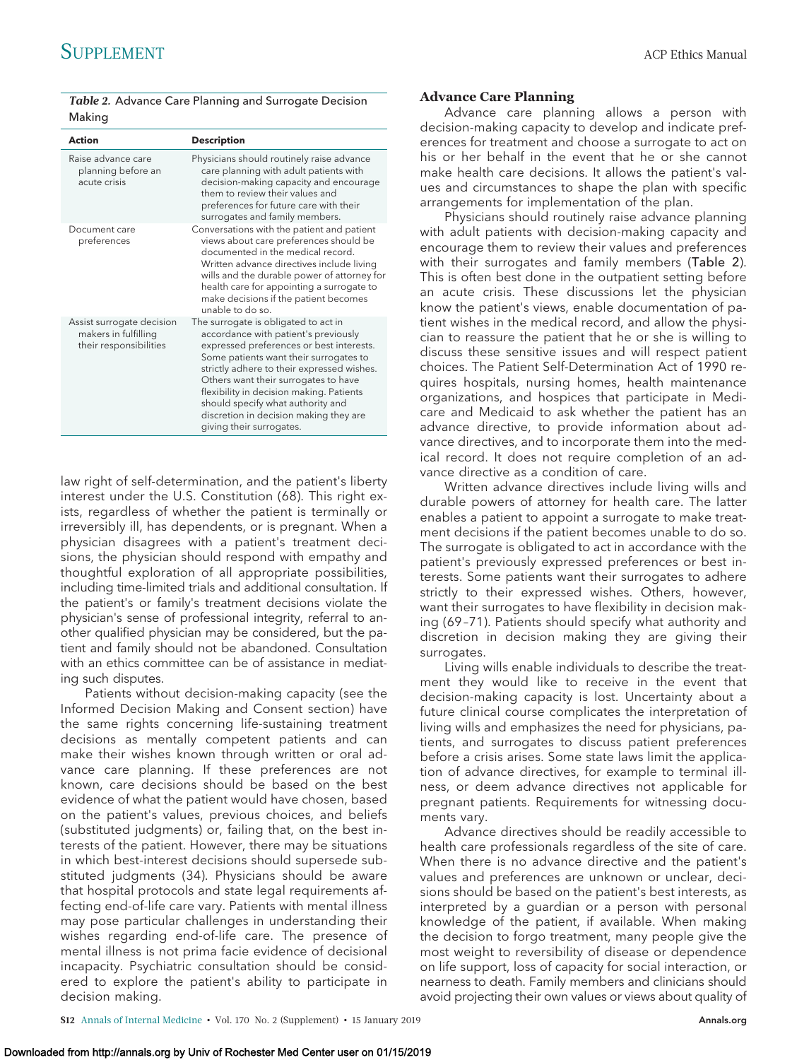*Table 2.* Advance Care Planning and Surrogate Decision Making

| Action | Description |
| --- | --- |
| Raise advance care planning before an acute crisis | Physicians should routinely raise advance care planning with adult patients with decision-making capacity and encourage them to review their values and preferences for future care with their surrogates and family members. |
| Document care preferences | Conversations with the patient and patient views about care preferences should be documented in the medical record. Written advance directives include living wills and the durable power of attorney for health care for appointing a surrogate to make decisions if the patient becomes unable to do so. |
| Assist surrogate decision makers in fulfilling their responsibilities | The surrogate is obligated to act in accordance with patient's previously expressed preferences or best interests. Some patients want their surrogates to strictly adhere to their expressed wishes. Others want their surrogates to have flexibility in decision making. Patients should specify what authority and discretion in decision making they are giving their surrogates. |

law right of self-determination, and the patient's liberty interest under the U.S. Constitution (68). This right exists, regardless of whether the patient is terminally or irreversibly ill, has dependents, or is pregnant. When a physician disagrees with a patient's treatment decisions, the physician should respond with empathy and thoughtful exploration of all appropriate possibilities, including time-limited trials and additional consultation. If the patient's or family's treatment decisions violate the physician's sense of professional integrity, referral to another qualified physician may be considered, but the patient and family should not be abandoned. Consultation with an ethics committee can be of assistance in mediating such disputes.

Patients without decision-making capacity (see the Informed Decision Making and Consent section) have the same rights concerning life-sustaining treatment decisions as mentally competent patients and can make their wishes known through written or oral advance care planning. If these preferences are not known, care decisions should be based on the best evidence of what the patient would have chosen, based on the patient's values, previous choices, and beliefs (substituted judgments) or, failing that, on the best interests of the patient. However, there may be situations in which best-interest decisions should supersede substituted judgments (34). Physicians should be aware that hospital protocols and state legal requirements affecting end-of-life care vary. Patients with mental illness may pose particular challenges in understanding their wishes regarding end-of-life care. The presence of mental illness is not prima facie evidence of decisional incapacity. Psychiatric consultation should be considered to explore the patient's ability to participate in decision making.

### Advance Care Planning

Advance care planning allows a person with decision-making capacity to develop and indicate preferences for treatment and choose a surrogate to act on his or her behalf in the event that he or she cannot make health care decisions. It allows the patient's values and circumstances to shape the plan with specific arrangements for implementation of the plan.

Physicians should routinely raise advance planning with adult patients with decision-making capacity and encourage them to review their values and preferences with their surrogates and family members (Table 2). This is often best done in the outpatient setting before an acute crisis. These discussions let the physician know the patient's views, enable documentation of patient wishes in the medical record, and allow the physician to reassure the patient that he or she is willing to discuss these sensitive issues and will respect patient choices. The Patient Self-Determination Act of 1990 requires hospitals, nursing homes, health maintenance organizations, and hospices that participate in Medicare and Medicaid to ask whether the patient has an advance directive, to provide information about advance directives, and to incorporate them into the medical record. It does not require completion of an advance directive as a condition of care.

Written advance directives include living wills and durable powers of attorney for health care. The latter enables a patient to appoint a surrogate to make treatment decisions if the patient becomes unable to do so. The surrogate is obligated to act in accordance with the patient's previously expressed preferences or best interests. Some patients want their surrogates to adhere strictly to their expressed wishes. Others, however, want their surrogates to have flexibility in decision making (69–71). Patients should specify what authority and discretion in decision making they are giving their surrogates.

Living wills enable individuals to describe the treatment they would like to receive in the event that decision-making capacity is lost. Uncertainty about a future clinical course complicates the interpretation of living wills and emphasizes the need for physicians, patients, and surrogates to discuss patient preferences before a crisis arises. Some state laws limit the application of advance directives, for example to terminal illness, or deem advance directives not applicable for pregnant patients. Requirements for witnessing documents vary.

Advance directives should be readily accessible to health care professionals regardless of the site of care. When there is no advance directive and the patient's values and preferences are unknown or unclear, decisions should be based on the patient's best interests, as interpreted by a guardian or a person with personal knowledge of the patient, if available. When making the decision to forgo treatment, many people give the most weight to reversibility of disease or dependence on life support, loss of capacity for social interaction, or nearness to death. Family members and clinicians should avoid projecting their own values or views about quality of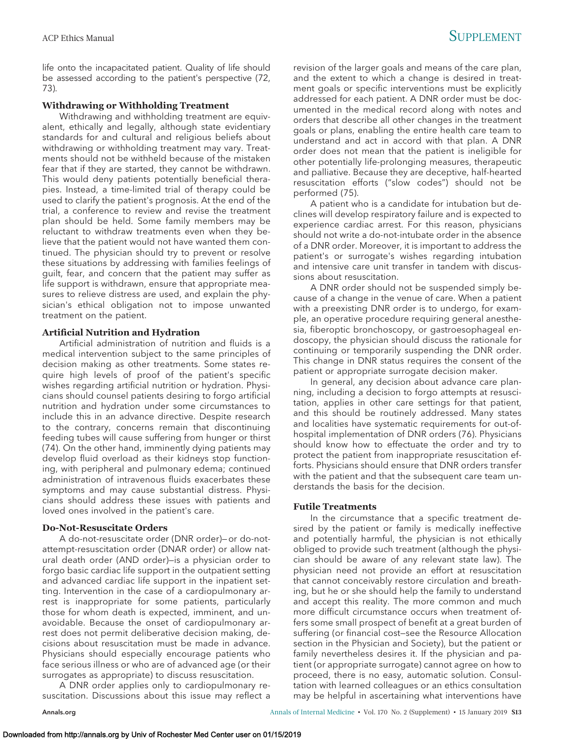life onto the incapacitated patient. Quality of life should be assessed according to the patient's perspective (72, 73).

### Withdrawing or Withholding Treatment

Withdrawing and withholding treatment are equivalent, ethically and legally, although state evidentiary standards for and cultural and religious beliefs about withdrawing or withholding treatment may vary. Treatments should not be withheld because of the mistaken fear that if they are started, they cannot be withdrawn. This would deny patients potentially beneficial therapies. Instead, a time-limited trial of therapy could be used to clarify the patient's prognosis. At the end of the trial, a conference to review and revise the treatment plan should be held. Some family members may be reluctant to withdraw treatments even when they believe that the patient would not have wanted them continued. The physician should try to prevent or resolve these situations by addressing with families feelings of guilt, fear, and concern that the patient may suffer as life support is withdrawn, ensure that appropriate measures to relieve distress are used, and explain the physician's ethical obligation not to impose unwanted treatment on the patient.

### Artificial Nutrition and Hydration

Artificial administration of nutrition and fluids is a medical intervention subject to the same principles of decision making as other treatments. Some states require high levels of proof of the patient's specific wishes regarding artificial nutrition or hydration. Physicians should counsel patients desiring to forgo artificial nutrition and hydration under some circumstances to include this in an advance directive. Despite research to the contrary, concerns remain that discontinuing feeding tubes will cause suffering from hunger or thirst (74). On the other hand, imminently dying patients may develop fluid overload as their kidneys stop functioning, with peripheral and pulmonary edema; continued administration of intravenous fluids exacerbates these symptoms and may cause substantial distress. Physicians should address these issues with patients and loved ones involved in the patient's care.

### Do-Not-Resuscitate Orders

A do-not-resuscitate order (DNR order)—or do-not-attempt-resuscitation order (DNAR order) or allow natural death order (AND order)—is a physician order to forgo basic cardiac life support in the outpatient setting and advanced cardiac life support in the inpatient setting. Intervention in the case of a cardiopulmonary arrest is inappropriate for some patients, particularly those for whom death is expected, imminent, and unavoidable. Because the onset of cardiopulmonary arrest does not permit deliberative decision making, decisions about resuscitation must be made in advance. Physicians should especially encourage patients who face serious illness or who are of advanced age (or their surrogates as appropriate) to discuss resuscitation.

A DNR order applies only to cardiopulmonary resuscitation. Discussions about this issue may reflect a revision of the larger goals and means of the care plan, and the extent to which a change is desired in treatment goals or specific interventions must be explicitly addressed for each patient. A DNR order must be documented in the medical record along with notes and orders that describe all other changes in the treatment goals or plans, enabling the entire health care team to understand and act in accord with that plan. A DNR order does not mean that the patient is ineligible for other potentially life-prolonging measures, therapeutic and palliative. Because they are deceptive, half-hearted resuscitation efforts ("slow codes") should not be performed (75).

A patient who is a candidate for intubation but declines will develop respiratory failure and is expected to experience cardiac arrest. For this reason, physicians should not write a do-not-intubate order in the absence of a DNR order. Moreover, it is important to address the patient's or surrogate's wishes regarding intubation and intensive care unit transfer in tandem with discussions about resuscitation.

A DNR order should not be suspended simply because of a change in the venue of care. When a patient with a preexisting DNR order is to undergo, for example, an operative procedure requiring general anesthesia, fiberoptic bronchoscopy, or gastroesophageal endoscopy, the physician should discuss the rationale for continuing or temporarily suspending the DNR order. This change in DNR status requires the consent of the patient or appropriate surrogate decision maker.

In general, any decision about advance care planning, including a decision to forgo attempts at resuscitation, applies in other care settings for that patient, and this should be routinely addressed. Many states and localities have systematic requirements for out-of-hospital implementation of DNR orders (76). Physicians should know how to effectuate the order and try to protect the patient from inappropriate resuscitation efforts. Physicians should ensure that DNR orders transfer with the patient and that the subsequent care team understands the basis for the decision.

### Futile Treatments

In the circumstance that a specific treatment desired by the patient or family is medically ineffective and potentially harmful, the physician is not ethically obliged to provide such treatment (although the physician should be aware of any relevant state law). The physician need not provide an effort at resuscitation that cannot conceivably restore circulation and breathing, but he or she should help the family to understand and accept this reality. The more common and much more difficult circumstance occurs when treatment offers some small prospect of benefit at a great burden of suffering (or financial cost—see the Resource Allocation section in the Physician and Society), but the patient or family nevertheless desires it. If the physician and patient (or appropriate surrogate) cannot agree on how to proceed, there is no easy, automatic solution. Consultation with learned colleagues or an ethics consultation may be helpful in ascertaining what interventions have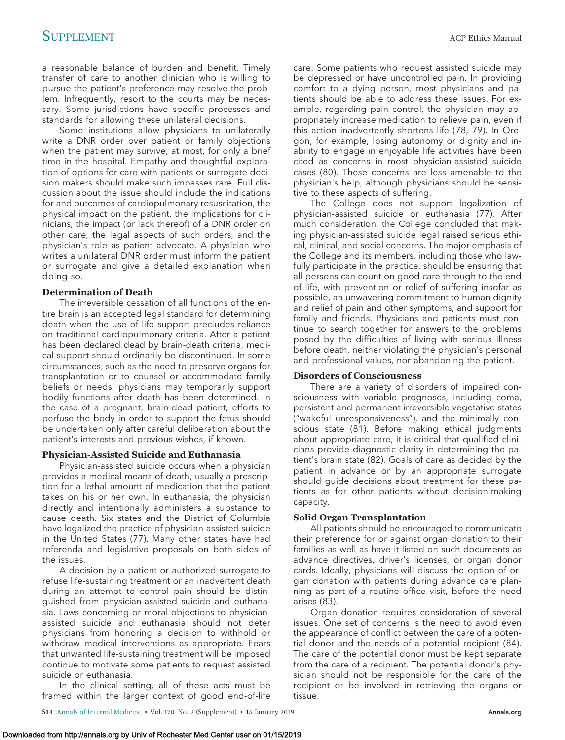a reasonable balance of burden and benefit. Timely transfer of care to another clinician who is willing to pursue the patient's preference may resolve the problem. Infrequently, resort to the courts may be necessary. Some jurisdictions have specific processes and standards for allowing these unilateral decisions.

Some institutions allow physicians to unilaterally write a DNR order over patient or family objections when the patient may survive, at most, for only a brief time in the hospital. Empathy and thoughtful exploration of options for care with patients or surrogate decision makers should make such impasses rare. Full discussion about the issue should include the indications for and outcomes of cardiopulmonary resuscitation, the physical impact on the patient, the implications for clinicians, the impact (or lack thereof) of a DNR order on other care, the legal aspects of such orders, and the physician's role as patient advocate. A physician who writes a unilateral DNR order must inform the patient or surrogate and give a detailed explanation when doing so.

### Determination of Death

The irreversible cessation of all functions of the entire brain is an accepted legal standard for determining death when the use of life support precludes reliance on traditional cardiopulmonary criteria. After a patient has been declared dead by brain-death criteria, medical support should ordinarily be discontinued. In some circumstances, such as the need to preserve organs for transplantation or to counsel or accommodate family beliefs or needs, physicians may temporarily support bodily functions after death has been determined. In the case of a pregnant, brain-dead patient, efforts to perfuse the body in order to support the fetus should be undertaken only after careful deliberation about the patient's interests and previous wishes, if known.

### Physician-Assisted Suicide and Euthanasia

Physician-assisted suicide occurs when a physician provides a medical means of death, usually a prescription for a lethal amount of medication that the patient takes on his or her own. In euthanasia, the physician directly and intentionally administers a substance to cause death. Six states and the District of Columbia have legalized the practice of physician-assisted suicide in the United States (77). Many other states have had referenda and legislative proposals on both sides of the issues.

A decision by a patient or authorized surrogate to refuse life-sustaining treatment or an inadvertent death during an attempt to control pain should be distinguished from physician-assisted suicide and euthanasia. Laws concerning or moral objections to physician-assisted suicide and euthanasia should not deter physicians from honoring a decision to withhold or withdraw medical interventions as appropriate. Fears that unwanted life-sustaining treatment will be imposed continue to motivate some patients to request assisted suicide or euthanasia.

In the clinical setting, all of these acts must be framed within the larger context of good end-of-life care. Some patients who request assisted suicide may be depressed or have uncontrolled pain. In providing comfort to a dying person, most physicians and patients should be able to address these issues. For example, regarding pain control, the physician may appropriately increase medication to relieve pain, even if this action inadvertently shortens life (78, 79). In Oregon, for example, losing autonomy or dignity and inability to engage in enjoyable life activities have been cited as concerns in most physician-assisted suicide cases (80). These concerns are less amenable to the physician's help, although physicians should be sensitive to these aspects of suffering.

The College does not support legalization of physician-assisted suicide or euthanasia (77). After much consideration, the College concluded that making physician-assisted suicide legal raised serious ethical, clinical, and social concerns. The major emphasis of the College and its members, including those who lawfully participate in the practice, should be ensuring that all persons can count on good care through to the end of life, with prevention or relief of suffering insofar as possible, an unwavering commitment to human dignity and relief of pain and other symptoms, and support for family and friends. Physicians and patients must continue to search together for answers to the problems posed by the difficulties of living with serious illness before death, neither violating the physician's personal and professional values, nor abandoning the patient.

### Disorders of Consciousness

There are a variety of disorders of impaired consciousness with variable prognoses, including coma, persistent and permanent irreversible vegetative states ("wakeful unresponsiveness"), and the minimally conscious state (81). Before making ethical judgments about appropriate care, it is critical that qualified clinicians provide diagnostic clarity in determining the patient's brain state (82). Goals of care as decided by the patient in advance or by an appropriate surrogate should guide decisions about treatment for these patients as for other patients without decision-making capacity.

### Solid Organ Transplantation

All patients should be encouraged to communicate their preference for or against organ donation to their families as well as have it listed on such documents as advance directives, driver's licenses, or organ donor cards. Ideally, physicians will discuss the option of organ donation with patients during advance care planning as part of a routine office visit, before the need arises (83).

Organ donation requires consideration of several issues. One set of concerns is the need to avoid even the appearance of conflict between the care of a potential donor and the needs of a potential recipient (84). The care of the potential donor must be kept separate from the care of a recipient. The potential donor's physician should not be responsible for the care of the recipient or be involved in retrieving the organs or tissue.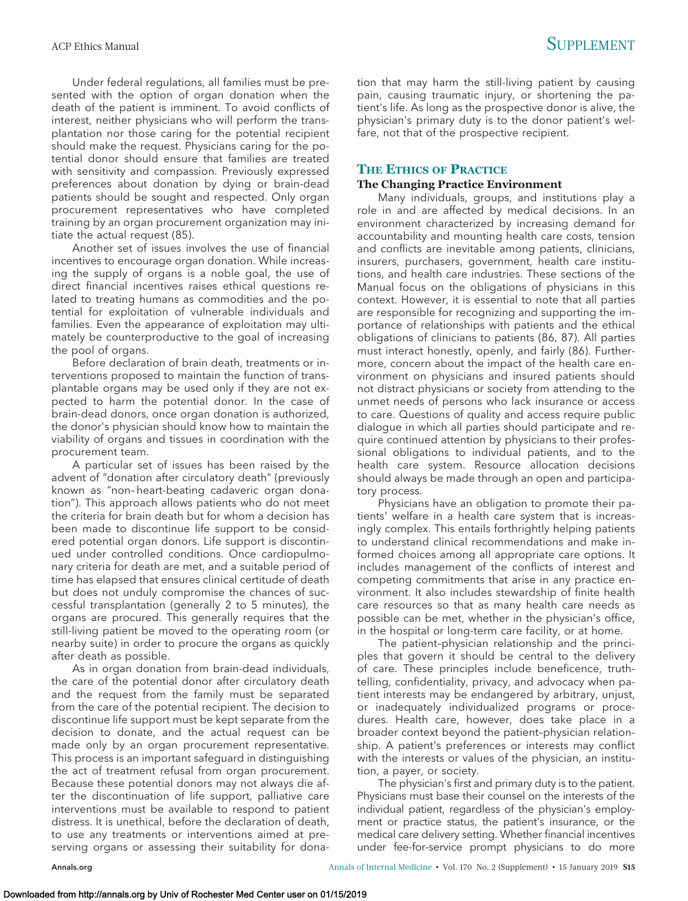Under federal regulations, all families must be presented with the option of organ donation when the death of the patient is imminent. To avoid conflicts of interest, neither physicians who will perform the transplantation nor those caring for the potential recipient should make the request. Physicians caring for the potential donor should ensure that families are treated with sensitivity and compassion. Previously expressed preferences about donation by dying or brain-dead patients should be sought and respected. Only organ procurement representatives who have completed training by an organ procurement organization may initiate the actual request (85).

Another set of issues involves the use of financial incentives to encourage organ donation. While increasing the supply of organs is a noble goal, the use of direct financial incentives raises ethical questions related to treating humans as commodities and the potential for exploitation of vulnerable individuals and families. Even the appearance of exploitation may ultimately be counterproductive to the goal of increasing the pool of organs.

Before declaration of brain death, treatments or interventions proposed to maintain the function of transplantable organs may be used only if they are not expected to harm the potential donor. In the case of brain-dead donors, once organ donation is authorized, the donor's physician should know how to maintain the viability of organs and tissues in coordination with the procurement team.

A particular set of issues has been raised by the advent of "donation after circulatory death" (previously known as "non–heart-beating cadaveric organ donation"). This approach allows patients who do not meet the criteria for brain death but for whom a decision has been made to discontinue life support to be considered potential organ donors. Life support is discontinued under controlled conditions. Once cardiopulmonary criteria for death are met, and a suitable period of time has elapsed that ensures clinical certitude of death but does not unduly compromise the chances of successful transplantation (generally 2 to 5 minutes), the organs are procured. This generally requires that the still-living patient be moved to the operating room (or nearby suite) in order to procure the organs as quickly after death as possible.

As in organ donation from brain-dead individuals, the care of the potential donor after circulatory death and the request from the family must be separated from the care of the potential recipient. The decision to discontinue life support must be kept separate from the decision to donate, and the actual request can be made only by an organ procurement representative. This process is an important safeguard in distinguishing the act of treatment refusal from organ procurement. Because these potential donors may not always die after the discontinuation of life support, palliative care interventions must be available to respond to patient distress. It is unethical, before the declaration of death, to use any treatments or interventions aimed at preserving organs or assessing their suitability for donation that may harm the still-living patient by causing pain, causing traumatic injury, or shortening the patient's life. As long as the prospective donor is alive, the physician's primary duty is to the donor patient's welfare, not that of the prospective recipient.

## The Ethics of Practice

### The Changing Practice Environment

Many individuals, groups, and institutions play a role in and are affected by medical decisions. In an environment characterized by increasing demand for accountability and mounting health care costs, tension and conflicts are inevitable among patients, clinicians, insurers, purchasers, government, health care institutions, and health care industries. These sections of the Manual focus on the obligations of physicians in this context. However, it is essential to note that all parties are responsible for recognizing and supporting the importance of relationships with patients and the ethical obligations of clinicians to patients (86, 87). All parties must interact honestly, openly, and fairly (86). Furthermore, concern about the impact of the health care environment on physicians and insured patients should not distract physicians or society from attending to the unmet needs of persons who lack insurance or access to care. Questions of quality and access require public dialogue in which all parties should participate and require continued attention by physicians to their professional obligations to individual patients, and to the health care system. Resource allocation decisions should always be made through an open and participatory process.

Physicians have an obligation to promote their patients' welfare in a health care system that is increasingly complex. This entails forthrightly helping patients to understand clinical recommendations and make informed choices among all appropriate care options. It includes management of the conflicts of interest and competing commitments that arise in any practice environment. It also includes stewardship of finite health care resources so that as many health care needs as possible can be met, whether in the physician's office, in the hospital or long-term care facility, or at home.

The patient–physician relationship and the principles that govern it should be central to the delivery of care. These principles include beneficence, truth-telling, confidentiality, privacy, and advocacy when patient interests may be endangered by arbitrary, unjust, or inadequately individualized programs or procedures. Health care, however, does take place in a broader context beyond the patient–physician relationship. A patient's preferences or interests may conflict with the interests or values of the physician, an institution, a payer, or society.

The physician's first and primary duty is to the patient. Physicians must base their counsel on the interests of the individual patient, regardless of the physician's employment or practice status, the patient's insurance, or the medical care delivery setting. Whether financial incentives under fee-for-service prompt physicians to do more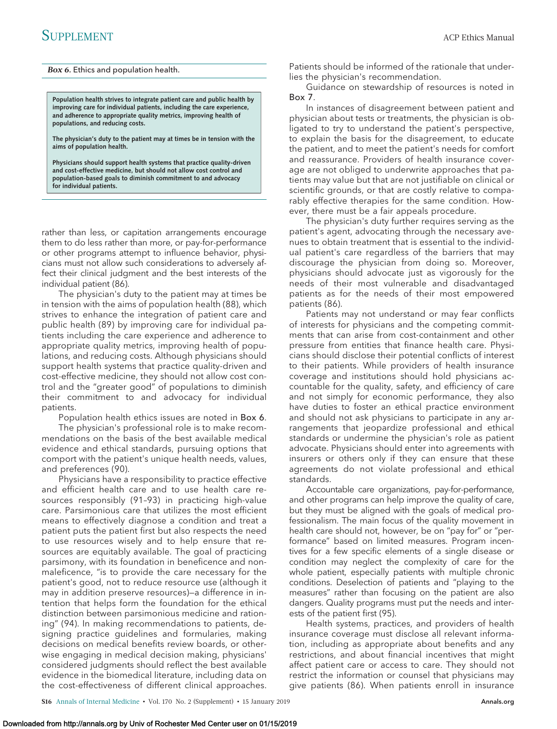*Box 6.* Ethics and population health.

**Population health strives to integrate patient care and public health by improving care for individual patients, including the care experience, and adherence to appropriate quality metrics, improving health of populations, and reducing costs.**

**The physician's duty to the patient may at times be in tension with the aims of population health.**

**Physicians should support health systems that practice quality-driven and cost-effective medicine, but should not allow cost control and population-based goals to diminish commitment to and advocacy for individual patients.**

rather than less, or capitation arrangements encourage them to do less rather than more, or pay-for-performance or other programs attempt to influence behavior, physicians must not allow such considerations to adversely affect their clinical judgment and the best interests of the individual patient (86).

The physician's duty to the patient may at times be in tension with the aims of population health (88), which strives to enhance the integration of patient care and public health (89) by improving care for individual patients including the care experience and adherence to appropriate quality metrics, improving health of populations, and reducing costs. Although physicians should support health systems that practice quality-driven and cost-effective medicine, they should not allow cost control and the "greater good" of populations to diminish their commitment to and advocacy for individual patients.

Population health ethics issues are noted in Box 6.

The physician's professional role is to make recommendations on the basis of the best available medical evidence and ethical standards, pursuing options that comport with the patient's unique health needs, values, and preferences (90).

Physicians have a responsibility to practice effective and efficient health care and to use health care resources responsibly (91–93) in practicing high-value care. Parsimonious care that utilizes the most efficient means to effectively diagnose a condition and treat a patient puts the patient first but also respects the need to use resources wisely and to help ensure that resources are equitably available. The goal of practicing parsimony, with its foundation in beneficence and nonmaleficence, "is to provide the care necessary for the patient's good, not to reduce resource use (although it may in addition preserve resources)—a difference in intention that helps form the foundation for the ethical distinction between parsimonious medicine and rationing" (94). In making recommendations to patients, designing practice guidelines and formularies, making decisions on medical benefits review boards, or otherwise engaging in medical decision making, physicians' considered judgments should reflect the best available evidence in the biomedical literature, including data on the cost-effectiveness of different clinical approaches. Patients should be informed of the rationale that underlies the physician's recommendation.

Guidance on stewardship of resources is noted in Box 7.

In instances of disagreement between patient and physician about tests or treatments, the physician is obligated to try to understand the patient's perspective, to explain the basis for the disagreement, to educate the patient, and to meet the patient's needs for comfort and reassurance. Providers of health insurance coverage are not obliged to underwrite approaches that patients may value but that are not justifiable on clinical or scientific grounds, or that are costly relative to comparably effective therapies for the same condition. However, there must be a fair appeals procedure.

The physician's duty further requires serving as the patient's agent, advocating through the necessary avenues to obtain treatment that is essential to the individual patient's care regardless of the barriers that may discourage the physician from doing so. Moreover, physicians should advocate just as vigorously for the needs of their most vulnerable and disadvantaged patients as for the needs of their most empowered patients (86).

Patients may not understand or may fear conflicts of interests for physicians and the competing commitments that can arise from cost-containment and other pressure from entities that finance health care. Physicians should disclose their potential conflicts of interest to their patients. While providers of health insurance coverage and institutions should hold physicians accountable for the quality, safety, and efficiency of care and not simply for economic performance, they also have duties to foster an ethical practice environment and should not ask physicians to participate in any arrangements that jeopardize professional and ethical standards or undermine the physician's role as patient advocate. Physicians should enter into agreements with insurers or others only if they can ensure that these agreements do not violate professional and ethical standards.

Accountable care organizations, pay-for-performance, and other programs can help improve the quality of care, but they must be aligned with the goals of medical professionalism. The main focus of the quality movement in health care should not, however, be on "pay for" or "performance" based on limited measures. Program incentives for a few specific elements of a single disease or condition may neglect the complexity of care for the whole patient, especially patients with multiple chronic conditions. Deselection of patients and "playing to the measures" rather than focusing on the patient are also dangers. Quality programs must put the needs and interests of the patient first (95).

Health systems, practices, and providers of health insurance coverage must disclose all relevant information, including as appropriate about benefits and any restrictions, and about financial incentives that might affect patient care or access to care. They should not restrict the information or counsel that physicians may give patients (86). When patients enroll in insurance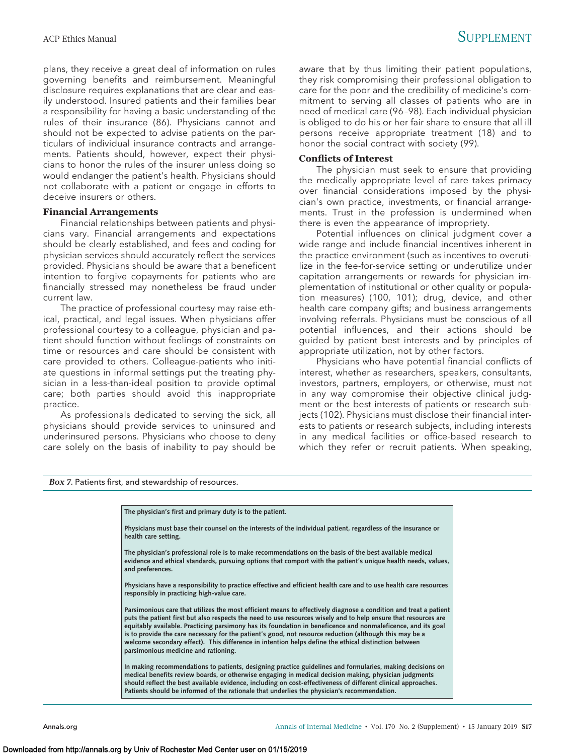plans, they receive a great deal of information on rules governing benefits and reimbursement. Meaningful disclosure requires explanations that are clear and easily understood. Insured patients and their families bear a responsibility for having a basic understanding of the rules of their insurance (86). Physicians cannot and should not be expected to advise patients on the particulars of individual insurance contracts and arrangements. Patients should, however, expect their physicians to honor the rules of the insurer unless doing so would endanger the patient's health. Physicians should not collaborate with a patient or engage in efforts to deceive insurers or others.

### Financial Arrangements

Financial relationships between patients and physicians vary. Financial arrangements and expectations should be clearly established, and fees and coding for physician services should accurately reflect the services provided. Physicians should be aware that a beneficent intention to forgive copayments for patients who are financially stressed may nonetheless be fraud under current law.

The practice of professional courtesy may raise ethical, practical, and legal issues. When physicians offer professional courtesy to a colleague, physician and patient should function without feelings of constraints on time or resources and care should be consistent with care provided to others. Colleague-patients who initiate questions in informal settings put the treating physician in a less-than-ideal position to provide optimal care; both parties should avoid this inappropriate practice.

As professionals dedicated to serving the sick, all physicians should provide services to uninsured and underinsured persons. Physicians who choose to deny care solely on the basis of inability to pay should be aware that by thus limiting their patient populations, they risk compromising their professional obligation to care for the poor and the credibility of medicine's commitment to serving all classes of patients who are in need of medical care (96–98). Each individual physician is obliged to do his or her fair share to ensure that all ill persons receive appropriate treatment (18) and to honor the social contract with society (99).

### Conflicts of Interest

The physician must seek to ensure that providing the medically appropriate level of care takes primacy over financial considerations imposed by the physician's own practice, investments, or financial arrangements. Trust in the profession is undermined when there is even the appearance of impropriety.

Potential influences on clinical judgment cover a wide range and include financial incentives inherent in the practice environment (such as incentives to overutilize in the fee-for-service setting or underutilize under capitation arrangements or rewards for physician implementation of institutional or other quality or population measures) (100, 101); drug, device, and other health care company gifts; and business arrangements involving referrals. Physicians must be conscious of all potential influences, and their actions should be guided by patient best interests and by principles of appropriate utilization, not by other factors.

Physicians who have potential financial conflicts of interest, whether as researchers, speakers, consultants, investors, partners, employers, or otherwise, must not in any way compromise their objective clinical judgment or the best interests of patients or research subjects (102). Physicians must disclose their financial interests to patients or research subjects, including interests in any medical facilities or office-based research to which they refer or recruit patients. When speaking,

***Box 7.*** Patients first, and stewardship of resources.

**The physician's first and primary duty is to the patient.**

**Physicians must base their counsel on the interests of the individual patient, regardless of the insurance or health care setting.**

**The physician's professional role is to make recommendations on the basis of the best available medical evidence and ethical standards, pursuing options that comport with the patient's unique health needs, values, and preferences.**

**Physicians have a responsibility to practice effective and efficient health care and to use health care resources responsibly in practicing high-value care.**

**Parsimonious care that utilizes the most efficient means to effectively diagnose a condition and treat a patient puts the patient first but also respects the need to use resources wisely and to help ensure that resources are equitably available. Practicing parsimony has its foundation in beneficence and nonmaleficence, and its goal is to provide the care necessary for the patient's good, not resource reduction (although this may be a welcome secondary effect). This difference in intention helps define the ethical distinction between parsimonious medicine and rationing.**

**In making recommendations to patients, designing practice guidelines and formularies, making decisions on medical benefits review boards, or otherwise engaging in medical decision making, physician judgments should reflect the best available evidence, including on cost-effectiveness of different clinical approaches. Patients should be informed of the rationale that underlies the physician's recommendation.**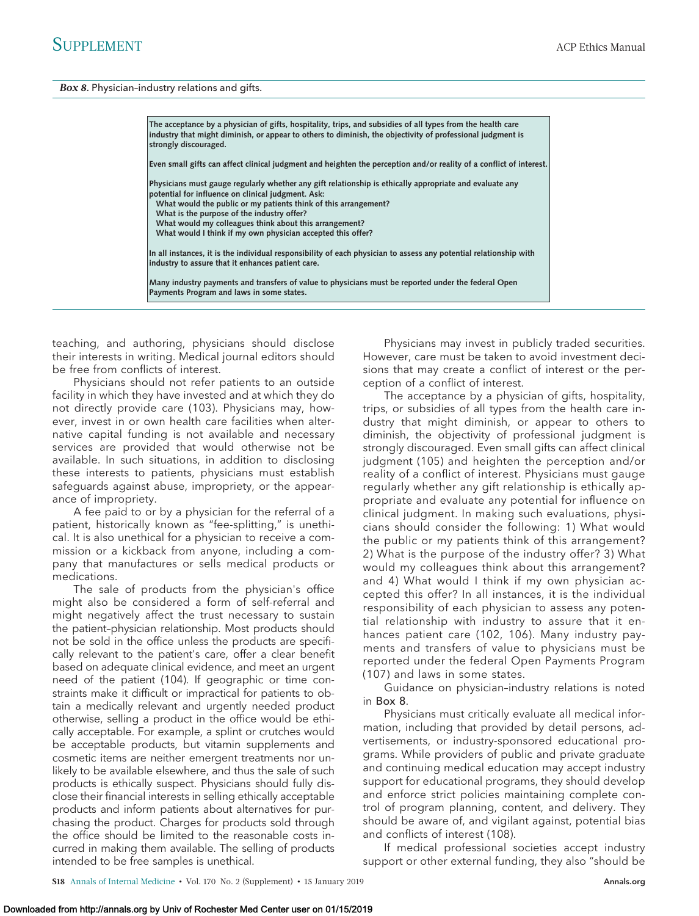*Box 8.* Physician–industry relations and gifts.

**The acceptance by a physician of gifts, hospitality, trips, and subsidies of all types from the health care industry that might diminish, or appear to others to diminish, the objectivity of professional judgment is strongly discouraged.**

**Even small gifts can affect clinical judgment and heighten the perception and/or reality of a conflict of interest.**

**Physicians must gauge regularly whether any gift relationship is ethically appropriate and evaluate any potential for influence on clinical judgment. Ask:**
- **What would the public or my patients think of this arrangement?**
- **What is the purpose of the industry offer?**
- **What would my colleagues think about this arrangement?**
- **What would I think if my own physician accepted this offer?**

**In all instances, it is the individual responsibility of each physician to assess any potential relationship with industry to assure that it enhances patient care.**

**Many industry payments and transfers of value to physicians must be reported under the federal Open Payments Program and laws in some states.**

teaching, and authoring, physicians should disclose their interests in writing. Medical journal editors should be free from conflicts of interest.

Physicians should not refer patients to an outside facility in which they have invested and at which they do not directly provide care (103). Physicians may, however, invest in or own health care facilities when alternative capital funding is not available and necessary services are provided that would otherwise not be available. In such situations, in addition to disclosing these interests to patients, physicians must establish safeguards against abuse, impropriety, or the appearance of impropriety.

A fee paid to or by a physician for the referral of a patient, historically known as "fee-splitting," is unethical. It is also unethical for a physician to receive a commission or a kickback from anyone, including a company that manufactures or sells medical products or medications.

The sale of products from the physician's office might also be considered a form of self-referral and might negatively affect the trust necessary to sustain the patient–physician relationship. Most products should not be sold in the office unless the products are specifically relevant to the patient's care, offer a clear benefit based on adequate clinical evidence, and meet an urgent need of the patient (104). If geographic or time constraints make it difficult or impractical for patients to obtain a medically relevant and urgently needed product otherwise, selling a product in the office would be ethically acceptable. For example, a splint or crutches would be acceptable products, but vitamin supplements and cosmetic items are neither emergent treatments nor unlikely to be available elsewhere, and thus the sale of such products is ethically suspect. Physicians should fully disclose their financial interests in selling ethically acceptable products and inform patients about alternatives for purchasing the product. Charges for products sold through the office should be limited to the reasonable costs incurred in making them available. The selling of products intended to be free samples is unethical.

Physicians may invest in publicly traded securities. However, care must be taken to avoid investment decisions that may create a conflict of interest or the perception of a conflict of interest.

The acceptance by a physician of gifts, hospitality, trips, or subsidies of all types from the health care industry that might diminish, or appear to others to diminish, the objectivity of professional judgment is strongly discouraged. Even small gifts can affect clinical judgment (105) and heighten the perception and/or reality of a conflict of interest. Physicians must gauge regularly whether any gift relationship is ethically appropriate and evaluate any potential for influence on clinical judgment. In making such evaluations, physicians should consider the following: 1) What would the public or my patients think of this arrangement? 2) What is the purpose of the industry offer? 3) What would my colleagues think about this arrangement? and 4) What would I think if my own physician accepted this offer? In all instances, it is the individual responsibility of each physician to assess any potential relationship with industry to assure that it enhances patient care (102, 106). Many industry payments and transfers of value to physicians must be reported under the federal Open Payments Program (107) and laws in some states.

Guidance on physician–industry relations is noted in Box 8.

Physicians must critically evaluate all medical information, including that provided by detail persons, advertisements, or industry-sponsored educational programs. While providers of public and private graduate and continuing medical education may accept industry support for educational programs, they should develop and enforce strict policies maintaining complete control of program planning, content, and delivery. They should be aware of, and vigilant against, potential bias and conflicts of interest (108).

If medical professional societies accept industry support or other external funding, they also "should be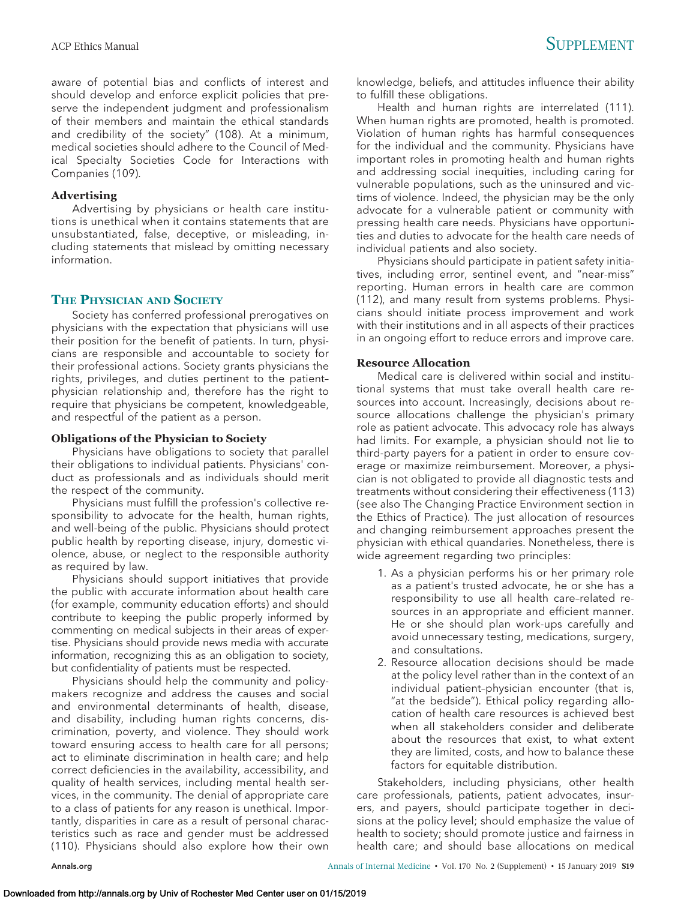aware of potential bias and conflicts of interest and should develop and enforce explicit policies that preserve the independent judgment and professionalism of their members and maintain the ethical standards and credibility of the society" (108). At a minimum, medical societies should adhere to the Council of Medical Specialty Societies Code for Interactions with Companies (109).

### Advertising

Advertising by physicians or health care institutions is unethical when it contains statements that are unsubstantiated, false, deceptive, or misleading, including statements that mislead by omitting necessary information.

## The Physician and Society

Society has conferred professional prerogatives on physicians with the expectation that physicians will use their position for the benefit of patients. In turn, physicians are responsible and accountable to society for their professional actions. Society grants physicians the rights, privileges, and duties pertinent to the patient–physician relationship and, therefore has the right to require that physicians be competent, knowledgeable, and respectful of the patient as a person.

### Obligations of the Physician to Society

Physicians have obligations to society that parallel their obligations to individual patients. Physicians' conduct as professionals and as individuals should merit the respect of the community.

Physicians must fulfill the profession's collective responsibility to advocate for the health, human rights, and well-being of the public. Physicians should protect public health by reporting disease, injury, domestic violence, abuse, or neglect to the responsible authority as required by law.

Physicians should support initiatives that provide the public with accurate information about health care (for example, community education efforts) and should contribute to keeping the public properly informed by commenting on medical subjects in their areas of expertise. Physicians should provide news media with accurate information, recognizing this as an obligation to society, but confidentiality of patients must be respected.

Physicians should help the community and policymakers recognize and address the causes and social and environmental determinants of health, disease, and disability, including human rights concerns, discrimination, poverty, and violence. They should work toward ensuring access to health care for all persons; act to eliminate discrimination in health care; and help correct deficiencies in the availability, accessibility, and quality of health services, including mental health services, in the community. The denial of appropriate care to a class of patients for any reason is unethical. Importantly, disparities in care as a result of personal characteristics such as race and gender must be addressed (110). Physicians should also explore how their own knowledge, beliefs, and attitudes influence their ability to fulfill these obligations.

Health and human rights are interrelated (111). When human rights are promoted, health is promoted. Violation of human rights has harmful consequences for the individual and the community. Physicians have important roles in promoting health and human rights and addressing social inequities, including caring for vulnerable populations, such as the uninsured and victims of violence. Indeed, the physician may be the only advocate for a vulnerable patient or community with pressing health care needs. Physicians have opportunities and duties to advocate for the health care needs of individual patients and also society.

Physicians should participate in patient safety initiatives, including error, sentinel event, and "near-miss" reporting. Human errors in health care are common (112), and many result from systems problems. Physicians should initiate process improvement and work with their institutions and in all aspects of their practices in an ongoing effort to reduce errors and improve care.

### Resource Allocation

Medical care is delivered within social and institutional systems that must take overall health care resources into account. Increasingly, decisions about resource allocations challenge the physician's primary role as patient advocate. This advocacy role has always had limits. For example, a physician should not lie to third-party payers for a patient in order to ensure coverage or maximize reimbursement. Moreover, a physician is not obligated to provide all diagnostic tests and treatments without considering their effectiveness (113) (see also The Changing Practice Environment section in the Ethics of Practice). The just allocation of resources and changing reimbursement approaches present the physician with ethical quandaries. Nonetheless, there is wide agreement regarding two principles:

1. As a physician performs his or her primary role as a patient's trusted advocate, he or she has a responsibility to use all health care–related resources in an appropriate and efficient manner. He or she should plan work-ups carefully and avoid unnecessary testing, medications, surgery, and consultations.
2. Resource allocation decisions should be made at the policy level rather than in the context of an individual patient–physician encounter (that is, "at the bedside"). Ethical policy regarding allocation of health care resources is achieved best when all stakeholders consider and deliberate about the resources that exist, to what extent they are limited, costs, and how to balance these factors for equitable distribution.

Stakeholders, including physicians, other health care professionals, patients, patient advocates, insurers, and payers, should participate together in decisions at the policy level; should emphasize the value of health to society; should promote justice and fairness in health care; and should base allocations on medical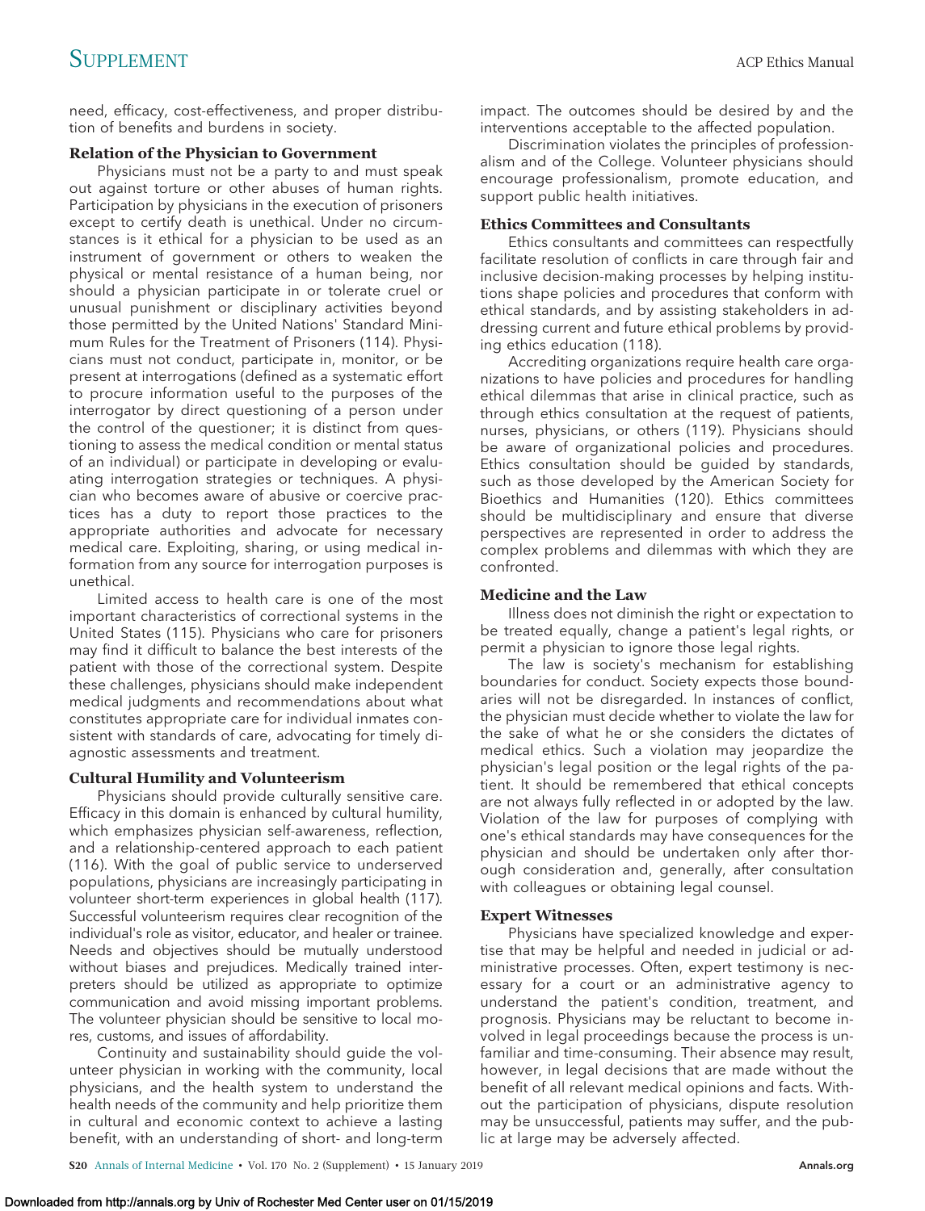need, efficacy, cost-effectiveness, and proper distribution of benefits and burdens in society.

### Relation of the Physician to Government

Physicians must not be a party to and must speak out against torture or other abuses of human rights. Participation by physicians in the execution of prisoners except to certify death is unethical. Under no circumstances is it ethical for a physician to be used as an instrument of government or others to weaken the physical or mental resistance of a human being, nor should a physician participate in or tolerate cruel or unusual punishment or disciplinary activities beyond those permitted by the United Nations' Standard Minimum Rules for the Treatment of Prisoners (114). Physicians must not conduct, participate in, monitor, or be present at interrogations (defined as a systematic effort to procure information useful to the purposes of the interrogator by direct questioning of a person under the control of the questioner; it is distinct from questioning to assess the medical condition or mental status of an individual) or participate in developing or evaluating interrogation strategies or techniques. A physician who becomes aware of abusive or coercive practices has a duty to report those practices to the appropriate authorities and advocate for necessary medical care. Exploiting, sharing, or using medical information from any source for interrogation purposes is unethical.

Limited access to health care is one of the most important characteristics of correctional systems in the United States (115). Physicians who care for prisoners may find it difficult to balance the best interests of the patient with those of the correctional system. Despite these challenges, physicians should make independent medical judgments and recommendations about what constitutes appropriate care for individual inmates consistent with standards of care, advocating for timely diagnostic assessments and treatment.

### Cultural Humility and Volunteerism

Physicians should provide culturally sensitive care. Efficacy in this domain is enhanced by cultural humility, which emphasizes physician self-awareness, reflection, and a relationship-centered approach to each patient (116). With the goal of public service to underserved populations, physicians are increasingly participating in volunteer short-term experiences in global health (117). Successful volunteerism requires clear recognition of the individual's role as visitor, educator, and healer or trainee. Needs and objectives should be mutually understood without biases and prejudices. Medically trained interpreters should be utilized as appropriate to optimize communication and avoid missing important problems. The volunteer physician should be sensitive to local mores, customs, and issues of affordability.

Continuity and sustainability should guide the volunteer physician in working with the community, local physicians, and the health system to understand the health needs of the community and help prioritize them in cultural and economic context to achieve a lasting benefit, with an understanding of short- and long-term impact. The outcomes should be desired by and the interventions acceptable to the affected population.

Discrimination violates the principles of professionalism and of the College. Volunteer physicians should encourage professionalism, promote education, and support public health initiatives.

### Ethics Committees and Consultants

Ethics consultants and committees can respectfully facilitate resolution of conflicts in care through fair and inclusive decision-making processes by helping institutions shape policies and procedures that conform with ethical standards, and by assisting stakeholders in addressing current and future ethical problems by providing ethics education (118).

Accrediting organizations require health care organizations to have policies and procedures for handling ethical dilemmas that arise in clinical practice, such as through ethics consultation at the request of patients, nurses, physicians, or others (119). Physicians should be aware of organizational policies and procedures. Ethics consultation should be guided by standards, such as those developed by the American Society for Bioethics and Humanities (120). Ethics committees should be multidisciplinary and ensure that diverse perspectives are represented in order to address the complex problems and dilemmas with which they are confronted.

### Medicine and the Law

Illness does not diminish the right or expectation to be treated equally, change a patient's legal rights, or permit a physician to ignore those legal rights.

The law is society's mechanism for establishing boundaries for conduct. Society expects those boundaries will not be disregarded. In instances of conflict, the physician must decide whether to violate the law for the sake of what he or she considers the dictates of medical ethics. Such a violation may jeopardize the physician's legal position or the legal rights of the patient. It should be remembered that ethical concepts are not always fully reflected in or adopted by the law. Violation of the law for purposes of complying with one's ethical standards may have consequences for the physician and should be undertaken only after thorough consideration and, generally, after consultation with colleagues or obtaining legal counsel.

### Expert Witnesses

Physicians have specialized knowledge and expertise that may be helpful and needed in judicial or administrative processes. Often, expert testimony is necessary for a court or an administrative agency to understand the patient's condition, treatment, and prognosis. Physicians may be reluctant to become involved in legal proceedings because the process is unfamiliar and time-consuming. Their absence may result, however, in legal decisions that are made without the benefit of all relevant medical opinions and facts. Without the participation of physicians, dispute resolution may be unsuccessful, patients may suffer, and the public at large may be adversely affected.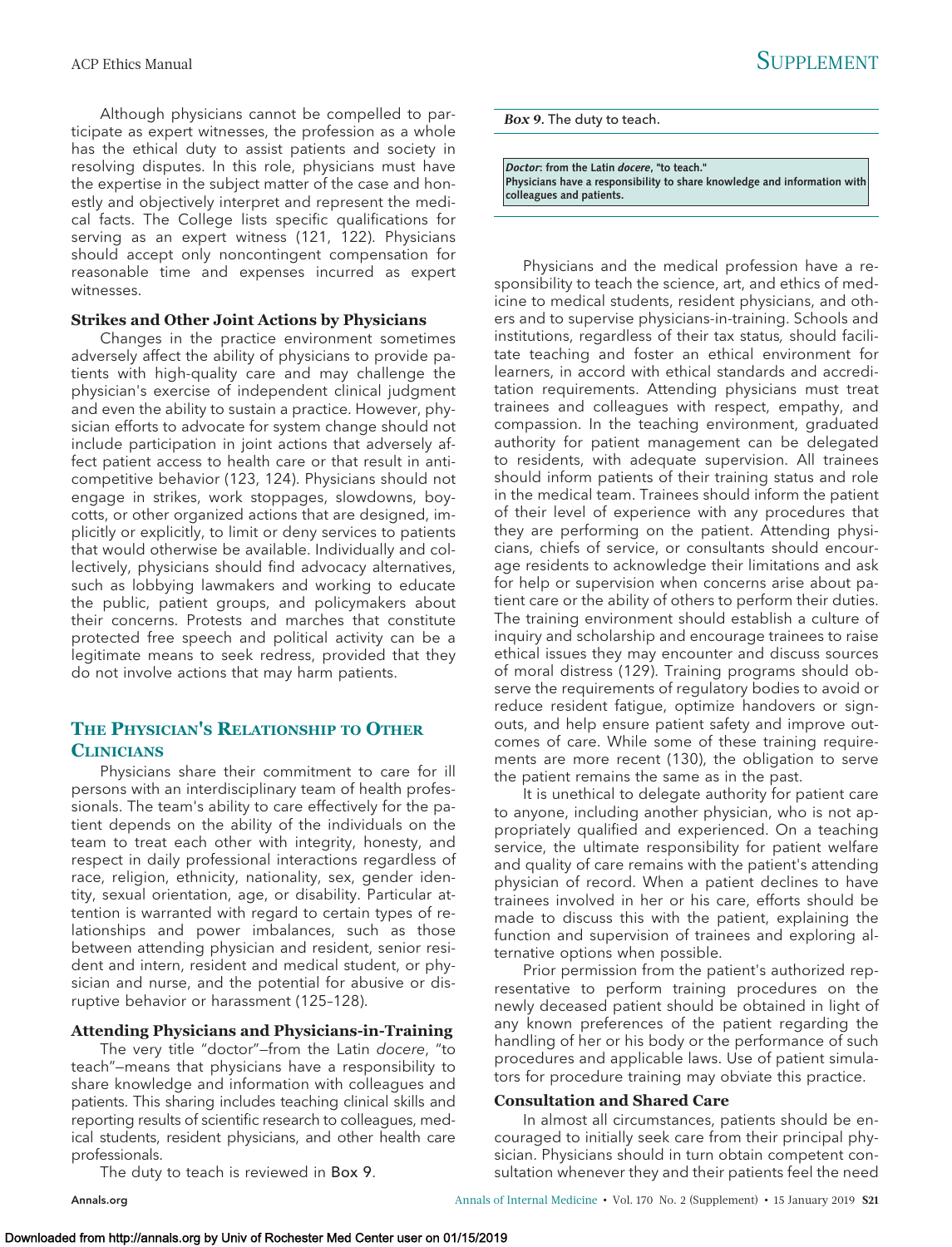Although physicians cannot be compelled to participate as expert witnesses, the profession as a whole has the ethical duty to assist patients and society in resolving disputes. In this role, physicians must have the expertise in the subject matter of the case and honestly and objectively interpret and represent the medical facts. The College lists specific qualifications for serving as an expert witness (121, 122). Physicians should accept only noncontingent compensation for reasonable time and expenses incurred as expert witnesses.

### Strikes and Other Joint Actions by Physicians

Changes in the practice environment sometimes adversely affect the ability of physicians to provide patients with high-quality care and may challenge the physician's exercise of independent clinical judgment and even the ability to sustain a practice. However, physician efforts to advocate for system change should not include participation in joint actions that adversely affect patient access to health care or that result in anticompetitive behavior (123, 124). Physicians should not engage in strikes, work stoppages, slowdowns, boycotts, or other organized actions that are designed, implicitly or explicitly, to limit or deny services to patients that would otherwise be available. Individually and collectively, physicians should find advocacy alternatives, such as lobbying lawmakers and working to educate the public, patient groups, and policymakers about their concerns. Protests and marches that constitute protected free speech and political activity can be a legitimate means to seek redress, provided that they do not involve actions that may harm patients.

## The Physician's Relationship to Other Clinicians

Physicians share their commitment to care for ill persons with an interdisciplinary team of health professionals. The team's ability to care effectively for the patient depends on the ability of the individuals on the team to treat each other with integrity, honesty, and respect in daily professional interactions regardless of race, religion, ethnicity, nationality, sex, gender identity, sexual orientation, age, or disability. Particular attention is warranted with regard to certain types of relationships and power imbalances, such as those between attending physician and resident, senior resident and intern, resident and medical student, or physician and nurse, and the potential for abusive or disruptive behavior or harassment (125–128).

### Attending Physicians and Physicians-in-Training

The very title "doctor"—from the Latin *docere*, "to teach"—means that physicians have a responsibility to share knowledge and information with colleagues and patients. This sharing includes teaching clinical skills and reporting results of scientific research to colleagues, medical students, resident physicians, and other health care professionals.

The duty to teach is reviewed in Box 9.

***Box 9***. The duty to teach.

***Doctor***: **from the Latin *docere*, "to teach."**
**Physicians have a responsibility to share knowledge and information with colleagues and patients.**

Physicians and the medical profession have a responsibility to teach the science, art, and ethics of medicine to medical students, resident physicians, and others and to supervise physicians-in-training. Schools and institutions, regardless of their tax status, should facilitate teaching and foster an ethical environment for learners, in accord with ethical standards and accreditation requirements. Attending physicians must treat trainees and colleagues with respect, empathy, and compassion. In the teaching environment, graduated authority for patient management can be delegated to residents, with adequate supervision. All trainees should inform patients of their training status and role in the medical team. Trainees should inform the patient of their level of experience with any procedures that they are performing on the patient. Attending physicians, chiefs of service, or consultants should encourage residents to acknowledge their limitations and ask for help or supervision when concerns arise about patient care or the ability of others to perform their duties. The training environment should establish a culture of inquiry and scholarship and encourage trainees to raise ethical issues they may encounter and discuss sources of moral distress (129). Training programs should observe the requirements of regulatory bodies to avoid or reduce resident fatigue, optimize handovers or signouts, and help ensure patient safety and improve outcomes of care. While some of these training requirements are more recent (130), the obligation to serve the patient remains the same as in the past.

It is unethical to delegate authority for patient care to anyone, including another physician, who is not appropriately qualified and experienced. On a teaching service, the ultimate responsibility for patient welfare and quality of care remains with the patient's attending physician of record. When a patient declines to have trainees involved in her or his care, efforts should be made to discuss this with the patient, explaining the function and supervision of trainees and exploring alternative options when possible.

Prior permission from the patient's authorized representative to perform training procedures on the newly deceased patient should be obtained in light of any known preferences of the patient regarding the handling of her or his body or the performance of such procedures and applicable laws. Use of patient simulators for procedure training may obviate this practice.

### Consultation and Shared Care

In almost all circumstances, patients should be encouraged to initially seek care from their principal physician. Physicians should in turn obtain competent consultation whenever they and their patients feel the need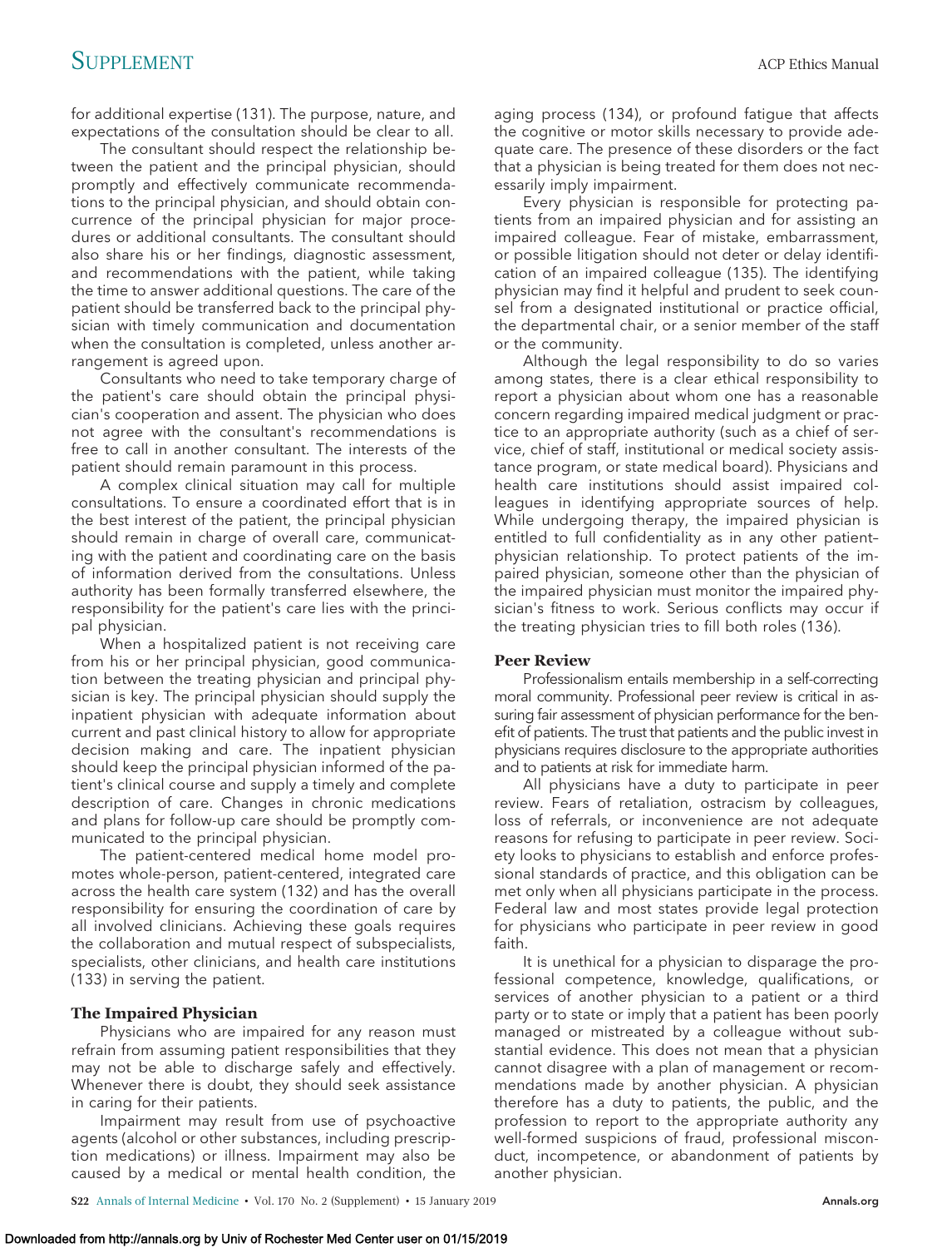for additional expertise (131). The purpose, nature, and expectations of the consultation should be clear to all.

The consultant should respect the relationship between the patient and the principal physician, should promptly and effectively communicate recommendations to the principal physician, and should obtain concurrence of the principal physician for major procedures or additional consultants. The consultant should also share his or her findings, diagnostic assessment, and recommendations with the patient, while taking the time to answer additional questions. The care of the patient should be transferred back to the principal physician with timely communication and documentation when the consultation is completed, unless another arrangement is agreed upon.

Consultants who need to take temporary charge of the patient's care should obtain the principal physician's cooperation and assent. The physician who does not agree with the consultant's recommendations is free to call in another consultant. The interests of the patient should remain paramount in this process.

A complex clinical situation may call for multiple consultations. To ensure a coordinated effort that is in the best interest of the patient, the principal physician should remain in charge of overall care, communicating with the patient and coordinating care on the basis of information derived from the consultations. Unless authority has been formally transferred elsewhere, the responsibility for the patient's care lies with the principal physician.

When a hospitalized patient is not receiving care from his or her principal physician, good communication between the treating physician and principal physician is key. The principal physician should supply the inpatient physician with adequate information about current and past clinical history to allow for appropriate decision making and care. The inpatient physician should keep the principal physician informed of the patient's clinical course and supply a timely and complete description of care. Changes in chronic medications and plans for follow-up care should be promptly communicated to the principal physician.

The patient-centered medical home model promotes whole-person, patient-centered, integrated care across the health care system (132) and has the overall responsibility for ensuring the coordination of care by all involved clinicians. Achieving these goals requires the collaboration and mutual respect of subspecialists, specialists, other clinicians, and health care institutions (133) in serving the patient.

### The Impaired Physician

Physicians who are impaired for any reason must refrain from assuming patient responsibilities that they may not be able to discharge safely and effectively. Whenever there is doubt, they should seek assistance in caring for their patients.

Impairment may result from use of psychoactive agents (alcohol or other substances, including prescription medications) or illness. Impairment may also be caused by a medical or mental health condition, the aging process (134), or profound fatigue that affects the cognitive or motor skills necessary to provide adequate care. The presence of these disorders or the fact that a physician is being treated for them does not necessarily imply impairment.

Every physician is responsible for protecting patients from an impaired physician and for assisting an impaired colleague. Fear of mistake, embarrassment, or possible litigation should not deter or delay identification of an impaired colleague (135). The identifying physician may find it helpful and prudent to seek counsel from a designated institutional or practice official, the departmental chair, or a senior member of the staff or the community.

Although the legal responsibility to do so varies among states, there is a clear ethical responsibility to report a physician about whom one has a reasonable concern regarding impaired medical judgment or practice to an appropriate authority (such as a chief of service, chief of staff, institutional or medical society assistance program, or state medical board). Physicians and health care institutions should assist impaired colleagues in identifying appropriate sources of help. While undergoing therapy, the impaired physician is entitled to full confidentiality as in any other patient–physician relationship. To protect patients of the impaired physician, someone other than the physician of the impaired physician must monitor the impaired physician's fitness to work. Serious conflicts may occur if the treating physician tries to fill both roles (136).

### Peer Review

Professionalism entails membership in a self-correcting moral community. Professional peer review is critical in assuring fair assessment of physician performance for the benefit of patients. The trust that patients and the public invest in physicians requires disclosure to the appropriate authorities and to patients at risk for immediate harm.

All physicians have a duty to participate in peer review. Fears of retaliation, ostracism by colleagues, loss of referrals, or inconvenience are not adequate reasons for refusing to participate in peer review. Society looks to physicians to establish and enforce professional standards of practice, and this obligation can be met only when all physicians participate in the process. Federal law and most states provide legal protection for physicians who participate in peer review in good faith.

It is unethical for a physician to disparage the professional competence, knowledge, qualifications, or services of another physician to a patient or a third party or to state or imply that a patient has been poorly managed or mistreated by a colleague without substantial evidence. This does not mean that a physician cannot disagree with a plan of management or recommendations made by another physician. A physician therefore has a duty to patients, the public, and the profession to report to the appropriate authority any well-formed suspicions of fraud, professional misconduct, incompetence, or abandonment of patients by another physician.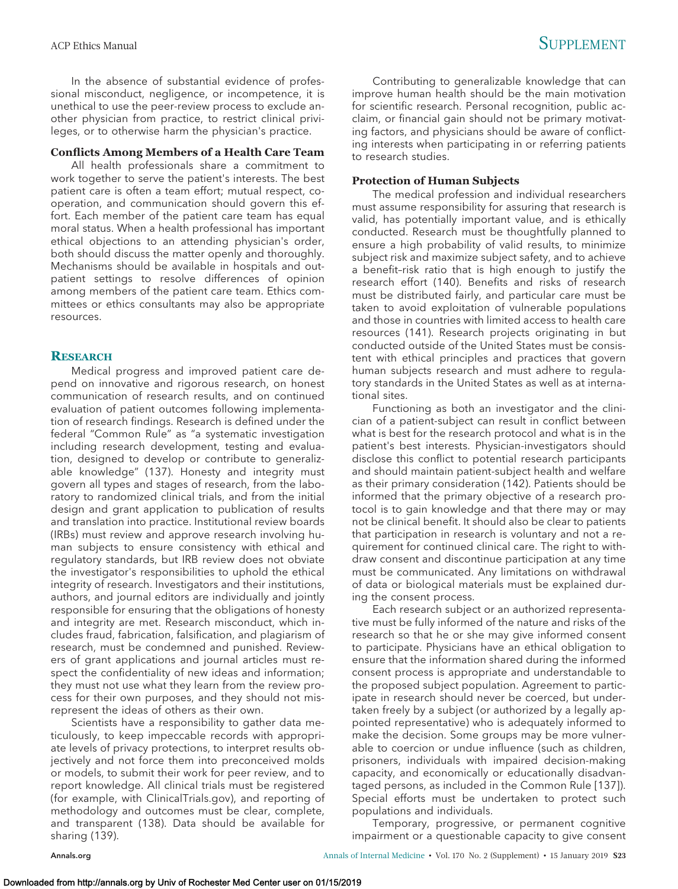In the absence of substantial evidence of professional misconduct, negligence, or incompetence, it is unethical to use the peer-review process to exclude another physician from practice, to restrict clinical privileges, or to otherwise harm the physician's practice.

### Conflicts Among Members of a Health Care Team

All health professionals share a commitment to work together to serve the patient's interests. The best patient care is often a team effort; mutual respect, cooperation, and communication should govern this effort. Each member of the patient care team has equal moral status. When a health professional has important ethical objections to an attending physician's order, both should discuss the matter openly and thoroughly. Mechanisms should be available in hospitals and outpatient settings to resolve differences of opinion among members of the patient care team. Ethics committees or ethics consultants may also be appropriate resources.

## Research

Medical progress and improved patient care depend on innovative and rigorous research, on honest communication of research results, and on continued evaluation of patient outcomes following implementation of research findings. Research is defined under the federal "Common Rule" as "a systematic investigation including research development, testing and evaluation, designed to develop or contribute to generalizable knowledge" (137). Honesty and integrity must govern all types and stages of research, from the laboratory to randomized clinical trials, and from the initial design and grant application to publication of results and translation into practice. Institutional review boards (IRBs) must review and approve research involving human subjects to ensure consistency with ethical and regulatory standards, but IRB review does not obviate the investigator's responsibilities to uphold the ethical integrity of research. Investigators and their institutions, authors, and journal editors are individually and jointly responsible for ensuring that the obligations of honesty and integrity are met. Research misconduct, which includes fraud, fabrication, falsification, and plagiarism of research, must be condemned and punished. Reviewers of grant applications and journal articles must respect the confidentiality of new ideas and information; they must not use what they learn from the review process for their own purposes, and they should not misrepresent the ideas of others as their own.

Scientists have a responsibility to gather data meticulously, to keep impeccable records with appropriate levels of privacy protections, to interpret results objectively and not force them into preconceived molds or models, to submit their work for peer review, and to report knowledge. All clinical trials must be registered (for example, with ClinicalTrials.gov), and reporting of methodology and outcomes must be clear, complete, and transparent (138). Data should be available for sharing (139).

Contributing to generalizable knowledge that can improve human health should be the main motivation for scientific research. Personal recognition, public acclaim, or financial gain should not be primary motivating factors, and physicians should be aware of conflicting interests when participating in or referring patients to research studies.

### Protection of Human Subjects

The medical profession and individual researchers must assume responsibility for assuring that research is valid, has potentially important value, and is ethically conducted. Research must be thoughtfully planned to ensure a high probability of valid results, to minimize subject risk and maximize subject safety, and to achieve a benefit–risk ratio that is high enough to justify the research effort (140). Benefits and risks of research must be distributed fairly, and particular care must be taken to avoid exploitation of vulnerable populations and those in countries with limited access to health care resources (141). Research projects originating in but conducted outside of the United States must be consistent with ethical principles and practices that govern human subjects research and must adhere to regulatory standards in the United States as well as at international sites.

Functioning as both an investigator and the clinician of a patient-subject can result in conflict between what is best for the research protocol and what is in the patient's best interests. Physician-investigators should disclose this conflict to potential research participants and should maintain patient-subject health and welfare as their primary consideration (142). Patients should be informed that the primary objective of a research protocol is to gain knowledge and that there may or may not be clinical benefit. It should also be clear to patients that participation in research is voluntary and not a requirement for continued clinical care. The right to withdraw consent and discontinue participation at any time must be communicated. Any limitations on withdrawal of data or biological materials must be explained during the consent process.

Each research subject or an authorized representative must be fully informed of the nature and risks of the research so that he or she may give informed consent to participate. Physicians have an ethical obligation to ensure that the information shared during the informed consent process is appropriate and understandable to the proposed subject population. Agreement to participate in research should never be coerced, but undertaken freely by a subject (or authorized by a legally appointed representative) who is adequately informed to make the decision. Some groups may be more vulnerable to coercion or undue influence (such as children, prisoners, individuals with impaired decision-making capacity, and economically or educationally disadvantaged persons, as included in the Common Rule [137]). Special efforts must be undertaken to protect such populations and individuals.

Temporary, progressive, or permanent cognitive impairment or a questionable capacity to give consent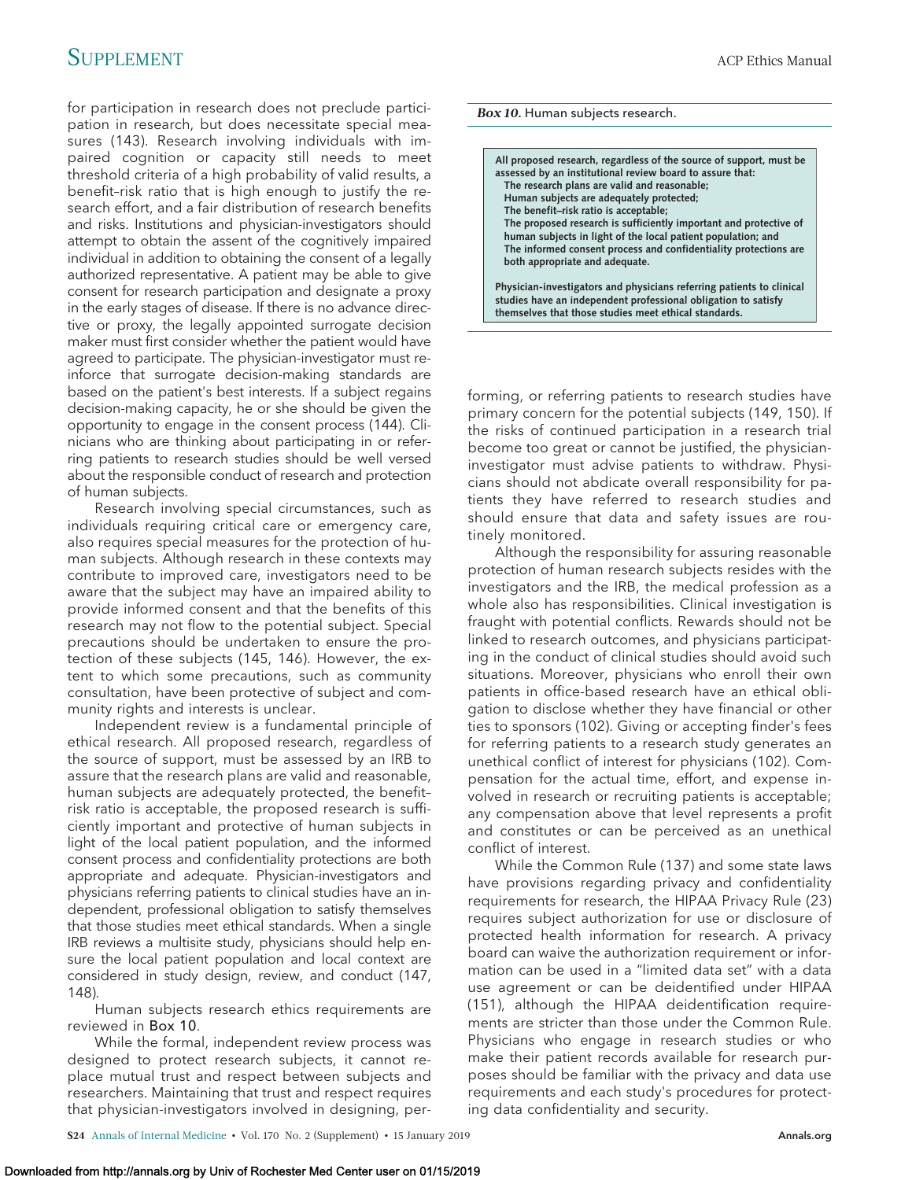for participation in research does not preclude participation in research, but does necessitate special measures (143). Research involving individuals with impaired cognition or capacity still needs to meet threshold criteria of a high probability of valid results, a benefit–risk ratio that is high enough to justify the research effort, and a fair distribution of research benefits and risks. Institutions and physician-investigators should attempt to obtain the assent of the cognitively impaired individual in addition to obtaining the consent of a legally authorized representative. A patient may be able to give consent for research participation and designate a proxy in the early stages of disease. If there is no advance directive or proxy, the legally appointed surrogate decision maker must first consider whether the patient would have agreed to participate. The physician-investigator must reinforce that surrogate decision-making standards are based on the patient's best interests. If a subject regains decision-making capacity, he or she should be given the opportunity to engage in the consent process (144). Clinicians who are thinking about participating in or referring patients to research studies should be well versed about the responsible conduct of research and protection of human subjects.

Research involving special circumstances, such as individuals requiring critical care or emergency care, also requires special measures for the protection of human subjects. Although research in these contexts may contribute to improved care, investigators need to be aware that the subject may have an impaired ability to provide informed consent and that the benefits of this research may not flow to the potential subject. Special precautions should be undertaken to ensure the protection of these subjects (145, 146). However, the extent to which some precautions, such as community consultation, have been protective of subject and community rights and interests is unclear.

Independent review is a fundamental principle of ethical research. All proposed research, regardless of the source of support, must be assessed by an IRB to assure that the research plans are valid and reasonable, human subjects are adequately protected, the benefit–risk ratio is acceptable, the proposed research is sufficiently important and protective of human subjects in light of the local patient population, and the informed consent process and confidentiality protections are both appropriate and adequate. Physician-investigators and physicians referring patients to clinical studies have an independent, professional obligation to satisfy themselves that those studies meet ethical standards. When a single IRB reviews a multisite study, physicians should help ensure the local patient population and local context are considered in study design, review, and conduct (147, 148).

Human subjects research ethics requirements are reviewed in Box 10.

While the formal, independent review process was designed to protect research subjects, it cannot replace mutual trust and respect between subjects and researchers. Maintaining that trust and respect requires that physician-investigators involved in designing, performing, or referring patients to research studies have primary concern for the potential subjects (149, 150). If the risks of continued participation in a research trial become too great or cannot be justified, the physician-investigator must advise patients to withdraw. Physicians should not abdicate overall responsibility for patients they have referred to research studies and should ensure that data and safety issues are routinely monitored.

**Box 10.** Human subjects research.

> **All proposed research, regardless of the source of support, must be assessed by an institutional review board to assure that:**
> **The research plans are valid and reasonable;**
> **Human subjects are adequately protected;**
> **The benefit–risk ratio is acceptable;**
> **The proposed research is sufficiently important and protective of human subjects in light of the local patient population; and**
> **The informed consent process and confidentiality protections are both appropriate and adequate.**
>
> **Physician-investigators and physicians referring patients to clinical studies have an independent professional obligation to satisfy themselves that those studies meet ethical standards.**

Although the responsibility for assuring reasonable protection of human research subjects resides with the investigators and the IRB, the medical profession as a whole also has responsibilities. Clinical investigation is fraught with potential conflicts. Rewards should not be linked to research outcomes, and physicians participating in the conduct of clinical studies should avoid such situations. Moreover, physicians who enroll their own patients in office-based research have an ethical obligation to disclose whether they have financial or other ties to sponsors (102). Giving or accepting finder's fees for referring patients to a research study generates an unethical conflict of interest for physicians (102). Compensation for the actual time, effort, and expense involved in research or recruiting patients is acceptable; any compensation above that level represents a profit and constitutes or can be perceived as an unethical conflict of interest.

While the Common Rule (137) and some state laws have provisions regarding privacy and confidentiality requirements for research, the HIPAA Privacy Rule (23) requires subject authorization for use or disclosure of protected health information for research. A privacy board can waive the authorization requirement or information can be used in a "limited data set" with a data use agreement or can be deidentified under HIPAA (151), although the HIPAA deidentification requirements are stricter than those under the Common Rule. Physicians who engage in research studies or who make their patient records available for research purposes should be familiar with the privacy and data use requirements and each study's procedures for protecting data confidentiality and security.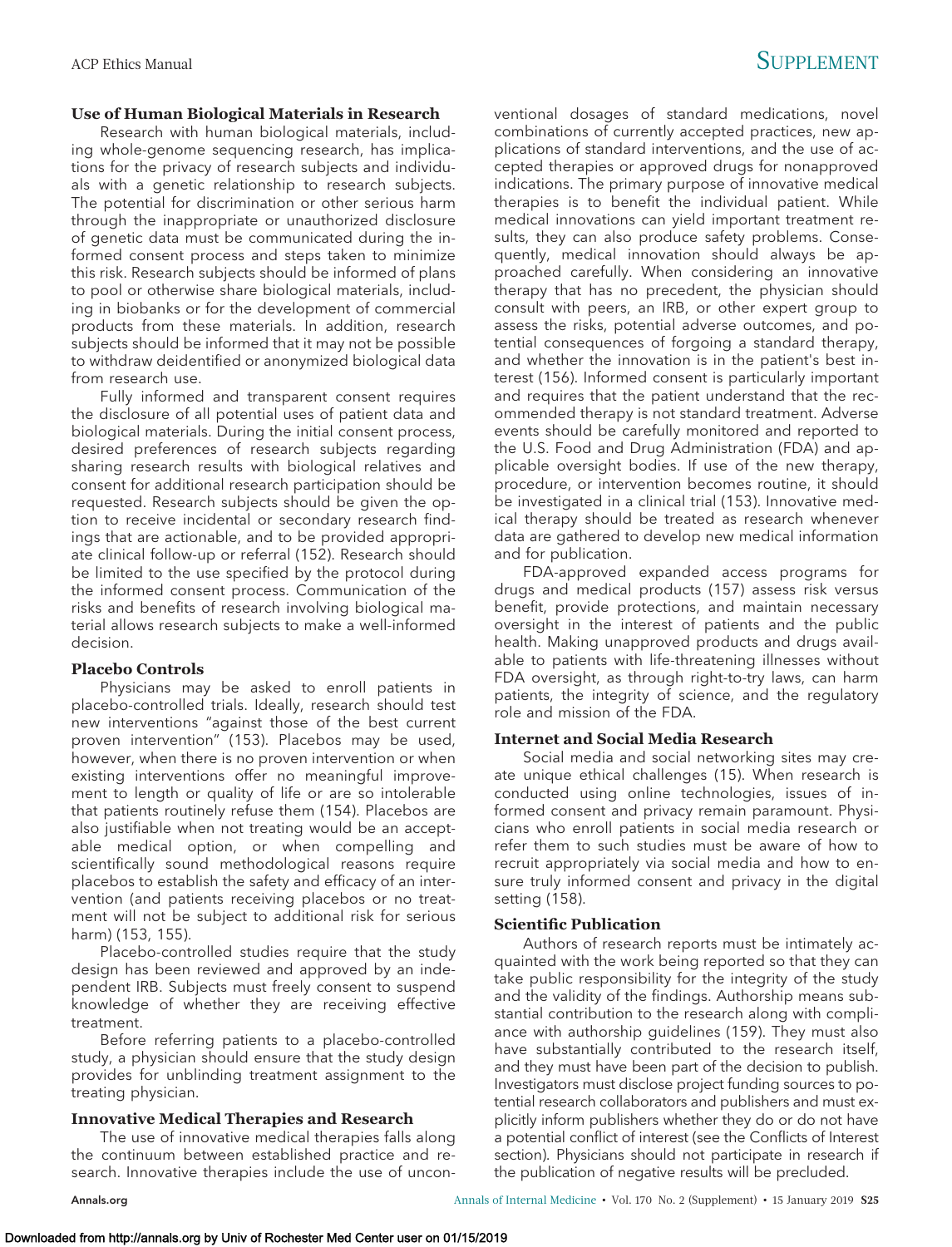### Use of Human Biological Materials in Research

Research with human biological materials, including whole-genome sequencing research, has implications for the privacy of research subjects and individuals with a genetic relationship to research subjects. The potential for discrimination or other serious harm through the inappropriate or unauthorized disclosure of genetic data must be communicated during the informed consent process and steps taken to minimize this risk. Research subjects should be informed of plans to pool or otherwise share biological materials, including in biobanks or for the development of commercial products from these materials. In addition, research subjects should be informed that it may not be possible to withdraw deidentified or anonymized biological data from research use.

Fully informed and transparent consent requires the disclosure of all potential uses of patient data and biological materials. During the initial consent process, desired preferences of research subjects regarding sharing research results with biological relatives and consent for additional research participation should be requested. Research subjects should be given the option to receive incidental or secondary research findings that are actionable, and to be provided appropriate clinical follow-up or referral (152). Research should be limited to the use specified by the protocol during the informed consent process. Communication of the risks and benefits of research involving biological material allows research subjects to make a well-informed decision.

### Placebo Controls

Physicians may be asked to enroll patients in placebo-controlled trials. Ideally, research should test new interventions "against those of the best current proven intervention" (153). Placebos may be used, however, when there is no proven intervention or when existing interventions offer no meaningful improvement to length or quality of life or are so intolerable that patients routinely refuse them (154). Placebos are also justifiable when not treating would be an acceptable medical option, or when compelling and scientifically sound methodological reasons require placebos to establish the safety and efficacy of an intervention (and patients receiving placebos or no treatment will not be subject to additional risk for serious harm) (153, 155).

Placebo-controlled studies require that the study design has been reviewed and approved by an independent IRB. Subjects must freely consent to suspend knowledge of whether they are receiving effective treatment.

Before referring patients to a placebo-controlled study, a physician should ensure that the study design provides for unblinding treatment assignment to the treating physician.

### Innovative Medical Therapies and Research

The use of innovative medical therapies falls along the continuum between established practice and research. Innovative therapies include the use of unconventional dosages of standard medications, novel combinations of currently accepted practices, new applications of standard interventions, and the use of accepted therapies or approved drugs for nonapproved indications. The primary purpose of innovative medical therapies is to benefit the individual patient. While medical innovations can yield important treatment results, they can also produce safety problems. Consequently, medical innovation should always be approached carefully. When considering an innovative therapy that has no precedent, the physician should consult with peers, an IRB, or other expert group to assess the risks, potential adverse outcomes, and potential consequences of forgoing a standard therapy, and whether the innovation is in the patient's best interest (156). Informed consent is particularly important and requires that the patient understand that the recommended therapy is not standard treatment. Adverse events should be carefully monitored and reported to the U.S. Food and Drug Administration (FDA) and applicable oversight bodies. If use of the new therapy, procedure, or intervention becomes routine, it should be investigated in a clinical trial (153). Innovative medical therapy should be treated as research whenever data are gathered to develop new medical information and for publication.

FDA-approved expanded access programs for drugs and medical products (157) assess risk versus benefit, provide protections, and maintain necessary oversight in the interest of patients and the public health. Making unapproved products and drugs available to patients with life-threatening illnesses without FDA oversight, as through right-to-try laws, can harm patients, the integrity of science, and the regulatory role and mission of the FDA.

### Internet and Social Media Research

Social media and social networking sites may create unique ethical challenges (15). When research is conducted using online technologies, issues of informed consent and privacy remain paramount. Physicians who enroll patients in social media research or refer them to such studies must be aware of how to recruit appropriately via social media and how to ensure truly informed consent and privacy in the digital setting (158).

### Scientific Publication

Authors of research reports must be intimately acquainted with the work being reported so that they can take public responsibility for the integrity of the study and the validity of the findings. Authorship means substantial contribution to the research along with compliance with authorship guidelines (159). They must also have substantially contributed to the research itself, and they must have been part of the decision to publish. Investigators must disclose project funding sources to potential research collaborators and publishers and must explicitly inform publishers whether they do or do not have a potential conflict of interest (see the Conflicts of Interest section). Physicians should not participate in research if the publication of negative results will be precluded.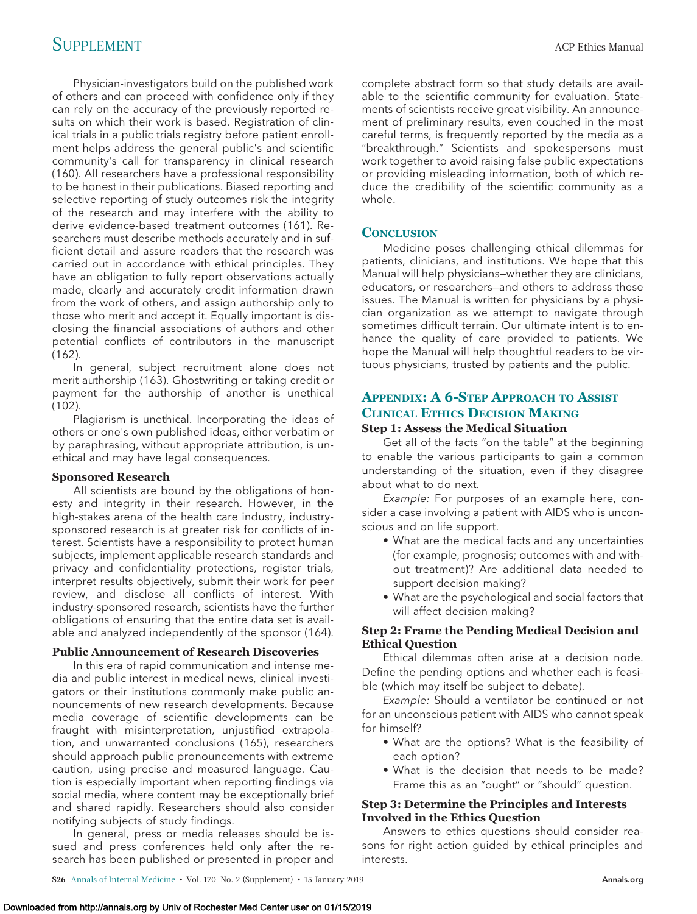Physician-investigators build on the published work of others and can proceed with confidence only if they can rely on the accuracy of the previously reported results on which their work is based. Registration of clinical trials in a public trials registry before patient enrollment helps address the general public's and scientific community's call for transparency in clinical research (160). All researchers have a professional responsibility to be honest in their publications. Biased reporting and selective reporting of study outcomes risk the integrity of the research and may interfere with the ability to derive evidence-based treatment outcomes (161). Researchers must describe methods accurately and in sufficient detail and assure readers that the research was carried out in accordance with ethical principles. They have an obligation to fully report observations actually made, clearly and accurately credit information drawn from the work of others, and assign authorship only to those who merit and accept it. Equally important is disclosing the financial associations of authors and other potential conflicts of contributors in the manuscript (162).

In general, subject recruitment alone does not merit authorship (163). Ghostwriting or taking credit or payment for the authorship of another is unethical (102).

Plagiarism is unethical. Incorporating the ideas of others or one's own published ideas, either verbatim or by paraphrasing, without appropriate attribution, is unethical and may have legal consequences.

### Sponsored Research

All scientists are bound by the obligations of honesty and integrity in their research. However, in the high-stakes arena of the health care industry, industry-sponsored research is at greater risk for conflicts of interest. Scientists have a responsibility to protect human subjects, implement applicable research standards and privacy and confidentiality protections, register trials, interpret results objectively, submit their work for peer review, and disclose all conflicts of interest. With industry-sponsored research, scientists have the further obligations of ensuring that the entire data set is available and analyzed independently of the sponsor (164).

### Public Announcement of Research Discoveries

In this era of rapid communication and intense media and public interest in medical news, clinical investigators or their institutions commonly make public announcements of new research developments. Because media coverage of scientific developments can be fraught with misinterpretation, unjustified extrapolation, and unwarranted conclusions (165), researchers should approach public pronouncements with extreme caution, using precise and measured language. Caution is especially important when reporting findings via social media, where content may be exceptionally brief and shared rapidly. Researchers should also consider notifying subjects of study findings.

In general, press or media releases should be issued and press conferences held only after the research has been published or presented in proper and complete abstract form so that study details are available to the scientific community for evaluation. Statements of scientists receive great visibility. An announcement of preliminary results, even couched in the most careful terms, is frequently reported by the media as a "breakthrough." Scientists and spokespersons must work together to avoid raising false public expectations or providing misleading information, both of which reduce the credibility of the scientific community as a whole.

## Conclusion

Medicine poses challenging ethical dilemmas for patients, clinicians, and institutions. We hope that this Manual will help physicians—whether they are clinicians, educators, or researchers—and others to address these issues. The Manual is written for physicians by a physician organization as we attempt to navigate through sometimes difficult terrain. Our ultimate intent is to enhance the quality of care provided to patients. We hope the Manual will help thoughtful readers to be virtuous physicians, trusted by patients and the public.

## Appendix: A 6-Step Approach to Assist Clinical Ethics Decision Making

### Step 1: Assess the Medical Situation

Get all of the facts "on the table" at the beginning to enable the various participants to gain a common understanding of the situation, even if they disagree about what to do next.

*Example:* For purposes of an example here, consider a case involving a patient with AIDS who is unconscious and on life support.

- What are the medical facts and any uncertainties (for example, prognosis; outcomes with and without treatment)? Are additional data needed to support decision making?
- What are the psychological and social factors that will affect decision making?

### Step 2: Frame the Pending Medical Decision and Ethical Question

Ethical dilemmas often arise at a decision node. Define the pending options and whether each is feasible (which may itself be subject to debate).

*Example:* Should a ventilator be continued or not for an unconscious patient with AIDS who cannot speak for himself?

- What are the options? What is the feasibility of each option?
- What is the decision that needs to be made? Frame this as an "ought" or "should" question.

### Step 3: Determine the Principles and Interests Involved in the Ethics Question

Answers to ethics questions should consider reasons for right action guided by ethical principles and interests.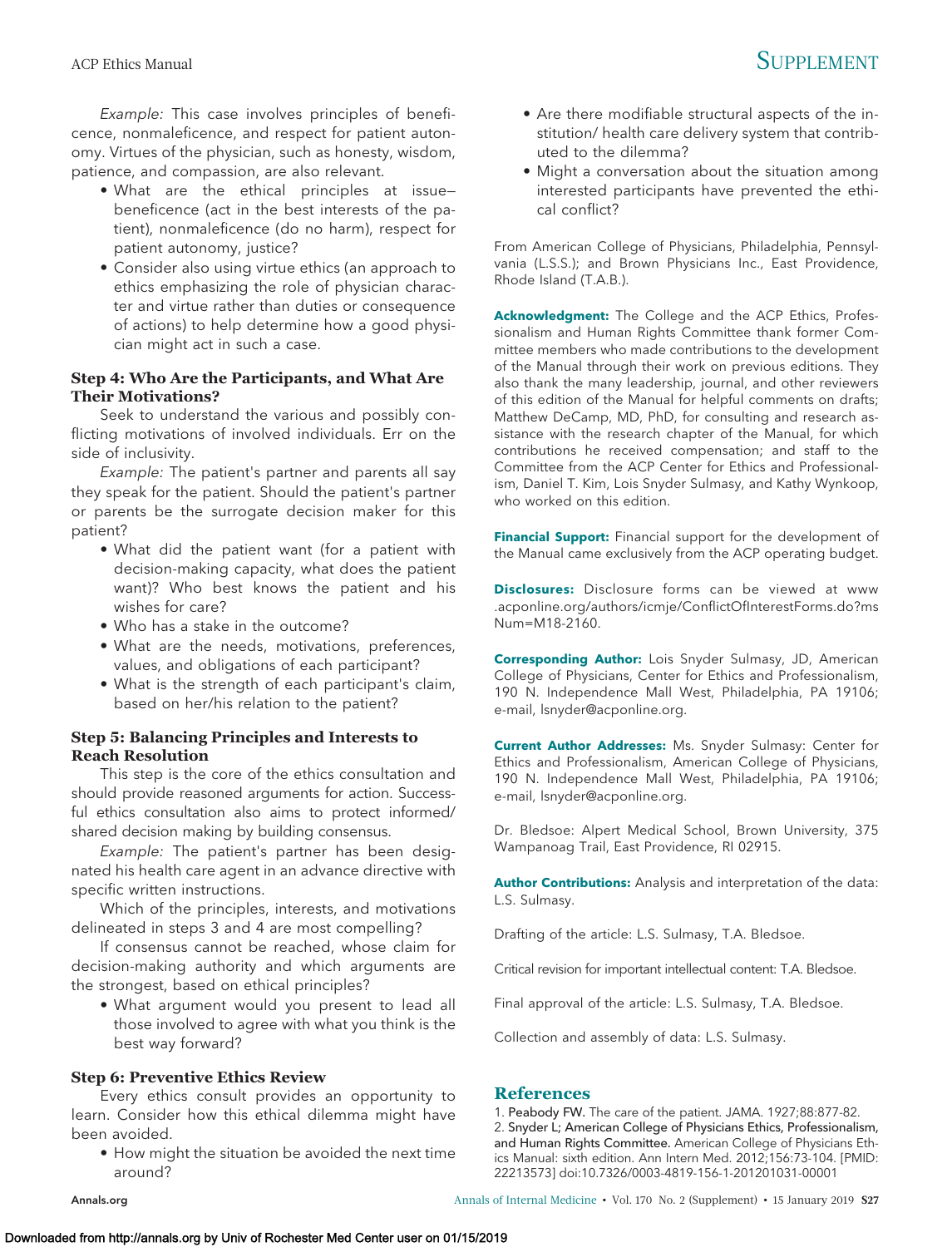*Example:* This case involves principles of beneficence, nonmaleficence, and respect for patient autonomy. Virtues of the physician, such as honesty, wisdom, patience, and compassion, are also relevant.

- What are the ethical principles at issue—beneficence (act in the best interests of the patient), nonmaleficence (do no harm), respect for patient autonomy, justice?
- Consider also using virtue ethics (an approach to ethics emphasizing the role of physician character and virtue rather than duties or consequence of actions) to help determine how a good physician might act in such a case.

### Step 4: Who Are the Participants, and What Are Their Motivations?

Seek to understand the various and possibly conflicting motivations of involved individuals. Err on the side of inclusivity.

*Example:* The patient's partner and parents all say they speak for the patient. Should the patient's partner or parents be the surrogate decision maker for this patient?

- What did the patient want (for a patient with decision-making capacity, what does the patient want)? Who best knows the patient and his wishes for care?
- Who has a stake in the outcome?
- What are the needs, motivations, preferences, values, and obligations of each participant?
- What is the strength of each participant's claim, based on her/his relation to the patient?

### Step 5: Balancing Principles and Interests to Reach Resolution

This step is the core of the ethics consultation and should provide reasoned arguments for action. Successful ethics consultation also aims to protect informed/shared decision making by building consensus.

*Example:* The patient's partner has been designated his health care agent in an advance directive with specific written instructions.

Which of the principles, interests, and motivations delineated in steps 3 and 4 are most compelling?

If consensus cannot be reached, whose claim for decision-making authority and which arguments are the strongest, based on ethical principles?

- What argument would you present to lead all those involved to agree with what you think is the best way forward?

### Step 6: Preventive Ethics Review

Every ethics consult provides an opportunity to learn. Consider how this ethical dilemma might have been avoided.

- How might the situation be avoided the next time around?
- Are there modifiable structural aspects of the institution/ health care delivery system that contributed to the dilemma?
- Might a conversation about the situation among interested participants have prevented the ethical conflict?

From American College of Physicians, Philadelphia, Pennsylvania (L.S.S.); and Brown Physicians Inc., East Providence, Rhode Island (T.A.B.).

**Acknowledgment:** The College and the ACP Ethics, Professionalism and Human Rights Committee thank former Committee members who made contributions to the development of the Manual through their work on previous editions. They also thank the many leadership, journal, and other reviewers of this edition of the Manual for helpful comments on drafts; Matthew DeCamp, MD, PhD, for consulting and research assistance with the research chapter of the Manual, for which contributions he received compensation; and staff to the Committee from the ACP Center for Ethics and Professionalism, Daniel T. Kim, Lois Snyder Sulmasy, and Kathy Wynkoop, who worked on this edition.

**Financial Support:** Financial support for the development of the Manual came exclusively from the ACP operating budget.

**Disclosures:** Disclosure forms can be viewed at www.acponline.org/authors/icmje/ConflictOfInterestForms.do?msNum=M18-2160.

**Corresponding Author:** Lois Snyder Sulmasy, JD, American College of Physicians, Center for Ethics and Professionalism, 190 N. Independence Mall West, Philadelphia, PA 19106; e-mail, lsnyder@acponline.org.

**Current Author Addresses:** Ms. Snyder Sulmasy: Center for Ethics and Professionalism, American College of Physicians, 190 N. Independence Mall West, Philadelphia, PA 19106; e-mail, lsnyder@acponline.org.

Dr. Bledsoe: Alpert Medical School, Brown University, 375 Wampanoag Trail, East Providence, RI 02915.

**Author Contributions:** Analysis and interpretation of the data: L.S. Sulmasy.

Drafting of the article: L.S. Sulmasy, T.A. Bledsoe.

Critical revision for important intellectual content: T.A. Bledsoe.

Final approval of the article: L.S. Sulmasy, T.A. Bledsoe.

Collection and assembly of data: L.S. Sulmasy.

## References

1. Peabody FW. The care of the patient. JAMA. 1927;88:877-82.
2. Snyder L; American College of Physicians Ethics, Professionalism, and Human Rights Committee. American College of Physicians Ethics Manual: sixth edition. Ann Intern Med. 2012;156:73-104. [PMID: 22213573] doi:10.7326/0003-4819-156-1-201201031-00001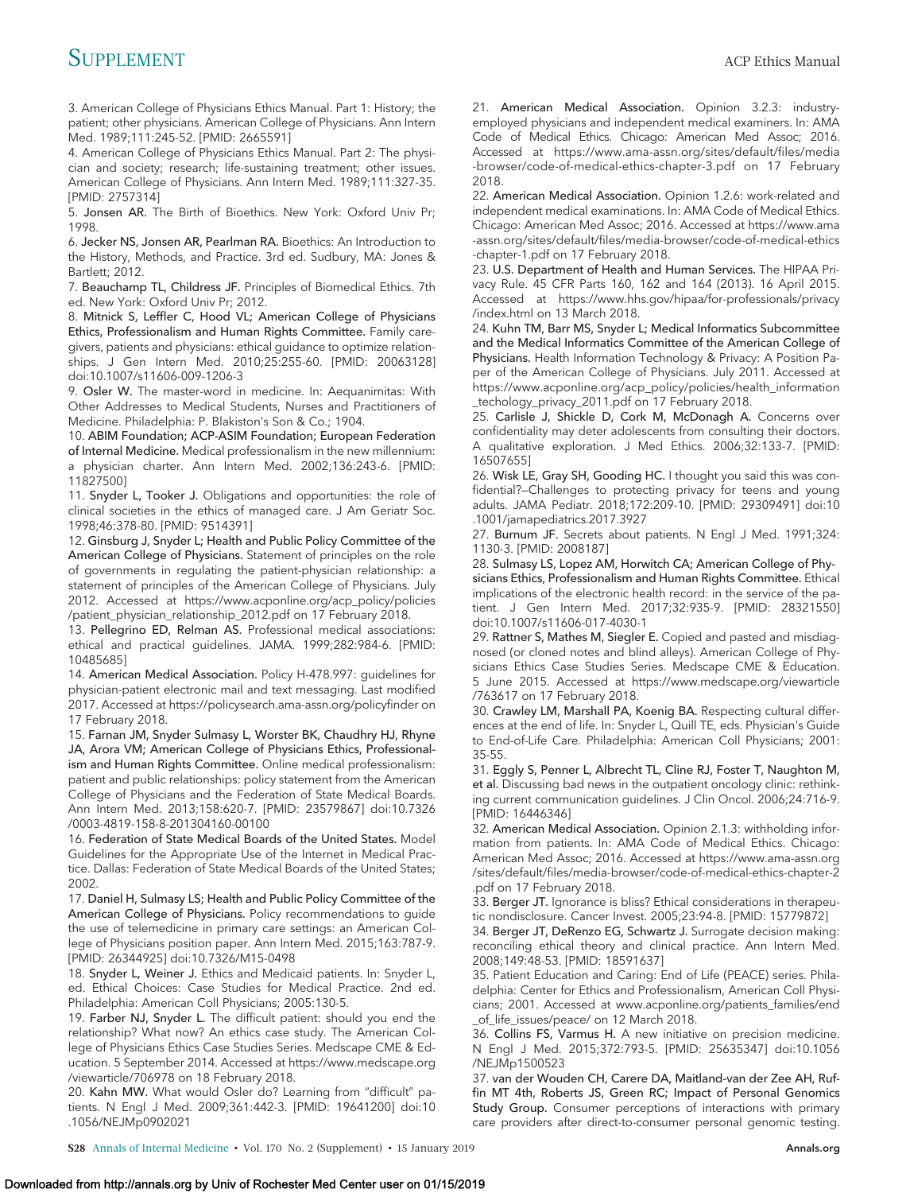3. American College of Physicians Ethics Manual. Part 1: History; the patient; other physicians. American College of Physicians. Ann Intern Med. 1989;111:245-52. [PMID: 2665591]

4. American College of Physicians Ethics Manual. Part 2: The physician and society; research; life-sustaining treatment; other issues. American College of Physicians. Ann Intern Med. 1989;111:327-35. [PMID: 2757314]

5. **Jonsen AR.** The Birth of Bioethics. New York: Oxford Univ Pr; 1998.

6. **Jecker NS, Jonsen AR, Pearlman RA.** Bioethics: An Introduction to the History, Methods, and Practice. 3rd ed. Sudbury, MA: Jones & Bartlett; 2012.

7. **Beauchamp TL, Childress JF.** Principles of Biomedical Ethics. 7th ed. New York: Oxford Univ Pr; 2012.

8. **Mitnick S, Leffler C, Hood VL; American College of Physicians Ethics, Professionalism and Human Rights Committee.** Family caregivers, patients and physicians: ethical guidance to optimize relationships. J Gen Intern Med. 2010;25:255-60. [PMID: 20063128] doi:10.1007/s11606-009-1206-3

9. **Osler W.** The master-word in medicine. In: Aequanimitas: With Other Addresses to Medical Students, Nurses and Practitioners of Medicine. Philadelphia: P. Blakiston's Son & Co.; 1904.

10. **ABIM Foundation; ACP-ASIM Foundation; European Federation of Internal Medicine.** Medical professionalism in the new millennium: a physician charter. Ann Intern Med. 2002;136:243-6. [PMID: 11827500]

11. **Snyder L, Tooker J.** Obligations and opportunities: the role of clinical societies in the ethics of managed care. J Am Geriatr Soc. 1998;46:378-80. [PMID: 9514391]

12. **Ginsburg J, Snyder L; Health and Public Policy Committee of the American College of Physicians.** Statement of principles on the role of governments in regulating the patient-physician relationship: a statement of principles of the American College of Physicians. July 2012. Accessed at https://www.acponline.org/acp_policy/policies/patient_physician_relationship_2012.pdf on 17 February 2018.

13. **Pellegrino ED, Relman AS.** Professional medical associations: ethical and practical guidelines. JAMA. 1999;282:984-6. [PMID: 10485685]

14. **American Medical Association.** Policy H-478.997: guidelines for physician-patient electronic mail and text messaging. Last modified 2017. Accessed at https://policysearch.ama-assn.org/policyfinder on 17 February 2018.

15. **Farnan JM, Snyder Sulmasy L, Worster BK, Chaudhry HJ, Rhyne JA, Arora VM; American College of Physicians Ethics, Professionalism and Human Rights Committee.** Online medical professionalism: patient and public relationships: policy statement from the American College of Physicians and the Federation of State Medical Boards. Ann Intern Med. 2013;158:620-7. [PMID: 23579867] doi:10.7326/0003-4819-158-8-201304160-00100

16. **Federation of State Medical Boards of the United States.** Model Guidelines for the Appropriate Use of the Internet in Medical Practice. Dallas: Federation of State Medical Boards of the United States; 2002.

17. **Daniel H, Sulmasy LS; Health and Public Policy Committee of the American College of Physicians.** Policy recommendations to guide the use of telemedicine in primary care settings: an American College of Physicians position paper. Ann Intern Med. 2015;163:787-9. [PMID: 26344925] doi:10.7326/M15-0498

18. **Snyder L, Weiner J.** Ethics and Medicaid patients. In: Snyder L, ed. Ethical Choices: Case Studies for Medical Practice. 2nd ed. Philadelphia: American Coll Physicians; 2005:130-5.

19. **Farber NJ, Snyder L.** The difficult patient: should you end the relationship? What now? An ethics case study. The American College of Physicians Ethics Case Studies Series. Medscape CME & Education. 5 September 2014. Accessed at https://www.medscape.org/viewarticle/706978 on 18 February 2018.

20. **Kahn MW.** What would Osler do? Learning from "difficult" patients. N Engl J Med. 2009;361:442-3. [PMID: 19641200] doi:10.1056/NEJMp0902021

21. **American Medical Association.** Opinion 3.2.3: industry-employed physicians and independent medical examiners. In: AMA Code of Medical Ethics. Chicago: American Med Assoc; 2016. Accessed at https://www.ama-assn.org/sites/default/files/media-browser/code-of-medical-ethics-chapter-3.pdf on 17 February 2018.

22. **American Medical Association.** Opinion 1.2.6: work-related and independent medical examinations. In: AMA Code of Medical Ethics. Chicago: American Med Assoc; 2016. Accessed at https://www.ama-assn.org/sites/default/files/media-browser/code-of-medical-ethics-chapter-1.pdf on 17 February 2018.

23. **U.S. Department of Health and Human Services.** The HIPAA Privacy Rule. 45 CFR Parts 160, 162 and 164 (2013). 16 April 2015. Accessed at https://www.hhs.gov/hipaa/for-professionals/privacy/index.html on 13 March 2018.

24. **Kuhn TM, Barr MS, Snyder L; Medical Informatics Subcommittee and the Medical Informatics Committee of the American College of Physicians.** Health Information Technology & Privacy: A Position Paper of the American College of Physicians. July 2011. Accessed at https://www.acponline.org/acp_policy/policies/health_information_techology_privacy_2011.pdf on 17 February 2018.

25. **Carlisle J, Shickle D, Cork M, McDonagh A.** Concerns over confidentiality may deter adolescents from consulting their doctors. A qualitative exploration. J Med Ethics. 2006;32:133-7. [PMID: 16507655]

26. **Wisk LE, Gray SH, Gooding HC.** I thought you said this was confidential?—Challenges to protecting privacy for teens and young adults. JAMA Pediatr. 2018;172:209-10. [PMID: 29309491] doi:10.1001/jamapediatrics.2017.3927

27. **Burnum JF.** Secrets about patients. N Engl J Med. 1991;324:1130-3. [PMID: 2008187]

28. **Sulmasy LS, Lopez AM, Horwitch CA; American College of Physicians Ethics, Professionalism and Human Rights Committee.** Ethical implications of the electronic health record: in the service of the patient. J Gen Intern Med. 2017;32:935-9. [PMID: 28321550] doi:10.1007/s11606-017-4030-1

29. **Rattner S, Mathes M, Siegler E.** Copied and pasted and misdiagnosed (or cloned notes and blind alleys). American College of Physicians Ethics Case Studies Series. Medscape CME & Education. 5 June 2015. Accessed at https://www.medscape.org/viewarticle/763617 on 17 February 2018.

30. **Crawley LM, Marshall PA, Koenig BA.** Respecting cultural differences at the end of life. In: Snyder L, Quill TE, eds. Physician's Guide to End-of-Life Care. Philadelphia: American Coll Physicians; 2001: 35-55.

31. **Eggly S, Penner L, Albrecht TL, Cline RJ, Foster T, Naughton M, et al.** Discussing bad news in the outpatient oncology clinic: rethinking current communication guidelines. J Clin Oncol. 2006;24:716-9. [PMID: 16446346]

32. **American Medical Association.** Opinion 2.1.3: withholding information from patients. In: AMA Code of Medical Ethics. Chicago: American Med Assoc; 2016. Accessed at https://www.ama-assn.org/sites/default/files/media-browser/code-of-medical-ethics-chapter-2.pdf on 17 February 2018.

33. **Berger JT.** Ignorance is bliss? Ethical considerations in therapeutic nondisclosure. Cancer Invest. 2005;23:94-8. [PMID: 15779872]

34. **Berger JT, DeRenzo EG, Schwartz J.** Surrogate decision making: reconciling ethical theory and clinical practice. Ann Intern Med. 2008;149:48-53. [PMID: 18591637]

35. Patient Education and Caring: End of Life (PEACE) series. Philadelphia: Center for Ethics and Professionalism, American Coll Physicians; 2001. Accessed at www.acponline.org/patients_families/end_of_life_issues/peace/ on 12 March 2018.

36. **Collins FS, Varmus H.** A new initiative on precision medicine. N Engl J Med. 2015;372:793-5. [PMID: 25635347] doi:10.1056/NEJMp1500523

37. **van der Wouden CH, Carere DA, Maitland-van der Zee AH, Ruffin MT 4th, Roberts JS, Green RC; Impact of Personal Genomics Study Group.** Consumer perceptions of interactions with primary care providers after direct-to-consumer personal genomic testing.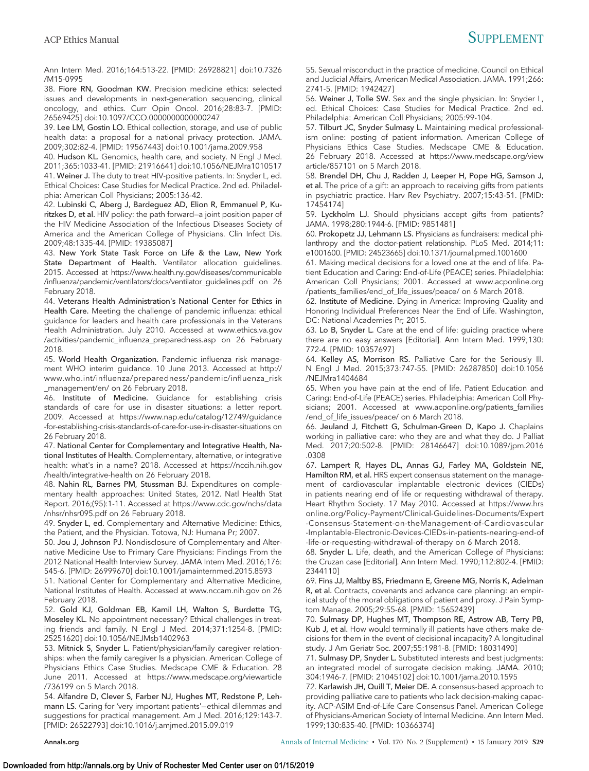Ann Intern Med. 2016;164:513-22. [PMID: 26928821] doi:10.7326/M15-0995

38. **Fiore RN, Goodman KW.** Precision medicine ethics: selected issues and developments in next-generation sequencing, clinical oncology, and ethics. Curr Opin Oncol. 2016;28:83-7. [PMID: 26569425] doi:10.1097/CCO.0000000000000247

39. **Lee LM, Gostin LO.** Ethical collection, storage, and use of public health data: a proposal for a national privacy protection. JAMA. 2009;302:82-4. [PMID: 19567443] doi:10.1001/jama.2009.958

40. **Hudson KL.** Genomics, health care, and society. N Engl J Med. 2011;365:1033-41. [PMID: 21916641] doi:10.1056/NEJMra1010517

41. **Weiner J.** The duty to treat HIV-positive patients. In: Snyder L, ed. Ethical Choices: Case Studies for Medical Practice. 2nd ed. Philadelphia: American Coll Physicians; 2005:136-42.

42. **Lubinski C, Aberg J, Bardeguez AD, Elion R, Emmanuel P, Kuritzkes D, et al.** HIV policy: the path forward—a joint position paper of the HIV Medicine Association of the Infectious Diseases Society of America and the American College of Physicians. Clin Infect Dis. 2009;48:1335-44. [PMID: 19385087]

43. **New York State Task Force on Life & the Law, New York State Department of Health.** Ventilator allocation guidelines. 2015. Accessed at https://www.health.ny.gov/diseases/communicable/influenza/pandemic/ventilators/docs/ventilator_guidelines.pdf on 26 February 2018.

44. **Veterans Health Administration's National Center for Ethics in Health Care.** Meeting the challenge of pandemic influenza: ethical guidance for leaders and health care professionals in the Veterans Health Administration. July 2010. Accessed at www.ethics.va.gov/activities/pandemic_influenza_preparedness.asp on 26 February 2018.

45. **World Health Organization.** Pandemic influenza risk management WHO interim guidance. 10 June 2013. Accessed at http://www.who.int/influenza/preparedness/pandemic/influenza_risk_management/en/ on 26 February 2018.

46. **Institute of Medicine.** Guidance for establishing crisis standards of care for use in disaster situations: a letter report. 2009. Accessed at https://www.nap.edu/catalog/12749/guidance-for-establishing-crisis-standards-of-care-for-use-in-disaster-situations on 26 February 2018.

47. **National Center for Complementary and Integrative Health, National Institutes of Health.** Complementary, alternative, or integrative health: what's in a name? 2018. Accessed at https://nccih.nih.gov/health/integrative-health on 26 February 2018.

48. **Nahin RL, Barnes PM, Stussman BJ.** Expenditures on complementary health approaches: United States, 2012. Natl Health Stat Report. 2016;(95):1-11. Accessed at https://www.cdc.gov/nchs/data/nhsr/nhsr095.pdf on 26 February 2018.

49. **Snyder L, ed.** Complementary and Alternative Medicine: Ethics, the Patient, and the Physician. Totowa, NJ: Humana Pr; 2007.

50. **Jou J, Johnson PJ.** Nondisclosure of Complementary and Alternative Medicine Use to Primary Care Physicians: Findings From the 2012 National Health Interview Survey. JAMA Intern Med. 2016;176:545-6. [PMID: 26999670] doi:10.1001/jamainternmed.2015.8593

51. National Center for Complementary and Alternative Medicine, National Institutes of Health. Accessed at www.nccam.nih.gov on 26 February 2018.

52. **Gold KJ, Goldman EB, Kamil LH, Walton S, Burdette TG, Moseley KL.** No appointment necessary? Ethical challenges in treating friends and family. N Engl J Med. 2014;371:1254-8. [PMID: 25251620] doi:10.1056/NEJMsb1402963

53. **Mitnick S, Snyder L.** Patient/physician/family caregiver relationships: when the family caregiver Is a physician. American College of Physicians Ethics Case Studies. Medscape CME & Education. 28 June 2011. Accessed at https://www.medscape.org/viewarticle/736199 on 5 March 2018.

54. **Alfandre D, Clever S, Farber NJ, Hughes MT, Redstone P, Lehmann LS.** Caring for 'very important patients'—ethical dilemmas and suggestions for practical management. Am J Med. 2016;129:143-7. [PMID: 26522793] doi:10.1016/j.amjmed.2015.09.019

55. Sexual misconduct in the practice of medicine. Council on Ethical and Judicial Affairs, American Medical Association. JAMA. 1991;266:2741-5. [PMID: 1942427]

56. **Weiner J, Tolle SW.** Sex and the single physician. In: Snyder L, ed. Ethical Choices: Case Studies for Medical Practice. 2nd ed. Philadelphia: American Coll Physicians; 2005:99-104.

57. **Tilburt JC, Snyder Sulmasy L.** Maintaining medical professionalism online: posting of patient information. American College of Physicians Ethics Case Studies. Medscape CME & Education. 26 February 2018. Accessed at https://www.medscape.org/viewarticle/857101 on 5 March 2018.

58. **Brendel DH, Chu J, Radden J, Leeper H, Pope HG, Samson J, et al.** The price of a gift: an approach to receiving gifts from patients in psychiatric practice. Harv Rev Psychiatry. 2007;15:43-51. [PMID: 17454174]

59. **Lyckholm LJ.** Should physicians accept gifts from patients? JAMA. 1998;280:1944-6. [PMID: 9851481]

60. **Prokopetz JJ, Lehmann LS.** Physicians as fundraisers: medical philanthropy and the doctor-patient relationship. PLoS Med. 2014;11:e1001600. [PMID: 24523665] doi:10.1371/journal.pmed.1001600

61. Making medical decisions for a loved one at the end of life. Patient Education and Caring: End-of-Life (PEACE) series. Philadelphia: American Coll Physicians; 2001. Accessed at www.acponline.org/patients_families/end_of_life_issues/peace/ on 6 March 2018.

62. **Institute of Medicine.** Dying in America: Improving Quality and Honoring Individual Preferences Near the End of Life. Washington, DC: National Academies Pr; 2015.

63. **Lo B, Snyder L.** Care at the end of life: guiding practice where there are no easy answers [Editorial]. Ann Intern Med. 1999;130:772-4. [PMID: 10357697]

64. **Kelley AS, Morrison RS.** Palliative Care for the Seriously Ill. N Engl J Med. 2015;373:747-55. [PMID: 26287850] doi:10.1056/NEJMra1404684

65. When you have pain at the end of life. Patient Education and Caring: End-of-Life (PEACE) series. Philadelphia: American Coll Physicians; 2001. Accessed at www.acponline.org/patients_families/end_of_life_issues/peace/ on 6 March 2018.

66. **Jeuland J, Fitchett G, Schulman-Green D, Kapo J.** Chaplains working in palliative care: who they are and what they do. J Palliat Med. 2017;20:502-8. [PMID: 28146647] doi:10.1089/jpm.2016.0308

67. **Lampert R, Hayes DL, Annas GJ, Farley MA, Goldstein NE, Hamilton RM, et al.** HRS expert consensus statement on the management of cardiovascular implantable electronic devices (CIEDs) in patients nearing end of life or requesting withdrawal of therapy. Heart Rhythm Society. 17 May 2010. Accessed at https://www.hrsonline.org/Policy-Payment/Clinical-Guidelines-Documents/Expert-Consensus-Statement-on-theManagement-of-Cardiovascular-Implantable-Electronic-Devices-CIEDs-in-patients-nearing-end-of-life-or-requesting-withdrawal-of-therapy on 6 March 2018.

68. **Snyder L.** Life, death, and the American College of Physicians: the Cruzan case [Editorial]. Ann Intern Med. 1990;112:802-4. [PMID: 2344110]

69. **Fins JJ, Maltby BS, Friedmann E, Greene MG, Norris K, Adelman R, et al.** Contracts, covenants and advance care planning: an empirical study of the moral obligations of patient and proxy. J Pain Symptom Manage. 2005;29:55-68. [PMID: 15652439]

70. **Sulmasy DP, Hughes MT, Thompson RE, Astrow AB, Terry PB, Kub J, et al.** How would terminally ill patients have others make decisions for them in the event of decisional incapacity? A longitudinal study. J Am Geriatr Soc. 2007;55:1981-8. [PMID: 18031490]

71. **Sulmasy DP, Snyder L.** Substituted interests and best judgments: an integrated model of surrogate decision making. JAMA. 2010;304:1946-7. [PMID: 21045102] doi:10.1001/jama.2010.1595

72. **Karlawish JH, Quill T, Meier DE.** A consensus-based approach to providing palliative care to patients who lack decision-making capacity. ACP-ASIM End-of-Life Care Consensus Panel. American College of Physicians-American Society of Internal Medicine. Ann Intern Med. 1999;130:835-40. [PMID: 10366374]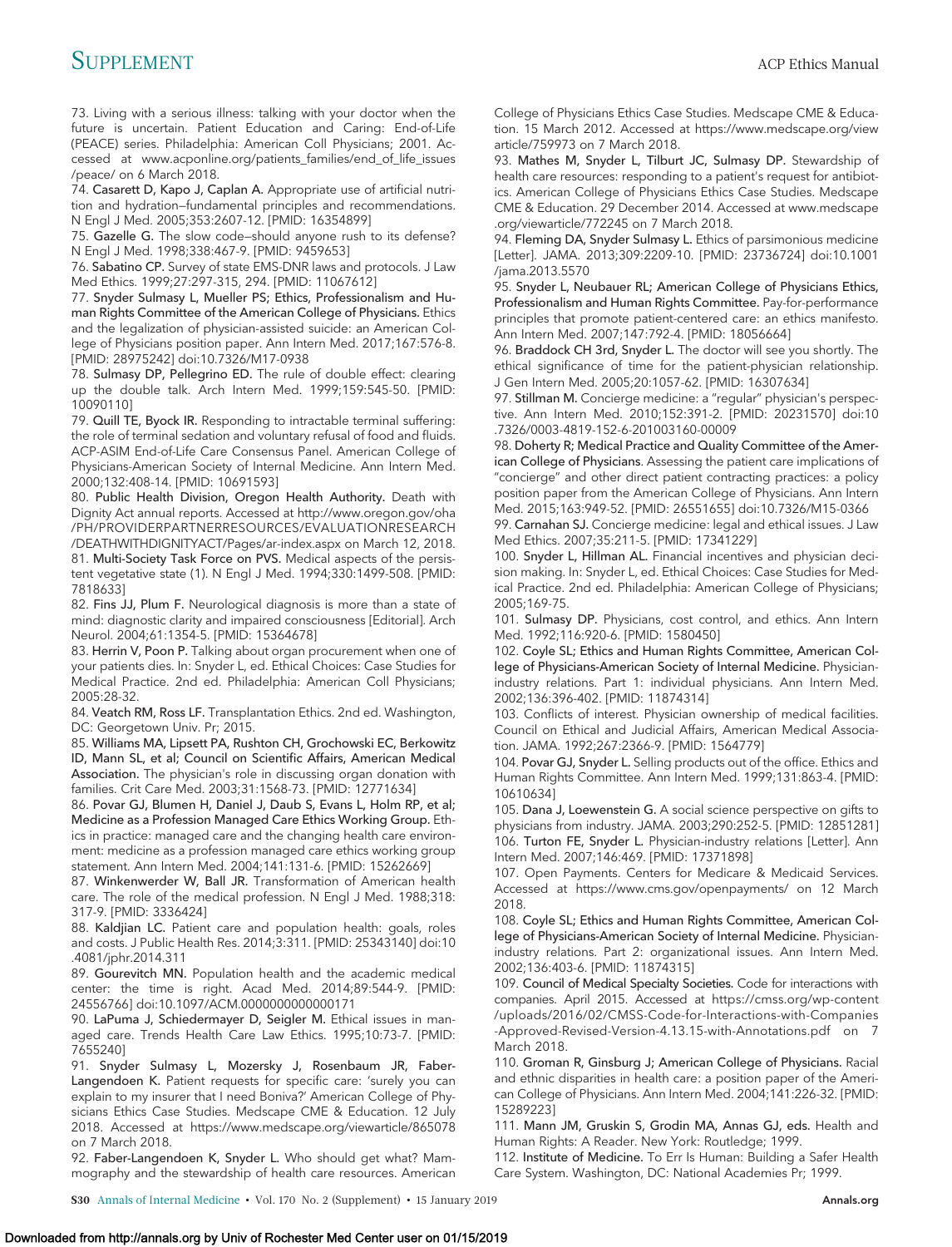73. Living with a serious illness: talking with your doctor when the future is uncertain. Patient Education and Caring: End-of-Life (PEACE) series. Philadelphia: American Coll Physicians; 2001. Accessed at www.acponline.org/patients_families/end_of_life_issues/peace/ on 6 March 2018.

74. **Casarett D, Kapo J, Caplan A.** Appropriate use of artificial nutrition and hydration—fundamental principles and recommendations. N Engl J Med. 2005;353:2607-12. [PMID: 16354899]

75. **Gazelle G.** The slow code—should anyone rush to its defense? N Engl J Med. 1998;338:467-9. [PMID: 9459653]

76. **Sabatino CP.** Survey of state EMS-DNR laws and protocols. J Law Med Ethics. 1999;27:297-315, 294. [PMID: 11067612]

77. **Snyder Sulmasy L, Mueller PS; Ethics, Professionalism and Human Rights Committee of the American College of Physicians.** Ethics and the legalization of physician-assisted suicide: an American College of Physicians position paper. Ann Intern Med. 2017;167:576-8. [PMID: 28975242] doi:10.7326/M17-0938

78. **Sulmasy DP, Pellegrino ED.** The rule of double effect: clearing up the double talk. Arch Intern Med. 1999;159:545-50. [PMID: 10090110]

79. **Quill TE, Byock IR.** Responding to intractable terminal suffering: the role of terminal sedation and voluntary refusal of food and fluids. ACP-ASIM End-of-Life Care Consensus Panel. American College of Physicians-American Society of Internal Medicine. Ann Intern Med. 2000;132:408-14. [PMID: 10691593]

80. **Public Health Division, Oregon Health Authority.** Death with Dignity Act annual reports. Accessed at http://www.oregon.gov/oha/PH/PROVIDERPARTNERRESOURCES/EVALUATIONRESEARCH/DEATHWITHDIGNITYACT/Pages/ar-index.aspx on March 12, 2018.

81. **Multi-Society Task Force on PVS.** Medical aspects of the persistent vegetative state (1). N Engl J Med. 1994;330:1499-508. [PMID: 7818633]

82. **Fins JJ, Plum F.** Neurological diagnosis is more than a state of mind: diagnostic clarity and impaired consciousness [Editorial]. Arch Neurol. 2004;61:1354-5. [PMID: 15364678]

83. **Herrin V, Poon P.** Talking about organ procurement when one of your patients dies. In: Snyder L, ed. Ethical Choices: Case Studies for Medical Practice. 2nd ed. Philadelphia: American Coll Physicians; 2005:28-32.

84. **Veatch RM, Ross LF.** Transplantation Ethics. 2nd ed. Washington, DC: Georgetown Univ. Pr; 2015.

85. **Williams MA, Lipsett PA, Rushton CH, Grochowski EC, Berkowitz ID, Mann SL, et al; Council on Scientific Affairs, American Medical Association.** The physician's role in discussing organ donation with families. Crit Care Med. 2003;31:1568-73. [PMID: 12771634]

86. **Povar GJ, Blumen H, Daniel J, Daub S, Evans L, Holm RP, et al; Medicine as a Profession Managed Care Ethics Working Group.** Ethics in practice: managed care and the changing health care environment: medicine as a profession managed care ethics working group statement. Ann Intern Med. 2004;141:131-6. [PMID: 15262669]

87. **Winkenwerder W, Ball JR.** Transformation of American health care. The role of the medical profession. N Engl J Med. 1988;318:317-9. [PMID: 3336424]

88. **Kaldjian LC.** Patient care and population health: goals, roles and costs. J Public Health Res. 2014;3:311. [PMID: 25343140] doi:10.4081/jphr.2014.311

89. **Gourevitch MN.** Population health and the academic medical center: the time is right. Acad Med. 2014;89:544-9. [PMID: 24556766] doi:10.1097/ACM.0000000000000171

90. **LaPuma J, Schiedermayer D, Seigler M.** Ethical issues in managed care. Trends Health Care Law Ethics. 1995;10:73-7. [PMID: 7655240]

91. **Snyder Sulmasy L, Mozersky J, Rosenbaum JR, Faber-Langendoen K.** Patient requests for specific care: 'surely you can explain to my insurer that I need Boniva?' American College of Physicians Ethics Case Studies. Medscape CME & Education. 12 July 2018. Accessed at https://www.medscape.org/viewarticle/865078 on 7 March 2018.

92. **Faber-Langendoen K, Snyder L.** Who should get what? Mammography and the stewardship of health care resources. American College of Physicians Ethics Case Studies. Medscape CME & Education. 15 March 2012. Accessed at https://www.medscape.org/viewarticle/759973 on 7 March 2018.

93. **Mathes M, Snyder L, Tilburt JC, Sulmasy DP.** Stewardship of health care resources: responding to a patient's request for antibiotics. American College of Physicians Ethics Case Studies. Medscape CME & Education. 29 December 2014. Accessed at www.medscape.org/viewarticle/772245 on 7 March 2018.

94. **Fleming DA, Snyder Sulmasy L.** Ethics of parsimonious medicine [Letter]. JAMA. 2013;309:2209-10. [PMID: 23736724] doi:10.1001/jama.2013.5570

95. **Snyder L, Neubauer RL; American College of Physicians Ethics, Professionalism and Human Rights Committee.** Pay-for-performance principles that promote patient-centered care: an ethics manifesto. Ann Intern Med. 2007;147:792-4. [PMID: 18056664]

96. **Braddock CH 3rd, Snyder L.** The doctor will see you shortly. The ethical significance of time for the patient-physician relationship. J Gen Intern Med. 2005;20:1057-62. [PMID: 16307634]

97. **Stillman M.** Concierge medicine: a "regular" physician's perspective. Ann Intern Med. 2010;152:391-2. [PMID: 20231570] doi:10.7326/0003-4819-152-6-201003160-00009

98. **Doherty R; Medical Practice and Quality Committee of the American College of Physicians.** Assessing the patient care implications of "concierge" and other direct patient contracting practices: a policy position paper from the American College of Physicians. Ann Intern Med. 2015;163:949-52. [PMID: 26551655] doi:10.7326/M15-0366

99. **Carnahan SJ.** Concierge medicine: legal and ethical issues. J Law Med Ethics. 2007;35:211-5. [PMID: 17341229]

100. **Snyder L, Hillman AL.** Financial incentives and physician decision making. In: Snyder L, ed. Ethical Choices: Case Studies for Medical Practice. 2nd ed. Philadelphia: American College of Physicians; 2005;169-75.

101. **Sulmasy DP.** Physicians, cost control, and ethics. Ann Intern Med. 1992;116:920-6. [PMID: 1580450]

102. **Coyle SL; Ethics and Human Rights Committee, American College of Physicians-American Society of Internal Medicine.** Physician-industry relations. Part 1: individual physicians. Ann Intern Med. 2002;136:396-402. [PMID: 11874314]

103. Conflicts of interest. Physician ownership of medical facilities. Council on Ethical and Judicial Affairs, American Medical Association. JAMA. 1992;267:2366-9. [PMID: 1564779]

104. **Povar GJ, Snyder L.** Selling products out of the office. Ethics and Human Rights Committee. Ann Intern Med. 1999;131:863-4. [PMID: 10610634]

105. **Dana J, Loewenstein G.** A social science perspective on gifts to physicians from industry. JAMA. 2003;290:252-5. [PMID: 12851281]

106. **Turton FE, Snyder L.** Physician-industry relations [Letter]. Ann Intern Med. 2007;146:469. [PMID: 17371898]

107. Open Payments. Centers for Medicare & Medicaid Services. Accessed at https://www.cms.gov/openpayments/ on 12 March 2018.

108. **Coyle SL; Ethics and Human Rights Committee, American College of Physicians-American Society of Internal Medicine.** Physician-industry relations. Part 2: organizational issues. Ann Intern Med. 2002;136:403-6. [PMID: 11874315]

109. **Council of Medical Specialty Societies.** Code for interactions with companies. April 2015. Accessed at https://cmss.org/wp-content/uploads/2016/02/CMSS-Code-for-Interactions-with-Companies-Approved-Revised-Version-4.13.15-with-Annotations.pdf on 7 March 2018.

110. **Groman R, Ginsburg J; American College of Physicians.** Racial and ethnic disparities in health care: a position paper of the American College of Physicians. Ann Intern Med. 2004;141:226-32. [PMID: 15289223]

111. **Mann JM, Gruskin S, Grodin MA, Annas GJ, eds.** Health and Human Rights: A Reader. New York: Routledge; 1999.

112. **Institute of Medicine.** To Err Is Human: Building a Safer Health Care System. Washington, DC: National Academies Pr; 1999.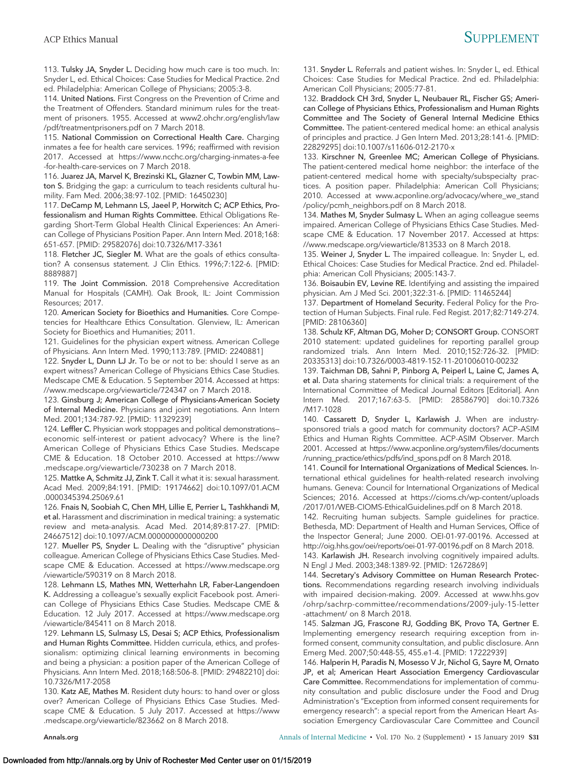113. **Tulsky JA, Snyder L.** Deciding how much care is too much. In: Snyder L, ed. Ethical Choices: Case Studies for Medical Practice. 2nd ed. Philadelphia: American College of Physicians; 2005:3-8.

114. **United Nations.** First Congress on the Prevention of Crime and the Treatment of Offenders. Standard minimum rules for the treatment of prisoners. 1955. Accessed at www2.ohchr.org/english/law/pdf/treatmentprisoners.pdf on 7 March 2018.

115. **National Commission on Correctional Health Care.** Charging inmates a fee for health care services. 1996; reaffirmed with revision 2017. Accessed at https://www.ncchc.org/charging-inmates-a-fee-for-health-care-services on 7 March 2018.

116. **Juarez JA, Marvel K, Brezinski KL, Glazner C, Towbin MM, Lawton S.** Bridging the gap: a curriculum to teach residents cultural humility. Fam Med. 2006;38:97-102. [PMID: 16450230]

117. **DeCamp M, Lehmann LS, Jaeel P, Horwitch C; ACP Ethics, Professionalism and Human Rights Committee.** Ethical Obligations Regarding Short-Term Global Health Clinical Experiences: An American College of Physicians Position Paper. Ann Intern Med. 2018;168:651-657. [PMID: 29582076] doi:10.7326/M17-3361

118. **Fletcher JC, Siegler M.** What are the goals of ethics consultation? A consensus statement. J Clin Ethics. 1996;7:122-6. [PMID: 8889887]

119. **The Joint Commission.** 2018 Comprehensive Accreditation Manual for Hospitals (CAMH). Oak Brook, IL: Joint Commission Resources; 2017.

120. **American Society for Bioethics and Humanities.** Core Competencies for Healthcare Ethics Consultation. Glenview, IL: American Society for Bioethics and Humanities; 2011.

121. Guidelines for the physician expert witness. American College of Physicians. Ann Intern Med. 1990;113:789. [PMID: 2240881]

122. **Snyder L, Dunn LJ Jr.** To be or not to be: should I serve as an expert witness? American College of Physicians Ethics Case Studies. Medscape CME & Education. 5 September 2014. Accessed at https://www.medscape.org/viewarticle/724347 on 7 March 2018.

123. **Ginsburg J; American College of Physicians-American Society of Internal Medicine.** Physicians and joint negotiations. Ann Intern Med. 2001;134:787-92. [PMID: 11329239]

124. **Leffler C.** Physician work stoppages and political demonstrations—economic self-interest or patient advocacy? Where is the line? American College of Physicians Ethics Case Studies. Medscape CME & Education. 18 October 2010. Accessed at https://www.medscape.org/viewarticle/730238 on 7 March 2018.

125. **Mattke A, Schmitz JJ, Zink T.** Call it what it is: sexual harassment. Acad Med. 2009;84:191. [PMID: 19174662] doi:10.1097/01.ACM.0000345394.25069.61

126. **Fnais N, Soobiah C, Chen MH, Lillie E, Perrier L, Tashkhandi M, et al.** Harassment and discrimination in medical training: a systematic review and meta-analysis. Acad Med. 2014;89:817-27. [PMID: 24667512] doi:10.1097/ACM.0000000000000200

127. **Mueller PS, Snyder L.** Dealing with the "disruptive" physician colleague. American College of Physicians Ethics Case Studies. Medscape CME & Education. Accessed at https://www.medscape.org/viewarticle/590319 on 8 March 2018.

128. **Lehmann LS, Mathes MN, Wetterhahn LR, Faber-Langendoen K.** Addressing a colleague's sexually explicit Facebook post. American College of Physicians Ethics Case Studies. Medscape CME & Education. 12 July 2017. Accessed at https://www.medscape.org/viewarticle/845411 on 8 March 2018.

129. **Lehmann LS, Sulmasy LS, Desai S; ACP Ethics, Professionalism and Human Rights Committee.** Hidden curricula, ethics, and professionalism: optimizing clinical learning environments in becoming and being a physician: a position paper of the American College of Physicians. Ann Intern Med. 2018;168:506-8. [PMID: 29482210] doi:10.7326/M17-2058

130. **Katz AE, Mathes M.** Resident duty hours: to hand over or gloss over? American College of Physicians Ethics Case Studies. Medscape CME & Education. 5 July 2017. Accessed at https://www.medscape.org/viewarticle/823662 on 8 March 2018.

131. **Snyder L.** Referrals and patient wishes. In: Snyder L, ed. Ethical Choices: Case Studies for Medical Practice. 2nd ed. Philadelphia: American Coll Physicians; 2005:77-81.

132. **Braddock CH 3rd, Snyder L, Neubauer RL, Fischer GS; American College of Physicians Ethics, Professionalism and Human Rights Committee and The Society of General Internal Medicine Ethics Committee.** The patient-centered medical home: an ethical analysis of principles and practice. J Gen Intern Med. 2013;28:141-6. [PMID: 22829295] doi:10.1007/s11606-012-2170-x

133. **Kirschner N, Greenlee MC; American College of Physicians.** The patient-centered medical home neighbor: the interface of the patient-centered medical home with specialty/subspecialty practices. A position paper. Philadelphia: American Coll Physicians; 2010. Accessed at www.acponline.org/advocacy/where_we_stand/policy/pcmh_neighbors.pdf on 8 March 2018.

134. **Mathes M, Snyder Sulmasy L.** When an aging colleague seems impaired. American College of Physicians Ethics Case Studies. Medscape CME & Education. 17 November 2017. Accessed at https://www.medscape.org/viewarticle/813533 on 8 March 2018.

135. **Weiner J, Snyder L.** The impaired colleague. In: Snyder L, ed. Ethical Choices: Case Studies for Medical Practice. 2nd ed. Philadelphia: American Coll Physicians; 2005:143-7.

136. **Boisaubin EV, Levine RE.** Identifying and assisting the impaired physician. Am J Med Sci. 2001;322:31-6. [PMID: 11465244]

137. **Department of Homeland Security.** Federal Policy for the Protection of Human Subjects. Final rule. Fed Regist. 2017;82:7149-274. [PMID: 28106360]

138. **Schulz KF, Altman DG, Moher D; CONSORT Group.** CONSORT 2010 statement: updated guidelines for reporting parallel group randomized trials. Ann Intern Med. 2010;152:726-32. [PMID: 20335313] doi:10.7326/0003-4819-152-11-201006010-00232

139. **Taichman DB, Sahni P, Pinborg A, Peiperl L, Laine C, James A, et al.** Data sharing statements for clinical trials: a requirement of the International Committee of Medical Journal Editors [Editorial]. Ann Intern Med. 2017;167:63-5. [PMID: 28586790] doi:10.7326/M17-1028

140. **Cassarett D, Snyder L, Karlawish J.** When are industry-sponsored trials a good match for community doctors? ACP–ASIM Ethics and Human Rights Committee. ACP-ASIM Observer. March 2001. Accessed at https://www.acponline.org/system/files/documents/running_practice/ethics/pdfs/ind_spons.pdf on 8 March 2018.

141. **Council for International Organizations of Medical Sciences.** International ethical guidelines for health-related research involving humans. Geneva: Council for International Organizations of Medical Sciences; 2016. Accessed at https://cioms.ch/wp-content/uploads/2017/01/WEB-CIOMS-EthicalGuidelines.pdf on 8 March 2018.

142. Recruiting human subjects. Sample guidelines for practice. Bethesda, MD: Department of Health and Human Services, Office of the Inspector General; June 2000. OEI-01-97-00196. Accessed at http://oig.hhs.gov/oei/reports/oei-01-97-00196.pdf on 8 March 2018.

143. **Karlawish JH.** Research involving cognitively impaired adults. N Engl J Med. 2003;348:1389-92. [PMID: 12672869]

144. **Secretary's Advisory Committee on Human Research Protections.** Recommendations regarding research involving individuals with impaired decision-making. 2009. Accessed at www.hhs.gov/ohrp/sachrp-committee/recommendations/2009-july-15-letter-attachment/ on 8 March 2018.

145. **Salzman JG, Frascone RJ, Godding BK, Provo TA, Gertner E.** Implementing emergency research requiring exception from informed consent, community consultation, and public disclosure. Ann Emerg Med. 2007;50:448-55, 455.e1-4. [PMID: 17222939]

146. **Halperin H, Paradis N, Mosesso V Jr, Nichol G, Sayre M, Ornato JP, et al; American Heart Association Emergency Cardiovascular Care Committee.** Recommendations for implementation of community consultation and public disclosure under the Food and Drug Administration's "Exception from informed consent requirements for emergency research": a special report from the American Heart Association Emergency Cardiovascular Care Committee and Council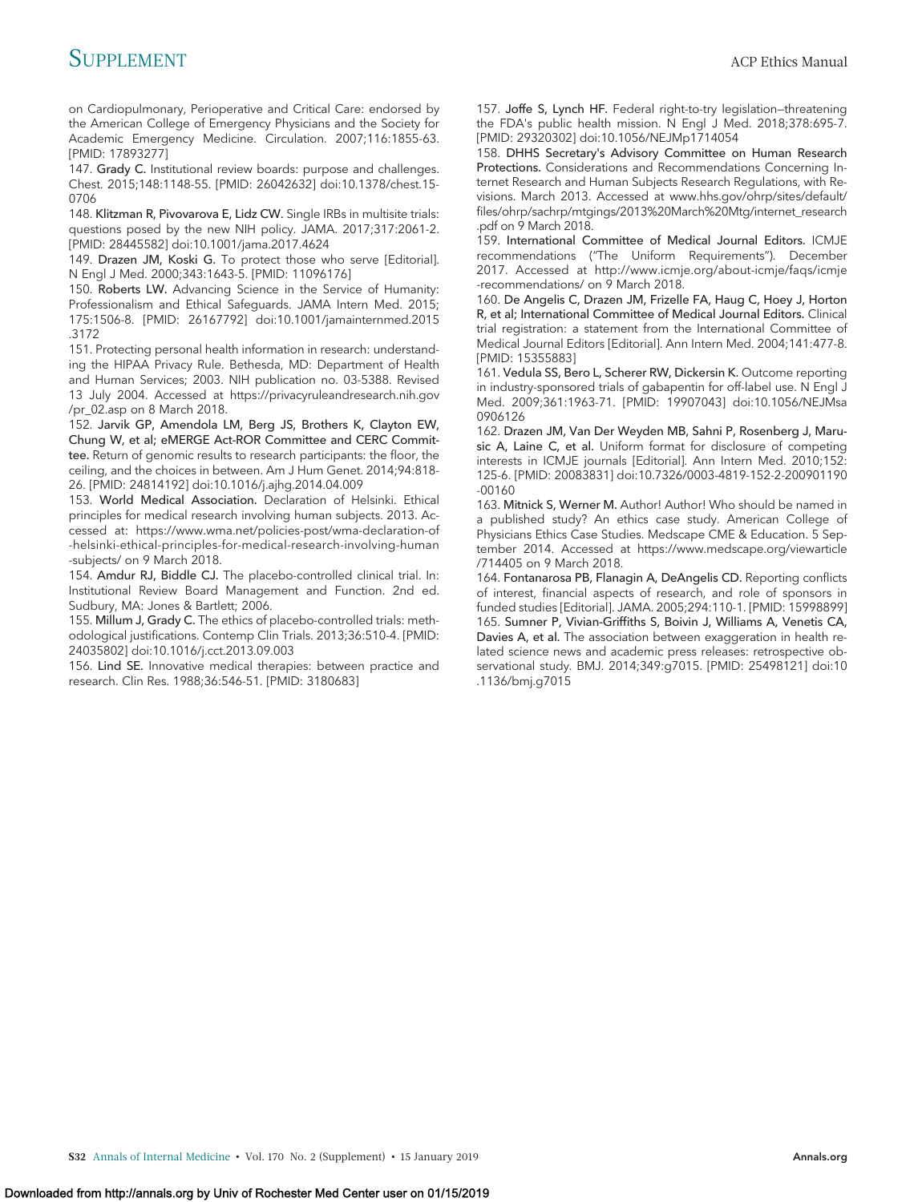on Cardiopulmonary, Perioperative and Critical Care: endorsed by the American College of Emergency Physicians and the Society for Academic Emergency Medicine. Circulation. 2007;116:1855-63. [PMID: 17893277]

147. **Grady C.** Institutional review boards: purpose and challenges. Chest. 2015;148:1148-55. [PMID: 26042632] doi:10.1378/chest.15-0706

148. **Klitzman R, Pivovarova E, Lidz CW.** Single IRBs in multisite trials: questions posed by the new NIH policy. JAMA. 2017;317:2061-2. [PMID: 28445582] doi:10.1001/jama.2017.4624

149. **Drazen JM, Koski G.** To protect those who serve [Editorial]. N Engl J Med. 2000;343:1643-5. [PMID: 11096176]

150. **Roberts LW.** Advancing Science in the Service of Humanity: Professionalism and Ethical Safeguards. JAMA Intern Med. 2015; 175:1506-8. [PMID: 26167792] doi:10.1001/jamainternmed.2015.3172

151. Protecting personal health information in research: understanding the HIPAA Privacy Rule. Bethesda, MD: Department of Health and Human Services; 2003. NIH publication no. 03-5388. Revised 13 July 2004. Accessed at https://privacyruleandresearch.nih.gov/pr_02.asp on 8 March 2018.

152. **Jarvik GP, Amendola LM, Berg JS, Brothers K, Clayton EW, Chung W, et al; eMERGE Act-ROR Committee and CERC Committee.** Return of genomic results to research participants: the floor, the ceiling, and the choices in between. Am J Hum Genet. 2014;94:818-26. [PMID: 24814192] doi:10.1016/j.ajhg.2014.04.009

153. **World Medical Association.** Declaration of Helsinki. Ethical principles for medical research involving human subjects. 2013. Accessed at: https://www.wma.net/policies-post/wma-declaration-of-helsinki-ethical-principles-for-medical-research-involving-human-subjects/ on 9 March 2018.

154. **Amdur RJ, Biddle CJ.** The placebo-controlled clinical trial. In: Institutional Review Board Management and Function. 2nd ed. Sudbury, MA: Jones & Bartlett; 2006.

155. **Millum J, Grady C.** The ethics of placebo-controlled trials: methodological justifications. Contemp Clin Trials. 2013;36:510-4. [PMID: 24035802] doi:10.1016/j.cct.2013.09.003

156. **Lind SE.** Innovative medical therapies: between practice and research. Clin Res. 1988;36:546-51. [PMID: 3180683]

157. **Joffe S, Lynch HF.** Federal right-to-try legislation—threatening the FDA's public health mission. N Engl J Med. 2018;378:695-7. [PMID: 29320302] doi:10.1056/NEJMp1714054

158. **DHHS Secretary's Advisory Committee on Human Research Protections.** Considerations and Recommendations Concerning Internet Research and Human Subjects Research Regulations, with Revisions. March 2013. Accessed at www.hhs.gov/ohrp/sites/default/files/ohrp/sachrp/mtgings/2013%20March%20Mtg/internet_research.pdf on 9 March 2018.

159. **International Committee of Medical Journal Editors.** ICMJE recommendations ("The Uniform Requirements"). December 2017. Accessed at http://www.icmje.org/about-icmje/faqs/icmje-recommendations/ on 9 March 2018.

160. **De Angelis C, Drazen JM, Frizelle FA, Haug C, Hoey J, Horton R, et al; International Committee of Medical Journal Editors.** Clinical trial registration: a statement from the International Committee of Medical Journal Editors [Editorial]. Ann Intern Med. 2004;141:477-8. [PMID: 15355883]

161. **Vedula SS, Bero L, Scherer RW, Dickersin K.** Outcome reporting in industry-sponsored trials of gabapentin for off-label use. N Engl J Med. 2009;361:1963-71. [PMID: 19907043] doi:10.1056/NEJMsa0906126

162. **Drazen JM, Van Der Weyden MB, Sahni P, Rosenberg J, Marusic A, Laine C, et al.** Uniform format for disclosure of competing interests in ICMJE journals [Editorial]. Ann Intern Med. 2010;152: 125-6. [PMID: 20083831] doi:10.7326/0003-4819-152-2-201001190-00160

163. **Mitnick S, Werner M.** Author! Author! Who should be named in a published study? An ethics case study. American College of Physicians Ethics Case Studies. Medscape CME & Education. 5 September 2014. Accessed at https://www.medscape.org/viewarticle/714405 on 9 March 2018.

164. **Fontanarosa PB, Flanagin A, DeAngelis CD.** Reporting conflicts of interest, financial aspects of research, and role of sponsors in funded studies [Editorial]. JAMA. 2005;294:110-1. [PMID: 15998899]

165. **Sumner P, Vivian-Griffiths S, Boivin J, Williams A, Venetis CA, Davies A, et al.** The association between exaggeration in health related science news and academic press releases: retrospective observational study. BMJ. 2014;349:g7015. [PMID: 25498121] doi:10.1136/bmj.g7015